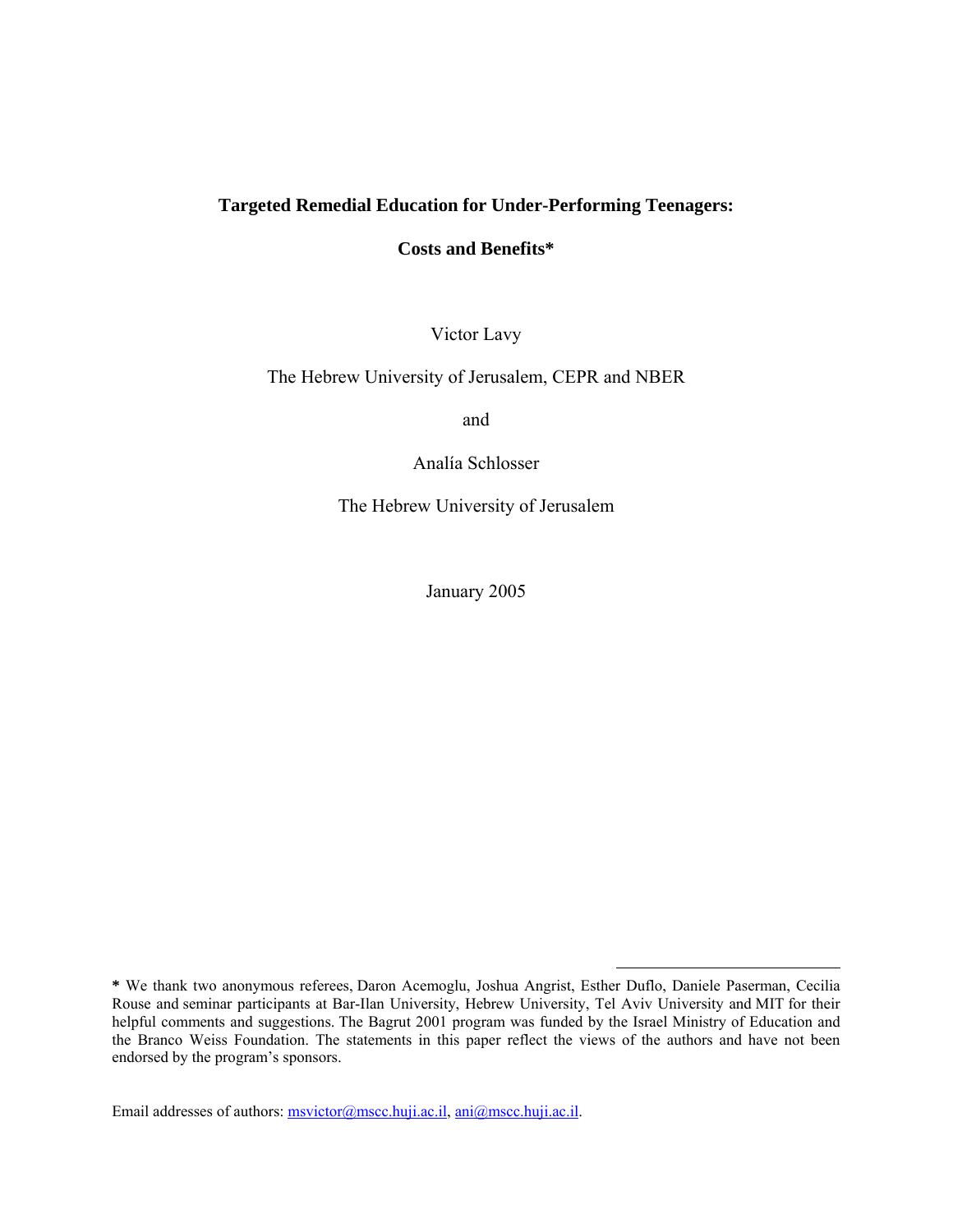# Targeted Remedial Education for Under-Performing Teenagers:

# Costs and Benefits*

Victor Lavy

The Hebrew University of Jerusalem, CEPR and NBER

and

Analía Schlosser

The Hebrew University of Jerusalem

January 2005

---

* We thank two anonymous referees, Daron Acemoglu, Joshua Angrist, Esther Duflo, Daniele Paserman, Cecilia Rouse and seminar participants at Bar-Ilan University, Hebrew University, Tel Aviv University and MIT for their helpful comments and suggestions. The Bagrut 2001 program was funded by the Israel Ministry of Education and the Branco Weiss Foundation. The statements in this paper reflect the views of the authors and have not been endorsed by the program's sponsors.

Email addresses of authors: msvictor@mscc.huji.ac.il, ani@mscc.huji.ac.il.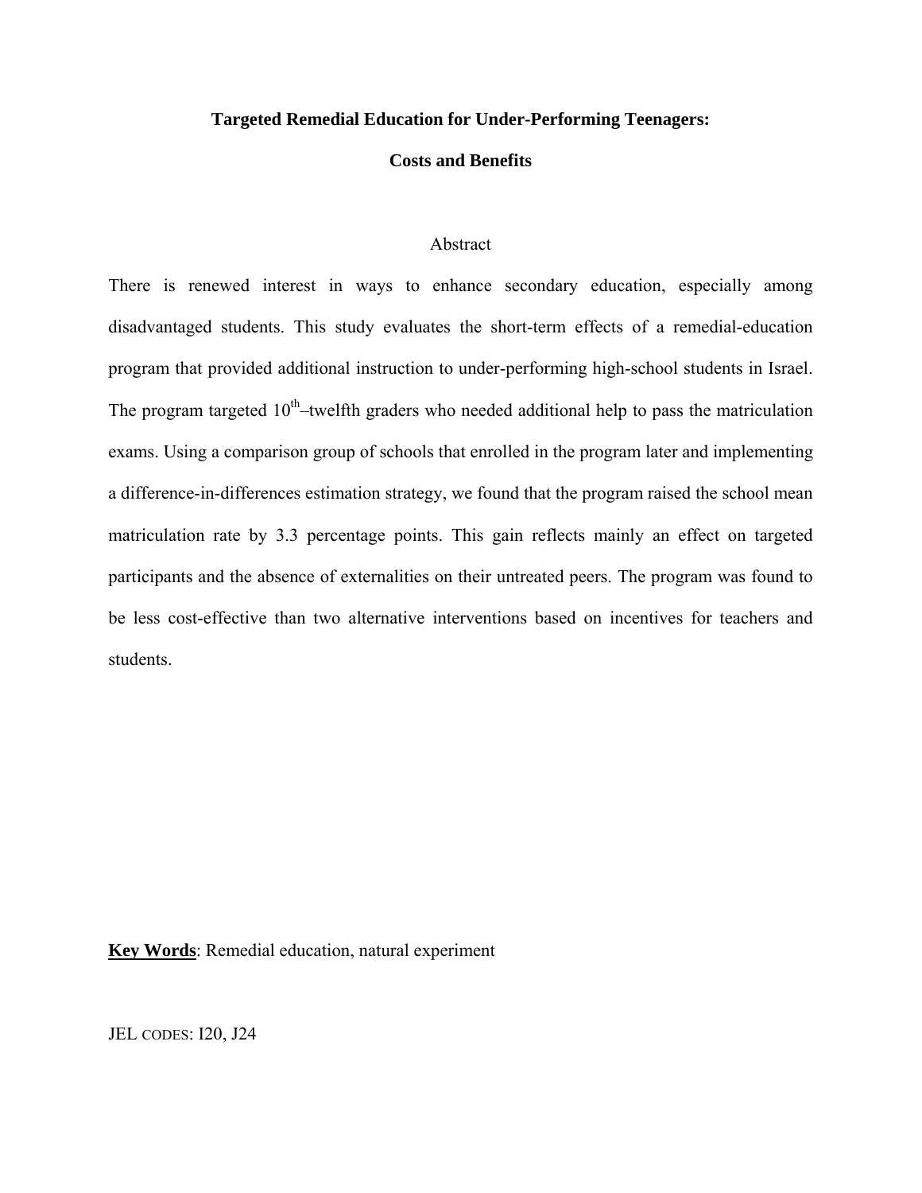# Targeted Remedial Education for Under-Performing Teenagers:

# Costs and Benefits

## Abstract

There is renewed interest in ways to enhance secondary education, especially among disadvantaged students. This study evaluates the short-term effects of a remedial-education program that provided additional instruction to under-performing high-school students in Israel. The program targeted $10^{th}$–twelfth graders who needed additional help to pass the matriculation exams. Using a comparison group of schools that enrolled in the program later and implementing a difference-in-differences estimation strategy, we found that the program raised the school mean matriculation rate by 3.3 percentage points. This gain reflects mainly an effect on targeted participants and the absence of externalities on their untreated peers. The program was found to be less cost-effective than two alternative interventions based on incentives for teachers and students.

**Key Words**: Remedial education, natural experiment

JEL CODES: I20, J24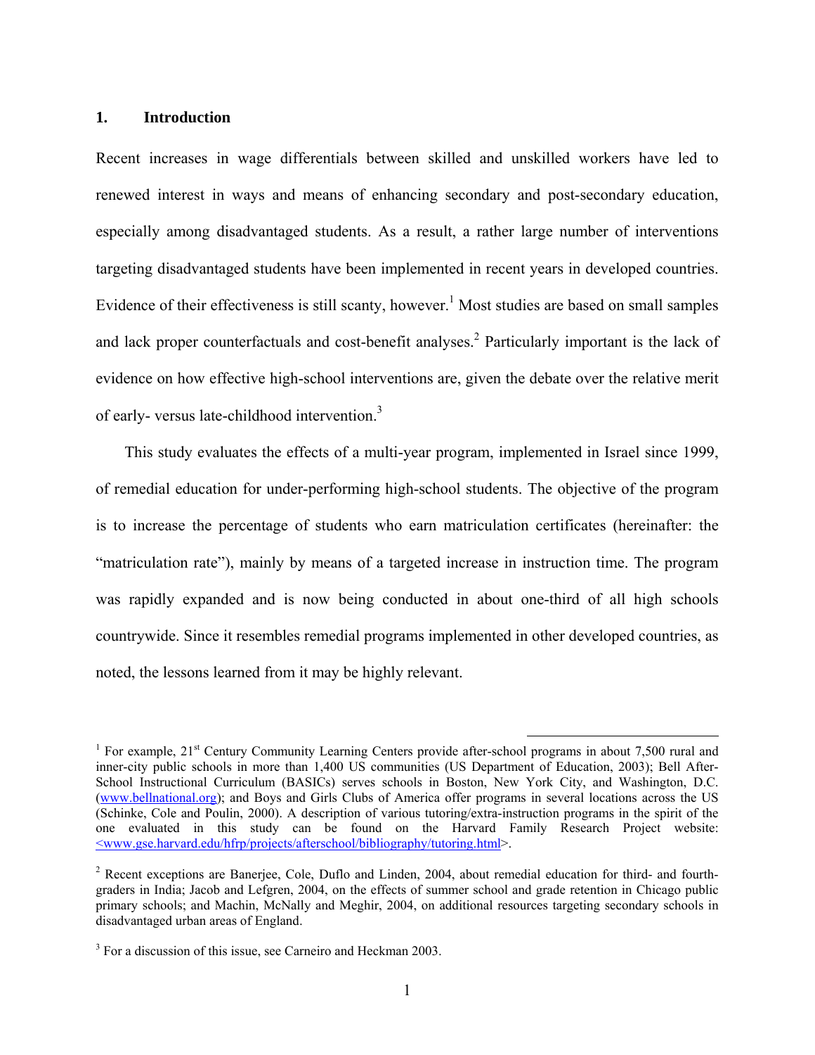## 1. Introduction

Recent increases in wage differentials between skilled and unskilled workers have led to renewed interest in ways and means of enhancing secondary and post-secondary education, especially among disadvantaged students. As a result, a rather large number of interventions targeting disadvantaged students have been implemented in recent years in developed countries. Evidence of their effectiveness is still scanty, however.[1] Most studies are based on small samples and lack proper counterfactuals and cost-benefit analyses.[2] Particularly important is the lack of evidence on how effective high-school interventions are, given the debate over the relative merit of early- versus late-childhood intervention.[3]

This study evaluates the effects of a multi-year program, implemented in Israel since 1999, of remedial education for under-performing high-school students. The objective of the program is to increase the percentage of students who earn matriculation certificates (hereinafter: the "matriculation rate"), mainly by means of a targeted increase in instruction time. The program was rapidly expanded and is now being conducted in about one-third of all high schools countrywide. Since it resembles remedial programs implemented in other developed countries, as noted, the lessons learned from it may be highly relevant.

---

[1] For example, 21st Century Community Learning Centers provide after-school programs in about 7,500 rural and inner-city public schools in more than 1,400 US communities (US Department of Education, 2003); Bell After-School Instructional Curriculum (BASICs) serves schools in Boston, New York City, and Washington, D.C. (www.bellnational.org); and Boys and Girls Clubs of America offer programs in several locations across the US (Schinke, Cole and Poulin, 2000). A description of various tutoring/extra-instruction programs in the spirit of the one evaluated in this study can be found on the Harvard Family Research Project website: <www.gse.harvard.edu/hfrp/projects/afterschool/bibliography/tutoring.html>.

[2] Recent exceptions are Banerjee, Cole, Duflo and Linden, 2004, about remedial education for third- and fourth-graders in India; Jacob and Lefgren, 2004, on the effects of summer school and grade retention in Chicago public primary schools; and Machin, McNally and Meghir, 2004, on additional resources targeting secondary schools in disadvantaged urban areas of England.

[3] For a discussion of this issue, see Carneiro and Heckman 2003.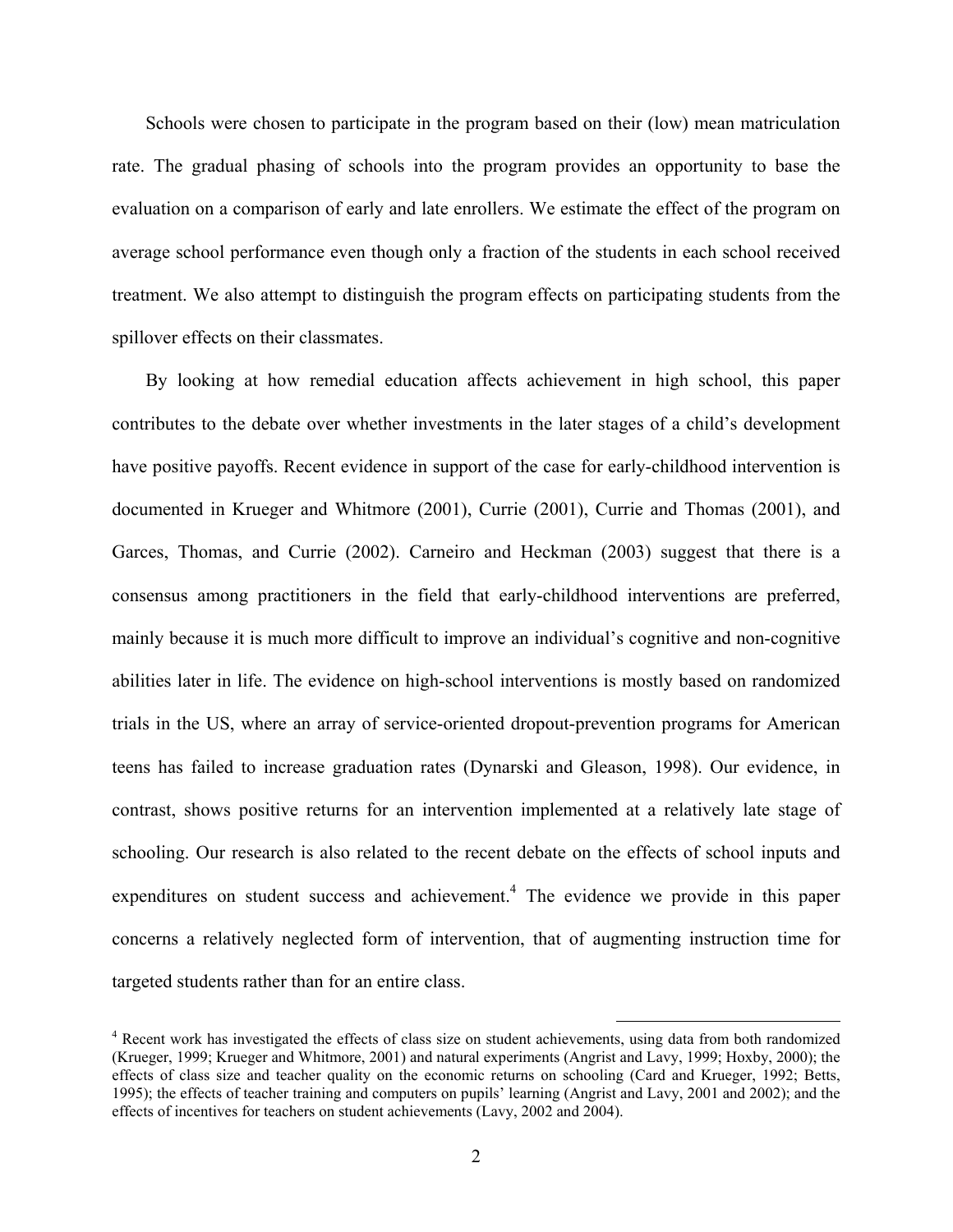Schools were chosen to participate in the program based on their (low) mean matriculation rate. The gradual phasing of schools into the program provides an opportunity to base the evaluation on a comparison of early and late enrollers. We estimate the effect of the program on average school performance even though only a fraction of the students in each school received treatment. We also attempt to distinguish the program effects on participating students from the spillover effects on their classmates.

By looking at how remedial education affects achievement in high school, this paper contributes to the debate over whether investments in the later stages of a child's development have positive payoffs. Recent evidence in support of the case for early-childhood intervention is documented in Krueger and Whitmore (2001), Currie (2001), Currie and Thomas (2001), and Garces, Thomas, and Currie (2002). Carneiro and Heckman (2003) suggest that there is a consensus among practitioners in the field that early-childhood interventions are preferred, mainly because it is much more difficult to improve an individual's cognitive and non-cognitive abilities later in life. The evidence on high-school interventions is mostly based on randomized trials in the US, where an array of service-oriented dropout-prevention programs for American teens has failed to increase graduation rates (Dynarski and Gleason, 1998). Our evidence, in contrast, shows positive returns for an intervention implemented at a relatively late stage of schooling. Our research is also related to the recent debate on the effects of school inputs and expenditures on student success and achievement.[4] The evidence we provide in this paper concerns a relatively neglected form of intervention, that of augmenting instruction time for targeted students rather than for an entire class.

[4] Recent work has investigated the effects of class size on student achievements, using data from both randomized (Krueger, 1999; Krueger and Whitmore, 2001) and natural experiments (Angrist and Lavy, 1999; Hoxby, 2000); the effects of class size and teacher quality on the economic returns on schooling (Card and Krueger, 1992; Betts, 1995); the effects of teacher training and computers on pupils' learning (Angrist and Lavy, 2001 and 2002); and the effects of incentives for teachers on student achievements (Lavy, 2002 and 2004).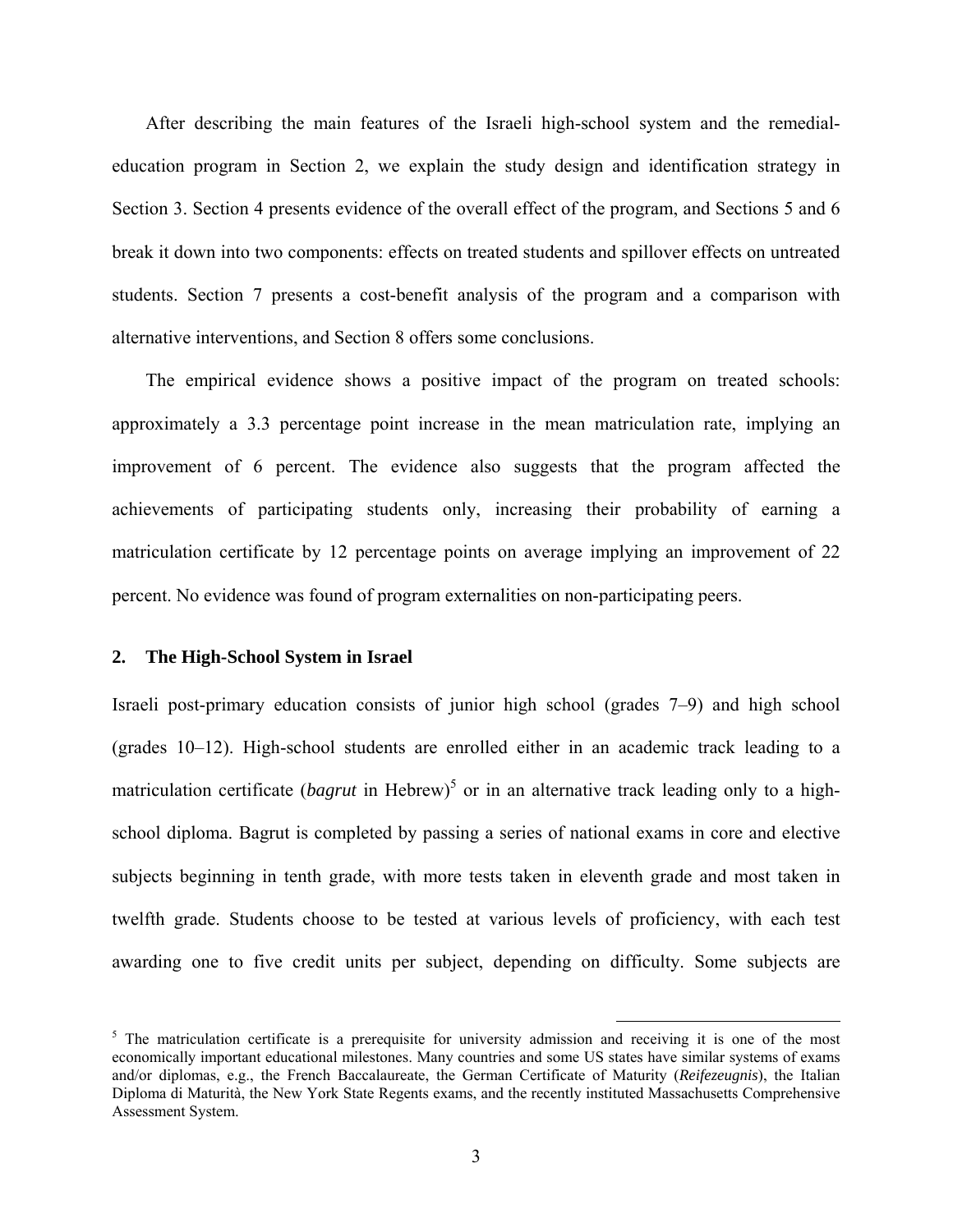After describing the main features of the Israeli high-school system and the remedial-education program in Section 2, we explain the study design and identification strategy in Section 3. Section 4 presents evidence of the overall effect of the program, and Sections 5 and 6 break it down into two components: effects on treated students and spillover effects on untreated students. Section 7 presents a cost-benefit analysis of the program and a comparison with alternative interventions, and Section 8 offers some conclusions.

The empirical evidence shows a positive impact of the program on treated schools: approximately a 3.3 percentage point increase in the mean matriculation rate, implying an improvement of 6 percent. The evidence also suggests that the program affected the achievements of participating students only, increasing their probability of earning a matriculation certificate by 12 percentage points on average implying an improvement of 22 percent. No evidence was found of program externalities on non-participating peers.

## 2. The High-School System in Israel

Israeli post-primary education consists of junior high school (grades 7–9) and high school (grades 10–12). High-school students are enrolled either in an academic track leading to a matriculation certificate (*bagrut* in Hebrew)[5] or in an alternative track leading only to a high-school diploma. Bagrut is completed by passing a series of national exams in core and elective subjects beginning in tenth grade, with more tests taken in eleventh grade and most taken in twelfth grade. Students choose to be tested at various levels of proficiency, with each test awarding one to five credit units per subject, depending on difficulty. Some subjects are

---

[5] The matriculation certificate is a prerequisite for university admission and receiving it is one of the most economically important educational milestones. Many countries and some US states have similar systems of exams and/or diplomas, e.g., the French Baccalaureate, the German Certificate of Maturity (*Reifezeugnis*), the Italian Diploma di Maturità, the New York State Regents exams, and the recently instituted Massachusetts Comprehensive Assessment System.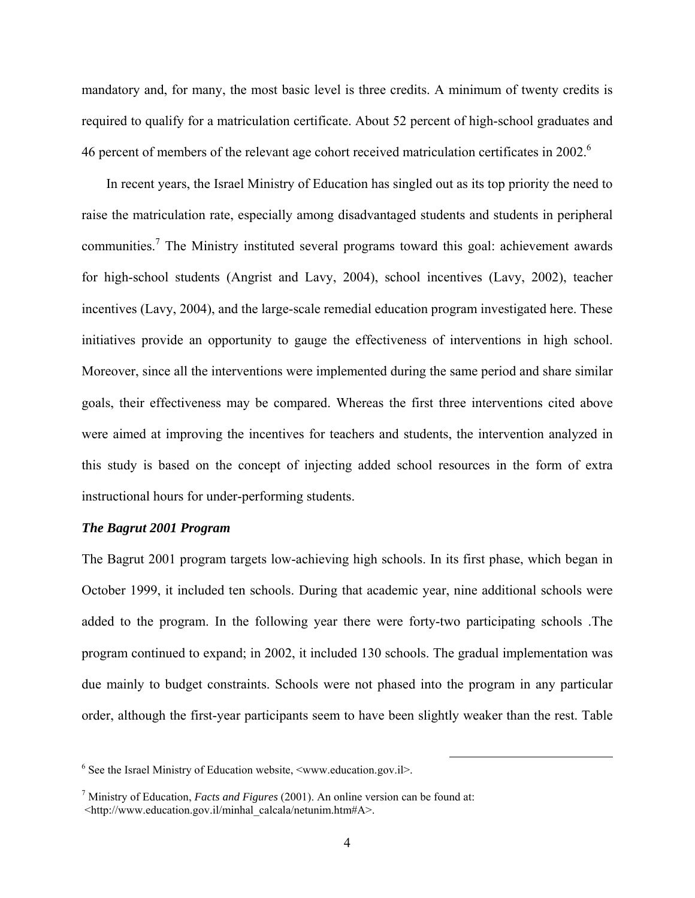mandatory and, for many, the most basic level is three credits. A minimum of twenty credits is required to qualify for a matriculation certificate. About 52 percent of high-school graduates and 46 percent of members of the relevant age cohort received matriculation certificates in 2002.[6]

In recent years, the Israel Ministry of Education has singled out as its top priority the need to raise the matriculation rate, especially among disadvantaged students and students in peripheral communities.[7] The Ministry instituted several programs toward this goal: achievement awards for high-school students (Angrist and Lavy, 2004), school incentives (Lavy, 2002), teacher incentives (Lavy, 2004), and the large-scale remedial education program investigated here. These initiatives provide an opportunity to gauge the effectiveness of interventions in high school. Moreover, since all the interventions were implemented during the same period and share similar goals, their effectiveness may be compared. Whereas the first three interventions cited above were aimed at improving the incentives for teachers and students, the intervention analyzed in this study is based on the concept of injecting added school resources in the form of extra instructional hours for under-performing students.

***The Bagrut 2001 Program***

The Bagrut 2001 program targets low-achieving high schools. In its first phase, which began in October 1999, it included ten schools. During that academic year, nine additional schools were added to the program. In the following year there were forty-two participating schools .The program continued to expand; in 2002, it included 130 schools. The gradual implementation was due mainly to budget constraints. Schools were not phased into the program in any particular order, although the first-year participants seem to have been slightly weaker than the rest. Table

---

[6] See the Israel Ministry of Education website, <www.education.gov.il>.

[7] Ministry of Education, *Facts and Figures* (2001). An online version can be found at: <http://www.education.gov.il/minhal_calcala/netunim.htm#A>.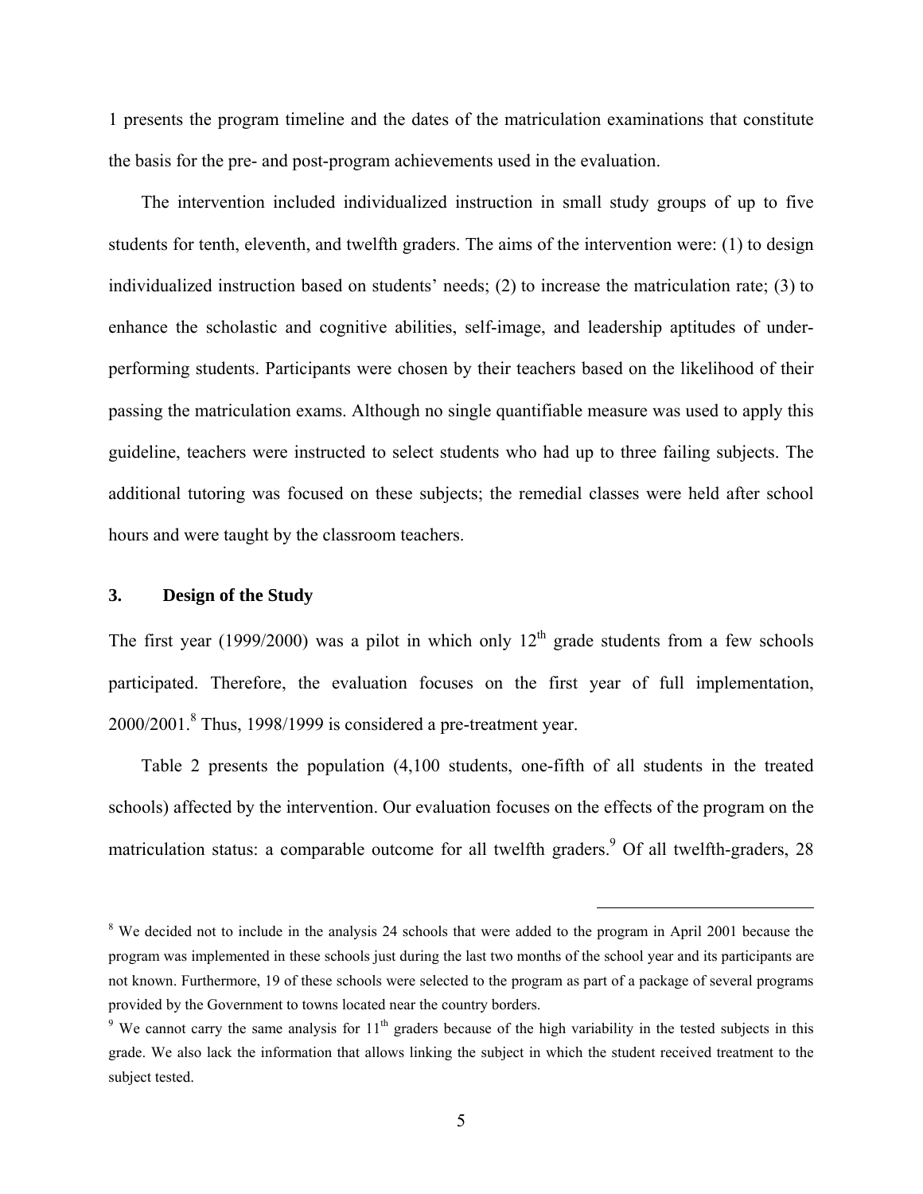1 presents the program timeline and the dates of the matriculation examinations that constitute the basis for the pre- and post-program achievements used in the evaluation.

The intervention included individualized instruction in small study groups of up to five students for tenth, eleventh, and twelfth graders. The aims of the intervention were: (1) to design individualized instruction based on students' needs; (2) to increase the matriculation rate; (3) to enhance the scholastic and cognitive abilities, self-image, and leadership aptitudes of under-performing students. Participants were chosen by their teachers based on the likelihood of their passing the matriculation exams. Although no single quantifiable measure was used to apply this guideline, teachers were instructed to select students who had up to three failing subjects. The additional tutoring was focused on these subjects; the remedial classes were held after school hours and were taught by the classroom teachers.

## 3. Design of the Study

The first year (1999/2000) was a pilot in which only 12th grade students from a few schools participated. Therefore, the evaluation focuses on the first year of full implementation, 2000/2001.[8] Thus, 1998/1999 is considered a pre-treatment year.

Table 2 presents the population (4,100 students, one-fifth of all students in the treated schools) affected by the intervention. Our evaluation focuses on the effects of the program on the matriculation status: a comparable outcome for all twelfth graders.[9] Of all twelfth-graders, 28

[8] We decided not to include in the analysis 24 schools that were added to the program in April 2001 because the program was implemented in these schools just during the last two months of the school year and its participants are not known. Furthermore, 19 of these schools were selected to the program as part of a package of several programs provided by the Government to towns located near the country borders.

[9] We cannot carry the same analysis for 11th graders because of the high variability in the tested subjects in this grade. We also lack the information that allows linking the subject in which the student received treatment to the subject tested.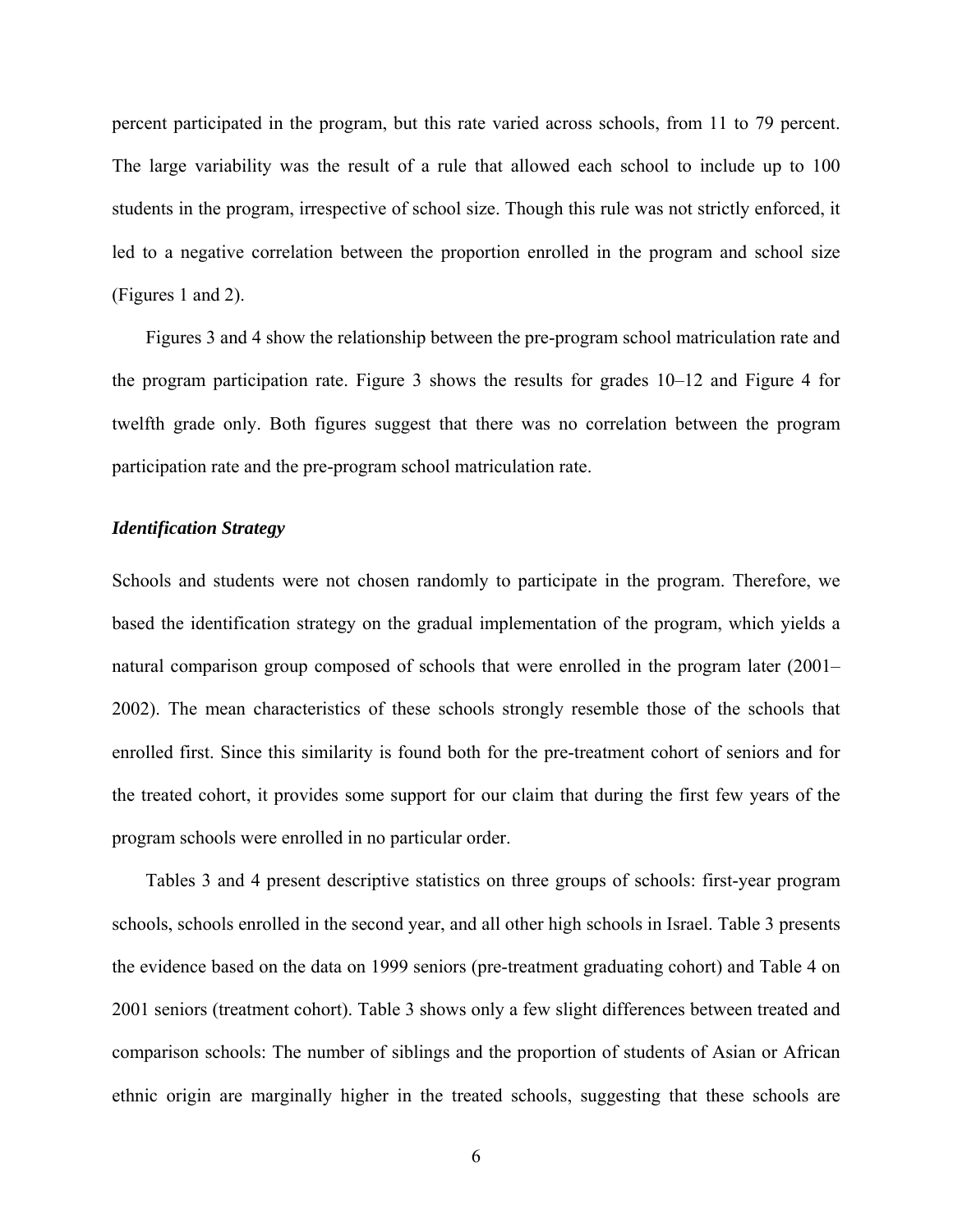percent participated in the program, but this rate varied across schools, from 11 to 79 percent. The large variability was the result of a rule that allowed each school to include up to 100 students in the program, irrespective of school size. Though this rule was not strictly enforced, it led to a negative correlation between the proportion enrolled in the program and school size (Figures 1 and 2).

Figures 3 and 4 show the relationship between the pre-program school matriculation rate and the program participation rate. Figure 3 shows the results for grades 10–12 and Figure 4 for twelfth grade only. Both figures suggest that there was no correlation between the program participation rate and the pre-program school matriculation rate.

### *Identification Strategy*

Schools and students were not chosen randomly to participate in the program. Therefore, we based the identification strategy on the gradual implementation of the program, which yields a natural comparison group composed of schools that were enrolled in the program later (2001–2002). The mean characteristics of these schools strongly resemble those of the schools that enrolled first. Since this similarity is found both for the pre-treatment cohort of seniors and for the treated cohort, it provides some support for our claim that during the first few years of the program schools were enrolled in no particular order.

Tables 3 and 4 present descriptive statistics on three groups of schools: first-year program schools, schools enrolled in the second year, and all other high schools in Israel. Table 3 presents the evidence based on the data on 1999 seniors (pre-treatment graduating cohort) and Table 4 on 2001 seniors (treatment cohort). Table 3 shows only a few slight differences between treated and comparison schools: The number of siblings and the proportion of students of Asian or African ethnic origin are marginally higher in the treated schools, suggesting that these schools are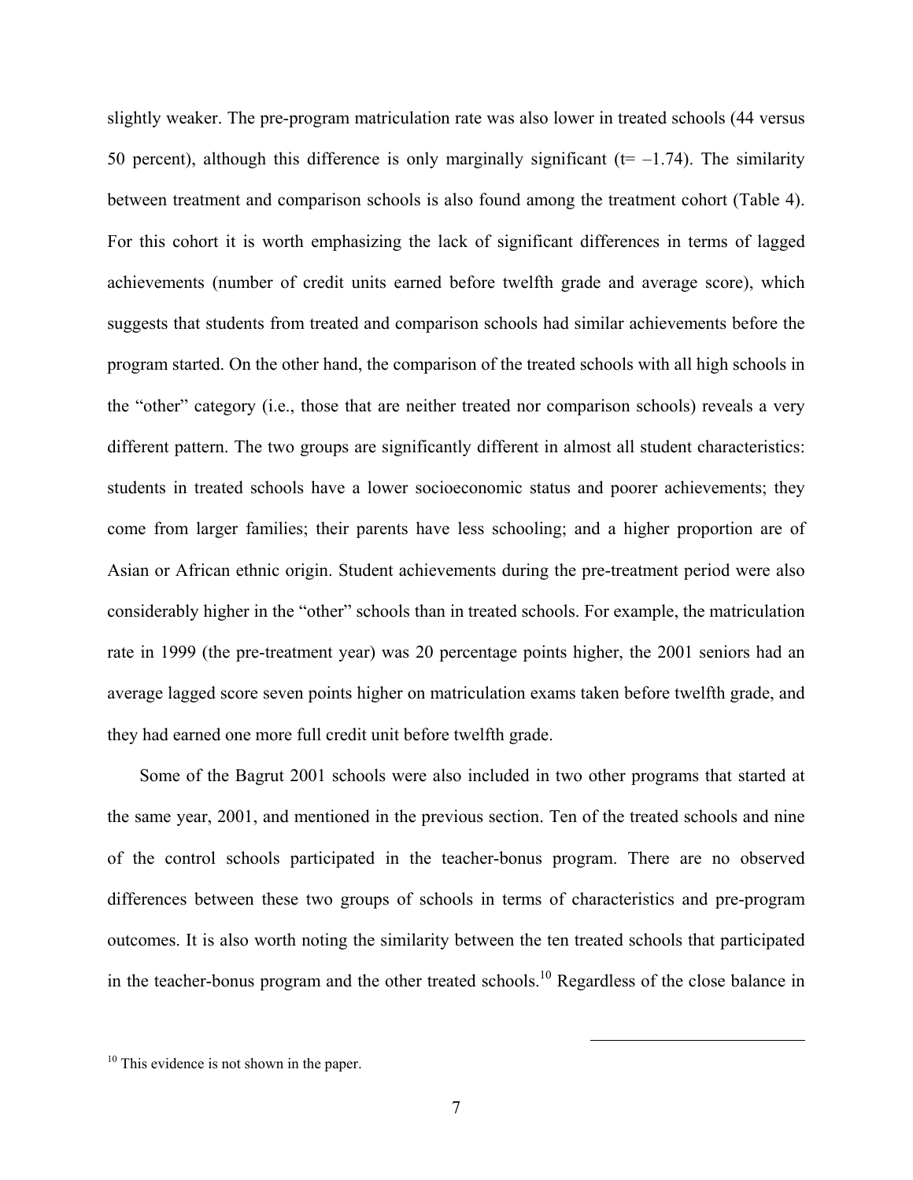slightly weaker. The pre-program matriculation rate was also lower in treated schools (44 versus 50 percent), although this difference is only marginally significant ($t= -1.74$). The similarity between treatment and comparison schools is also found among the treatment cohort (Table 4). For this cohort it is worth emphasizing the lack of significant differences in terms of lagged achievements (number of credit units earned before twelfth grade and average score), which suggests that students from treated and comparison schools had similar achievements before the program started. On the other hand, the comparison of the treated schools with all high schools in the "other" category (i.e., those that are neither treated nor comparison schools) reveals a very different pattern. The two groups are significantly different in almost all student characteristics: students in treated schools have a lower socioeconomic status and poorer achievements; they come from larger families; their parents have less schooling; and a higher proportion are of Asian or African ethnic origin. Student achievements during the pre-treatment period were also considerably higher in the "other" schools than in treated schools. For example, the matriculation rate in 1999 (the pre-treatment year) was 20 percentage points higher, the 2001 seniors had an average lagged score seven points higher on matriculation exams taken before twelfth grade, and they had earned one more full credit unit before twelfth grade.

Some of the Bagrut 2001 schools were also included in two other programs that started at the same year, 2001, and mentioned in the previous section. Ten of the treated schools and nine of the control schools participated in the teacher-bonus program. There are no observed differences between these two groups of schools in terms of characteristics and pre-program outcomes. It is also worth noting the similarity between the ten treated schools that participated in the teacher-bonus program and the other treated schools.[10] Regardless of the close balance in

[10] This evidence is not shown in the paper.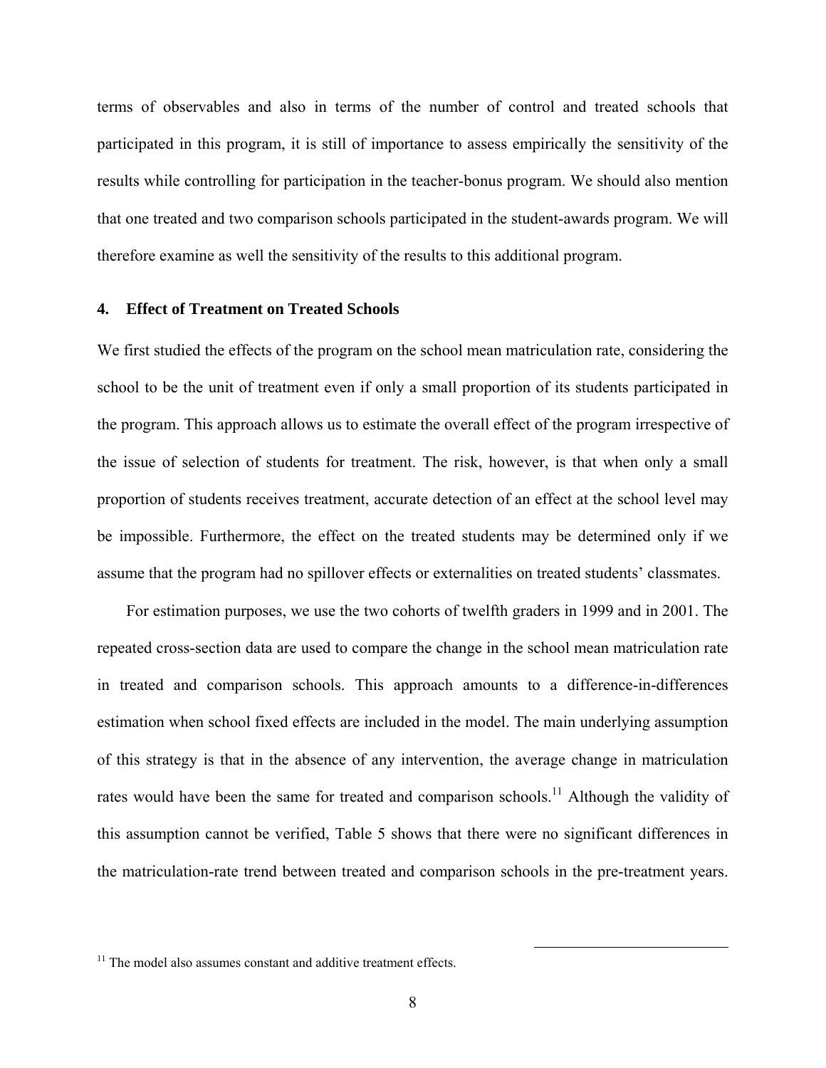terms of observables and also in terms of the number of control and treated schools that participated in this program, it is still of importance to assess empirically the sensitivity of the results while controlling for participation in the teacher-bonus program. We should also mention that one treated and two comparison schools participated in the student-awards program. We will therefore examine as well the sensitivity of the results to this additional program.

## 4. Effect of Treatment on Treated Schools

We first studied the effects of the program on the school mean matriculation rate, considering the school to be the unit of treatment even if only a small proportion of its students participated in the program. This approach allows us to estimate the overall effect of the program irrespective of the issue of selection of students for treatment. The risk, however, is that when only a small proportion of students receives treatment, accurate detection of an effect at the school level may be impossible. Furthermore, the effect on the treated students may be determined only if we assume that the program had no spillover effects or externalities on treated students' classmates.

For estimation purposes, we use the two cohorts of twelfth graders in 1999 and in 2001. The repeated cross-section data are used to compare the change in the school mean matriculation rate in treated and comparison schools. This approach amounts to a difference-in-differences estimation when school fixed effects are included in the model. The main underlying assumption of this strategy is that in the absence of any intervention, the average change in matriculation rates would have been the same for treated and comparison schools.[11] Although the validity of this assumption cannot be verified, Table 5 shows that there were no significant differences in the matriculation-rate trend between treated and comparison schools in the pre-treatment years.

[11] The model also assumes constant and additive treatment effects.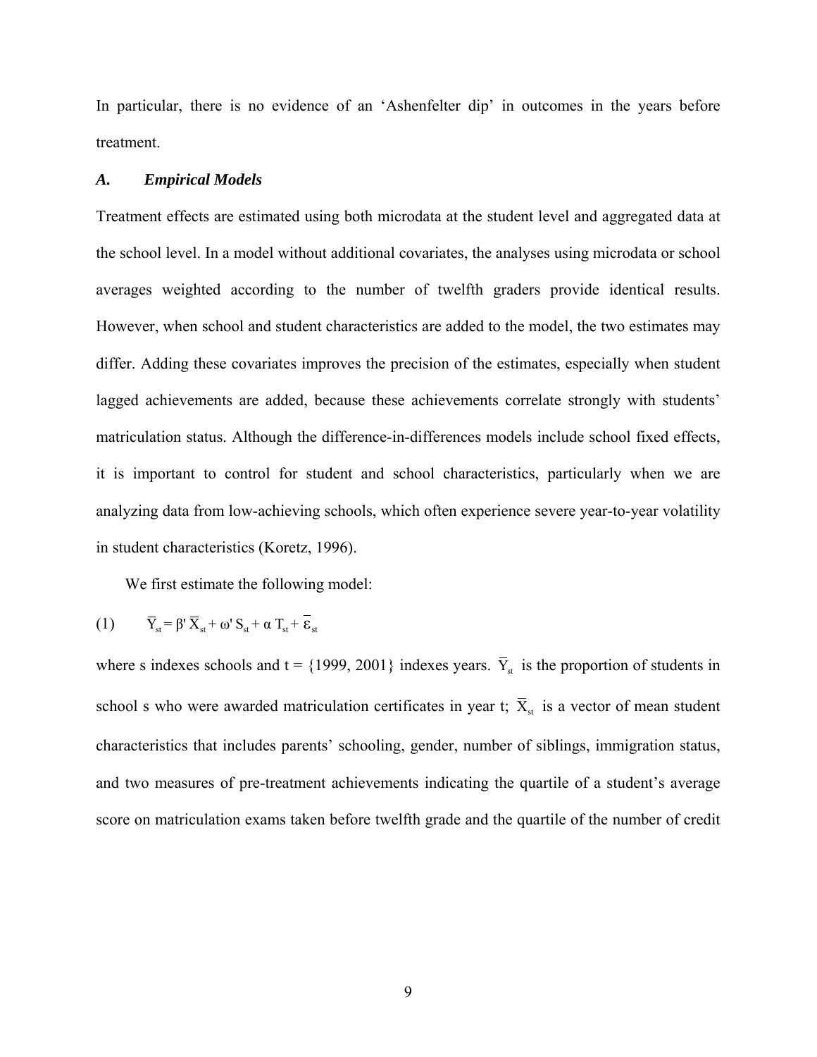In particular, there is no evidence of an 'Ashenfelter dip' in outcomes in the years before treatment.

### *A. Empirical Models*

Treatment effects are estimated using both microdata at the student level and aggregated data at the school level. In a model without additional covariates, the analyses using microdata or school averages weighted according to the number of twelfth graders provide identical results. However, when school and student characteristics are added to the model, the two estimates may differ. Adding these covariates improves the precision of the estimates, especially when student lagged achievements are added, because these achievements correlate strongly with students' matriculation status. Although the difference-in-differences models include school fixed effects, it is important to control for student and school characteristics, particularly when we are analyzing data from low-achieving schools, which often experience severe year-to-year volatility in student characteristics (Koretz, 1996).

We first estimate the following model:

$$(1) \qquad \overline{Y}_{st} = \beta' \overline{X}_{st} + \omega' S_{st} + \alpha T_{st} + \overline{\varepsilon}_{st}$$

where s indexes schools and t = {1999, 2001} indexes years. $\overline{Y}_{st}$ is the proportion of students in school s who were awarded matriculation certificates in year t; $\overline{X}_{st}$ is a vector of mean student characteristics that includes parents' schooling, gender, number of siblings, immigration status, and two measures of pre-treatment achievements indicating the quartile of a student's average score on matriculation exams taken before twelfth grade and the quartile of the number of credit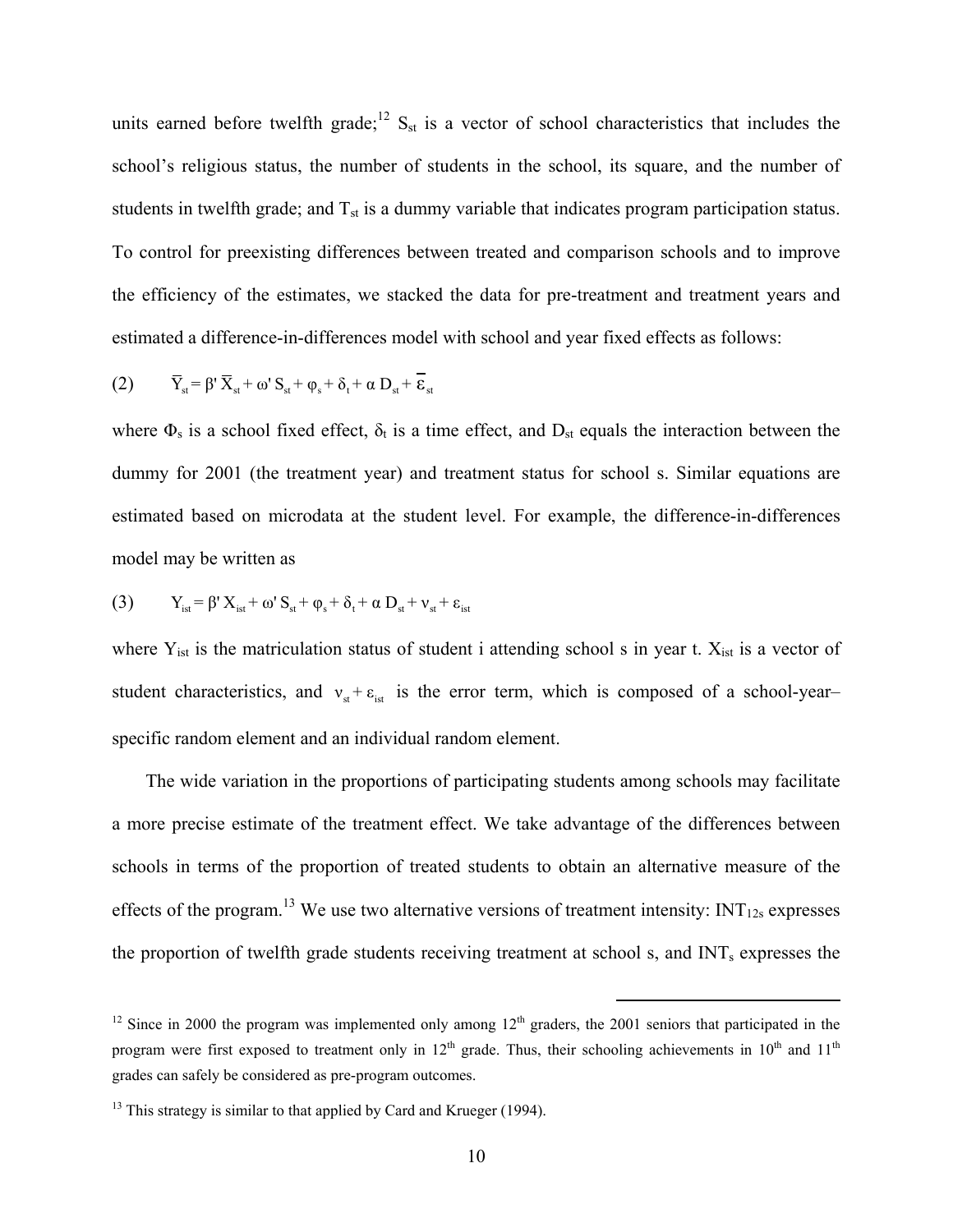units earned before twelfth grade;[12] $S_{st}$ is a vector of school characteristics that includes the school's religious status, the number of students in the school, its square, and the number of students in twelfth grade; and $T_{st}$ is a dummy variable that indicates program participation status. To control for preexisting differences between treated and comparison schools and to improve the efficiency of the estimates, we stacked the data for pre-treatment and treatment years and estimated a difference-in-differences model with school and year fixed effects as follows:

$$(2) \qquad \bar{Y}_{st} = \beta' \bar{X}_{st} + \omega' S_{st} + \varphi_s + \delta_t + \alpha D_{st} + \bar{\varepsilon}_{st}$$

where $\Phi_s$ is a school fixed effect, $\delta_t$ is a time effect, and $D_{st}$ equals the interaction between the dummy for 2001 (the treatment year) and treatment status for school s. Similar equations are estimated based on microdata at the student level. For example, the difference-in-differences model may be written as

$$(3) \qquad Y_{ist} = \beta' X_{ist} + \omega' S_{st} + \varphi_s + \delta_t + \alpha D_{st} + \nu_{st} + \varepsilon_{ist}$$

where $Y_{ist}$ is the matriculation status of student i attending school s in year t. $X_{ist}$ is a vector of student characteristics, and $\nu_{st} + \varepsilon_{ist}$ is the error term, which is composed of a school-year–specific random element and an individual random element.

The wide variation in the proportions of participating students among schools may facilitate a more precise estimate of the treatment effect. We take advantage of the differences between schools in terms of the proportion of treated students to obtain an alternative measure of the effects of the program.[13] We use two alternative versions of treatment intensity: $INT_{12s}$ expresses the proportion of twelfth grade students receiving treatment at school s, and $INT_s$ expresses the

[12] Since in 2000 the program was implemented only among 12th graders, the 2001 seniors that participated in the program were first exposed to treatment only in 12th grade. Thus, their schooling achievements in 10th and 11th grades can safely be considered as pre-program outcomes.

[13] This strategy is similar to that applied by Card and Krueger (1994).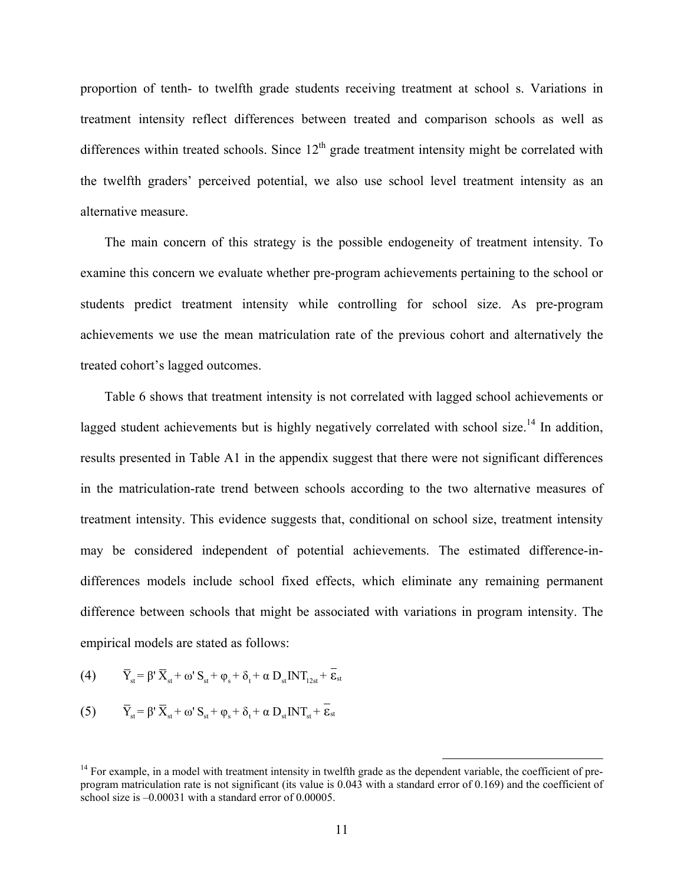proportion of tenth- to twelfth grade students receiving treatment at school s. Variations in treatment intensity reflect differences between treated and comparison schools as well as differences within treated schools. Since 12th grade treatment intensity might be correlated with the twelfth graders' perceived potential, we also use school level treatment intensity as an alternative measure.

The main concern of this strategy is the possible endogeneity of treatment intensity. To examine this concern we evaluate whether pre-program achievements pertaining to the school or students predict treatment intensity while controlling for school size. As pre-program achievements we use the mean matriculation rate of the previous cohort and alternatively the treated cohort's lagged outcomes.

Table 6 shows that treatment intensity is not correlated with lagged school achievements or lagged student achievements but is highly negatively correlated with school size.[14] In addition, results presented in Table A1 in the appendix suggest that there were not significant differences in the matriculation-rate trend between schools according to the two alternative measures of treatment intensity. This evidence suggests that, conditional on school size, treatment intensity may be considered independent of potential achievements. The estimated difference-in-differences models include school fixed effects, which eliminate any remaining permanent difference between schools that might be associated with variations in program intensity. The empirical models are stated as follows:

$$(4) \qquad \overline{Y}_{st} = \beta' \, \overline{X}_{st} + \omega' \, S_{st} + \varphi_s + \delta_t + \alpha \, D_{st} INT_{12st} + \overline{\varepsilon}_{st}$$

$$(5) \qquad \overline{Y}_{st} = \beta' \, \overline{X}_{st} + \omega' \, S_{st} + \varphi_s + \delta_t + \alpha \, D_{st} INT_{st} + \overline{\varepsilon}_{st}$$

[14] For example, in a model with treatment intensity in twelfth grade as the dependent variable, the coefficient of pre-program matriculation rate is not significant (its value is 0.043 with a standard error of 0.169) and the coefficient of school size is –0.00031 with a standard error of 0.00005.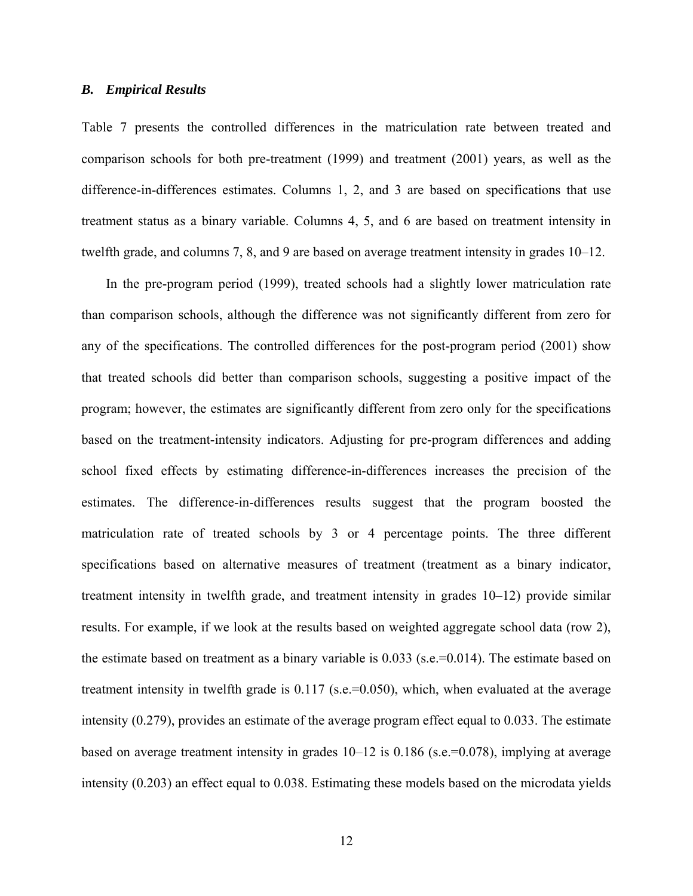### *B. Empirical Results*

Table 7 presents the controlled differences in the matriculation rate between treated and comparison schools for both pre-treatment (1999) and treatment (2001) years, as well as the difference-in-differences estimates. Columns 1, 2, and 3 are based on specifications that use treatment status as a binary variable. Columns 4, 5, and 6 are based on treatment intensity in twelfth grade, and columns 7, 8, and 9 are based on average treatment intensity in grades 10–12.

In the pre-program period (1999), treated schools had a slightly lower matriculation rate than comparison schools, although the difference was not significantly different from zero for any of the specifications. The controlled differences for the post-program period (2001) show that treated schools did better than comparison schools, suggesting a positive impact of the program; however, the estimates are significantly different from zero only for the specifications based on the treatment-intensity indicators. Adjusting for pre-program differences and adding school fixed effects by estimating difference-in-differences increases the precision of the estimates. The difference-in-differences results suggest that the program boosted the matriculation rate of treated schools by 3 or 4 percentage points. The three different specifications based on alternative measures of treatment (treatment as a binary indicator, treatment intensity in twelfth grade, and treatment intensity in grades 10–12) provide similar results. For example, if we look at the results based on weighted aggregate school data (row 2), the estimate based on treatment as a binary variable is 0.033 (s.e.=0.014). The estimate based on treatment intensity in twelfth grade is 0.117 (s.e.=0.050), which, when evaluated at the average intensity (0.279), provides an estimate of the average program effect equal to 0.033. The estimate based on average treatment intensity in grades 10–12 is 0.186 (s.e.=0.078), implying at average intensity (0.203) an effect equal to 0.038. Estimating these models based on the microdata yields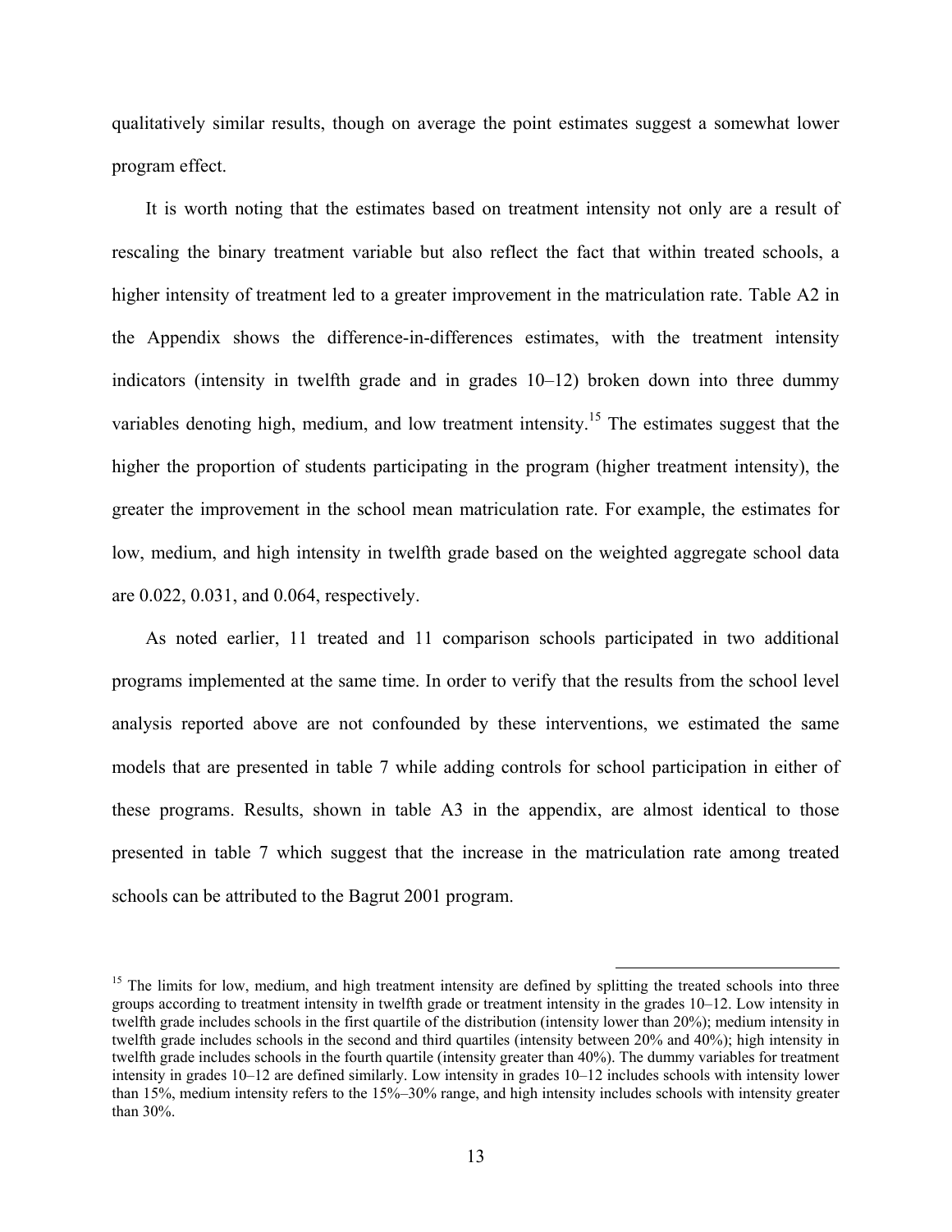qualitatively similar results, though on average the point estimates suggest a somewhat lower program effect.

It is worth noting that the estimates based on treatment intensity not only are a result of rescaling the binary treatment variable but also reflect the fact that within treated schools, a higher intensity of treatment led to a greater improvement in the matriculation rate. Table A2 in the Appendix shows the difference-in-differences estimates, with the treatment intensity indicators (intensity in twelfth grade and in grades 10–12) broken down into three dummy variables denoting high, medium, and low treatment intensity.[15] The estimates suggest that the higher the proportion of students participating in the program (higher treatment intensity), the greater the improvement in the school mean matriculation rate. For example, the estimates for low, medium, and high intensity in twelfth grade based on the weighted aggregate school data are 0.022, 0.031, and 0.064, respectively.

As noted earlier, 11 treated and 11 comparison schools participated in two additional programs implemented at the same time. In order to verify that the results from the school level analysis reported above are not confounded by these interventions, we estimated the same models that are presented in table 7 while adding controls for school participation in either of these programs. Results, shown in table A3 in the appendix, are almost identical to those presented in table 7 which suggest that the increase in the matriculation rate among treated schools can be attributed to the Bagrut 2001 program.

[15] The limits for low, medium, and high treatment intensity are defined by splitting the treated schools into three groups according to treatment intensity in twelfth grade or treatment intensity in the grades 10–12. Low intensity in twelfth grade includes schools in the first quartile of the distribution (intensity lower than 20%); medium intensity in twelfth grade includes schools in the second and third quartiles (intensity between 20% and 40%); high intensity in twelfth grade includes schools in the fourth quartile (intensity greater than 40%). The dummy variables for treatment intensity in grades 10–12 are defined similarly. Low intensity in grades 10–12 includes schools with intensity lower than 15%, medium intensity refers to the 15%–30% range, and high intensity includes schools with intensity greater than 30%.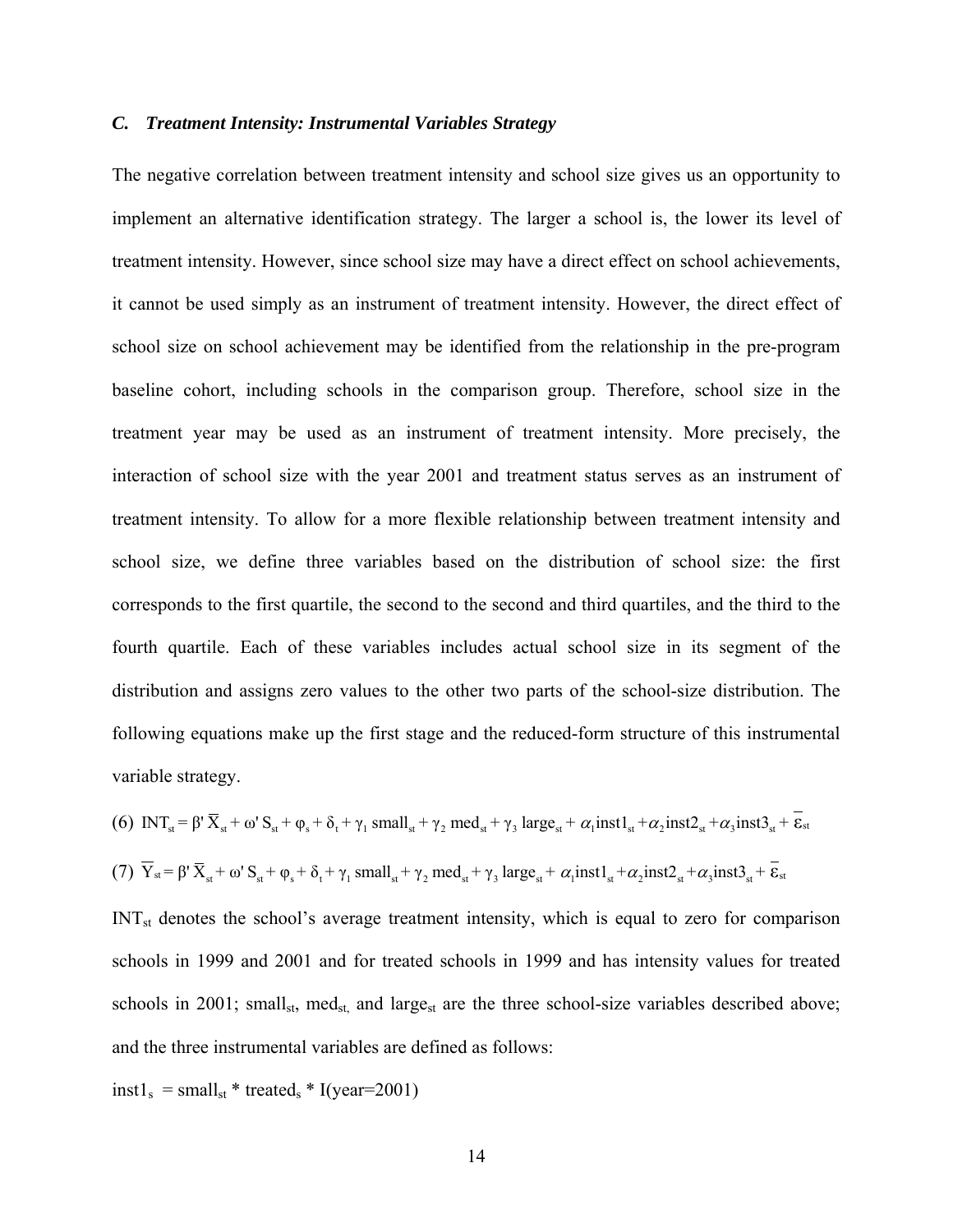### *C. Treatment Intensity: Instrumental Variables Strategy*

The negative correlation between treatment intensity and school size gives us an opportunity to implement an alternative identification strategy. The larger a school is, the lower its level of treatment intensity. However, since school size may have a direct effect on school achievements, it cannot be used simply as an instrument of treatment intensity. However, the direct effect of school size on school achievement may be identified from the relationship in the pre-program baseline cohort, including schools in the comparison group. Therefore, school size in the treatment year may be used as an instrument of treatment intensity. More precisely, the interaction of school size with the year 2001 and treatment status serves as an instrument of treatment intensity. To allow for a more flexible relationship between treatment intensity and school size, we define three variables based on the distribution of school size: the first corresponds to the first quartile, the second to the second and third quartiles, and the third to the fourth quartile. Each of these variables includes actual school size in its segment of the distribution and assigns zero values to the other two parts of the school-size distribution. The following equations make up the first stage and the reduced-form structure of this instrumental variable strategy.

$$(6)\;\; INT_{st} = \beta' \overline{X}_{st} + \omega' S_{st} + \varphi_s + \delta_t + \gamma_1 \, small_{st} + \gamma_2 \, med_{st} + \gamma_3 \, large_{st} + \alpha_1 inst1_{st} + \alpha_2 inst2_{st} + \alpha_3 inst3_{st} + \overline{\varepsilon}_{st}$$

$$(7)\;\; \overline{Y}_{st} = \beta' \overline{X}_{st} + \omega' S_{st} + \varphi_s + \delta_t + \gamma_1 \, small_{st} + \gamma_2 \, med_{st} + \gamma_3 \, large_{st} + \alpha_1 inst1_{st} + \alpha_2 inst2_{st} + \alpha_3 inst3_{st} + \overline{\varepsilon}_{st}$$

$INT_{st}$ denotes the school's average treatment intensity, which is equal to zero for comparison schools in 1999 and 2001 and for treated schools in 1999 and has intensity values for treated schools in 2001; $small_{st}$, $med_{st}$, and $large_{st}$ are the three school-size variables described above; and the three instrumental variables are defined as follows:

$inst1_s = small_{st} * treated_s * I(year=2001)$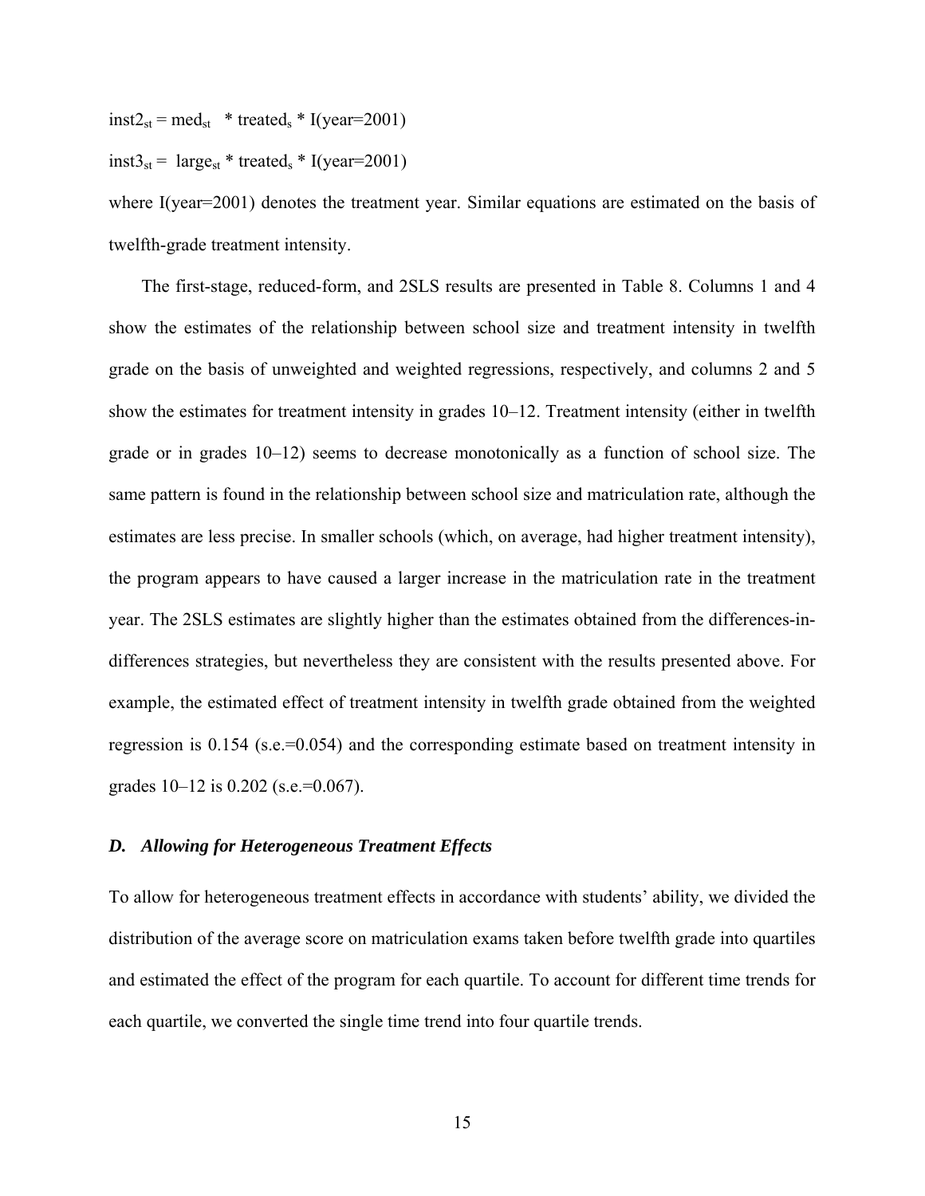$inst2_{st} = med_{st} * treated_s * I(year=2001)$

$inst3_{st} = large_{st} * treated_s * I(year=2001)$

where I(year=2001) denotes the treatment year. Similar equations are estimated on the basis of twelfth-grade treatment intensity.

The first-stage, reduced-form, and 2SLS results are presented in Table 8. Columns 1 and 4 show the estimates of the relationship between school size and treatment intensity in twelfth grade on the basis of unweighted and weighted regressions, respectively, and columns 2 and 5 show the estimates for treatment intensity in grades 10–12. Treatment intensity (either in twelfth grade or in grades 10–12) seems to decrease monotonically as a function of school size. The same pattern is found in the relationship between school size and matriculation rate, although the estimates are less precise. In smaller schools (which, on average, had higher treatment intensity), the program appears to have caused a larger increase in the matriculation rate in the treatment year. The 2SLS estimates are slightly higher than the estimates obtained from the differences-in-differences strategies, but nevertheless they are consistent with the results presented above. For example, the estimated effect of treatment intensity in twelfth grade obtained from the weighted regression is 0.154 (s.e.=0.054) and the corresponding estimate based on treatment intensity in grades 10–12 is 0.202 (s.e.=0.067).

### *D. Allowing for Heterogeneous Treatment Effects*

To allow for heterogeneous treatment effects in accordance with students' ability, we divided the distribution of the average score on matriculation exams taken before twelfth grade into quartiles and estimated the effect of the program for each quartile. To account for different time trends for each quartile, we converted the single time trend into four quartile trends.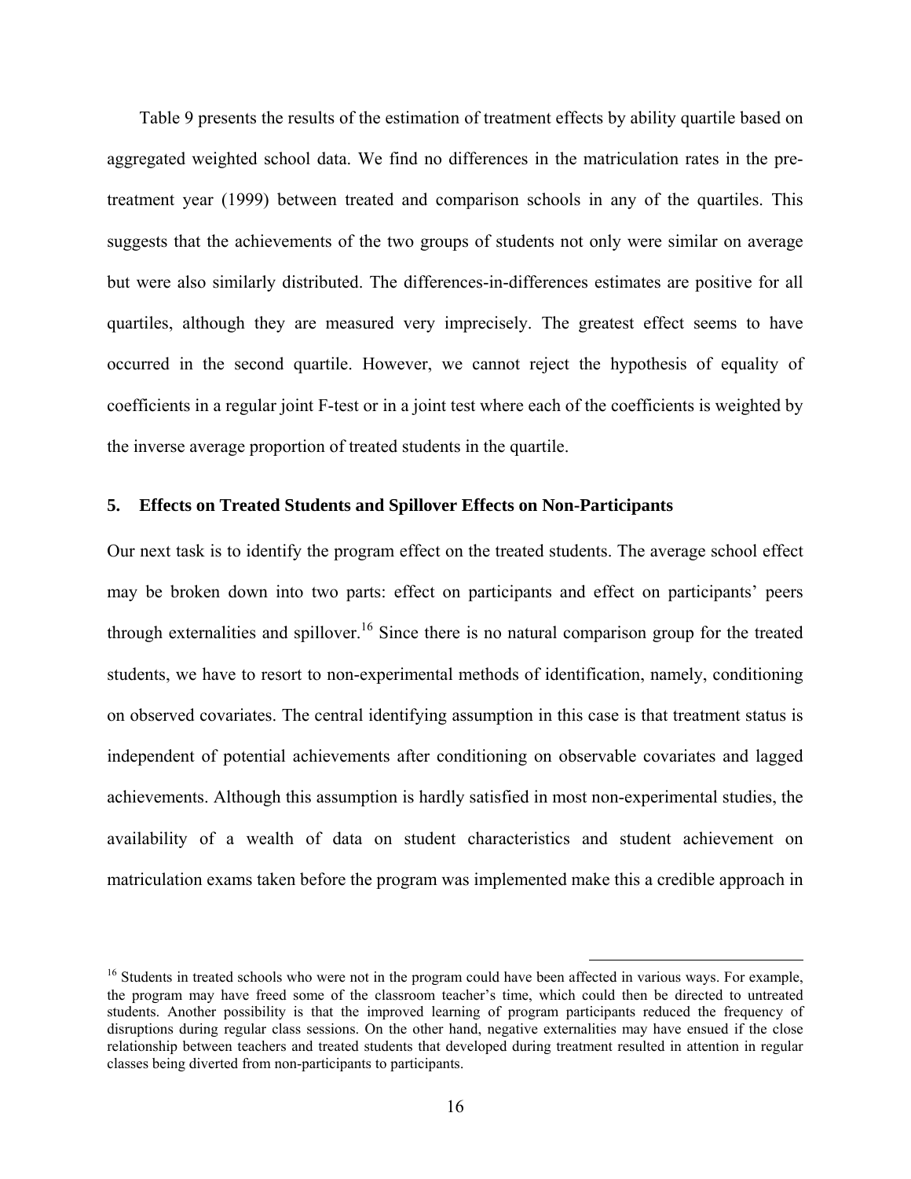Table 9 presents the results of the estimation of treatment effects by ability quartile based on aggregated weighted school data. We find no differences in the matriculation rates in the pre-treatment year (1999) between treated and comparison schools in any of the quartiles. This suggests that the achievements of the two groups of students not only were similar on average but were also similarly distributed. The differences-in-differences estimates are positive for all quartiles, although they are measured very imprecisely. The greatest effect seems to have occurred in the second quartile. However, we cannot reject the hypothesis of equality of coefficients in a regular joint F-test or in a joint test where each of the coefficients is weighted by the inverse average proportion of treated students in the quartile.

## 5. Effects on Treated Students and Spillover Effects on Non-Participants

Our next task is to identify the program effect on the treated students. The average school effect may be broken down into two parts: effect on participants and effect on participants' peers through externalities and spillover.[16] Since there is no natural comparison group for the treated students, we have to resort to non-experimental methods of identification, namely, conditioning on observed covariates. The central identifying assumption in this case is that treatment status is independent of potential achievements after conditioning on observable covariates and lagged achievements. Although this assumption is hardly satisfied in most non-experimental studies, the availability of a wealth of data on student characteristics and student achievement on matriculation exams taken before the program was implemented make this a credible approach in

---

[16] Students in treated schools who were not in the program could have been affected in various ways. For example, the program may have freed some of the classroom teacher's time, which could then be directed to untreated students. Another possibility is that the improved learning of program participants reduced the frequency of disruptions during regular class sessions. On the other hand, negative externalities may have ensued if the close relationship between teachers and treated students that developed during treatment resulted in attention in regular classes being diverted from non-participants to participants.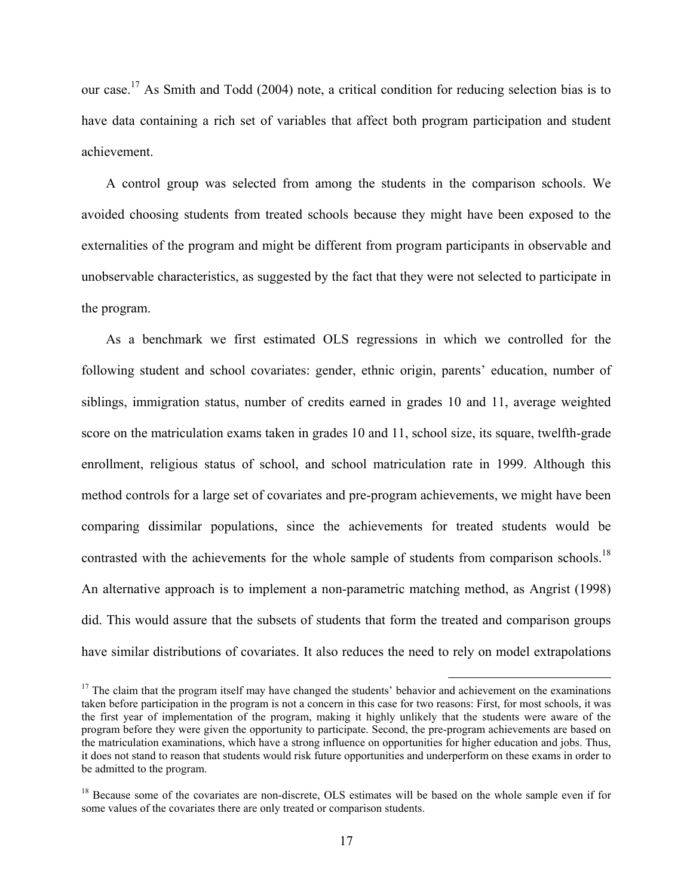our case.[17] As Smith and Todd (2004) note, a critical condition for reducing selection bias is to have data containing a rich set of variables that affect both program participation and student achievement.

A control group was selected from among the students in the comparison schools. We avoided choosing students from treated schools because they might have been exposed to the externalities of the program and might be different from program participants in observable and unobservable characteristics, as suggested by the fact that they were not selected to participate in the program.

As a benchmark we first estimated OLS regressions in which we controlled for the following student and school covariates: gender, ethnic origin, parents' education, number of siblings, immigration status, number of credits earned in grades 10 and 11, average weighted score on the matriculation exams taken in grades 10 and 11, school size, its square, twelfth-grade enrollment, religious status of school, and school matriculation rate in 1999. Although this method controls for a large set of covariates and pre-program achievements, we might have been comparing dissimilar populations, since the achievements for treated students would be contrasted with the achievements for the whole sample of students from comparison schools.[18] An alternative approach is to implement a non-parametric matching method, as Angrist (1998) did. This would assure that the subsets of students that form the treated and comparison groups have similar distributions of covariates. It also reduces the need to rely on model extrapolations

[17] The claim that the program itself may have changed the students' behavior and achievement on the examinations taken before participation in the program is not a concern in this case for two reasons: First, for most schools, it was the first year of implementation of the program, making it highly unlikely that the students were aware of the program before they were given the opportunity to participate. Second, the pre-program achievements are based on the matriculation examinations, which have a strong influence on opportunities for higher education and jobs. Thus, it does not stand to reason that students would risk future opportunities and underperform on these exams in order to be admitted to the program.

[18] Because some of the covariates are non-discrete, OLS estimates will be based on the whole sample even if for some values of the covariates there are only treated or comparison students.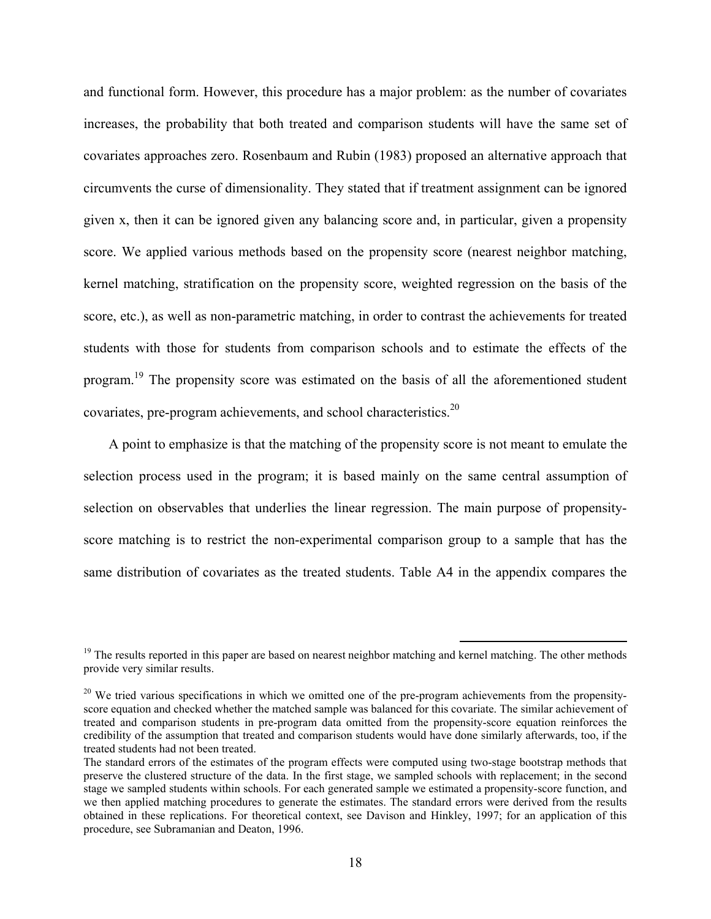and functional form. However, this procedure has a major problem: as the number of covariates increases, the probability that both treated and comparison students will have the same set of covariates approaches zero. Rosenbaum and Rubin (1983) proposed an alternative approach that circumvents the curse of dimensionality. They stated that if treatment assignment can be ignored given x, then it can be ignored given any balancing score and, in particular, given a propensity score. We applied various methods based on the propensity score (nearest neighbor matching, kernel matching, stratification on the propensity score, weighted regression on the basis of the score, etc.), as well as non-parametric matching, in order to contrast the achievements for treated students with those for students from comparison schools and to estimate the effects of the program.[19] The propensity score was estimated on the basis of all the aforementioned student covariates, pre-program achievements, and school characteristics.[20]

A point to emphasize is that the matching of the propensity score is not meant to emulate the selection process used in the program; it is based mainly on the same central assumption of selection on observables that underlies the linear regression. The main purpose of propensity-score matching is to restrict the non-experimental comparison group to a sample that has the same distribution of covariates as the treated students. Table A4 in the appendix compares the

---

[19] The results reported in this paper are based on nearest neighbor matching and kernel matching. The other methods provide very similar results.

[20] We tried various specifications in which we omitted one of the pre-program achievements from the propensity-score equation and checked whether the matched sample was balanced for this covariate. The similar achievement of treated and comparison students in pre-program data omitted from the propensity-score equation reinforces the credibility of the assumption that treated and comparison students would have done similarly afterwards, too, if the treated students had not been treated.

The standard errors of the estimates of the program effects were computed using two-stage bootstrap methods that preserve the clustered structure of the data. In the first stage, we sampled schools with replacement; in the second stage we sampled students within schools. For each generated sample we estimated a propensity-score function, and we then applied matching procedures to generate the estimates. The standard errors were derived from the results obtained in these replications. For theoretical context, see Davison and Hinkley, 1997; for an application of this procedure, see Subramanian and Deaton, 1996.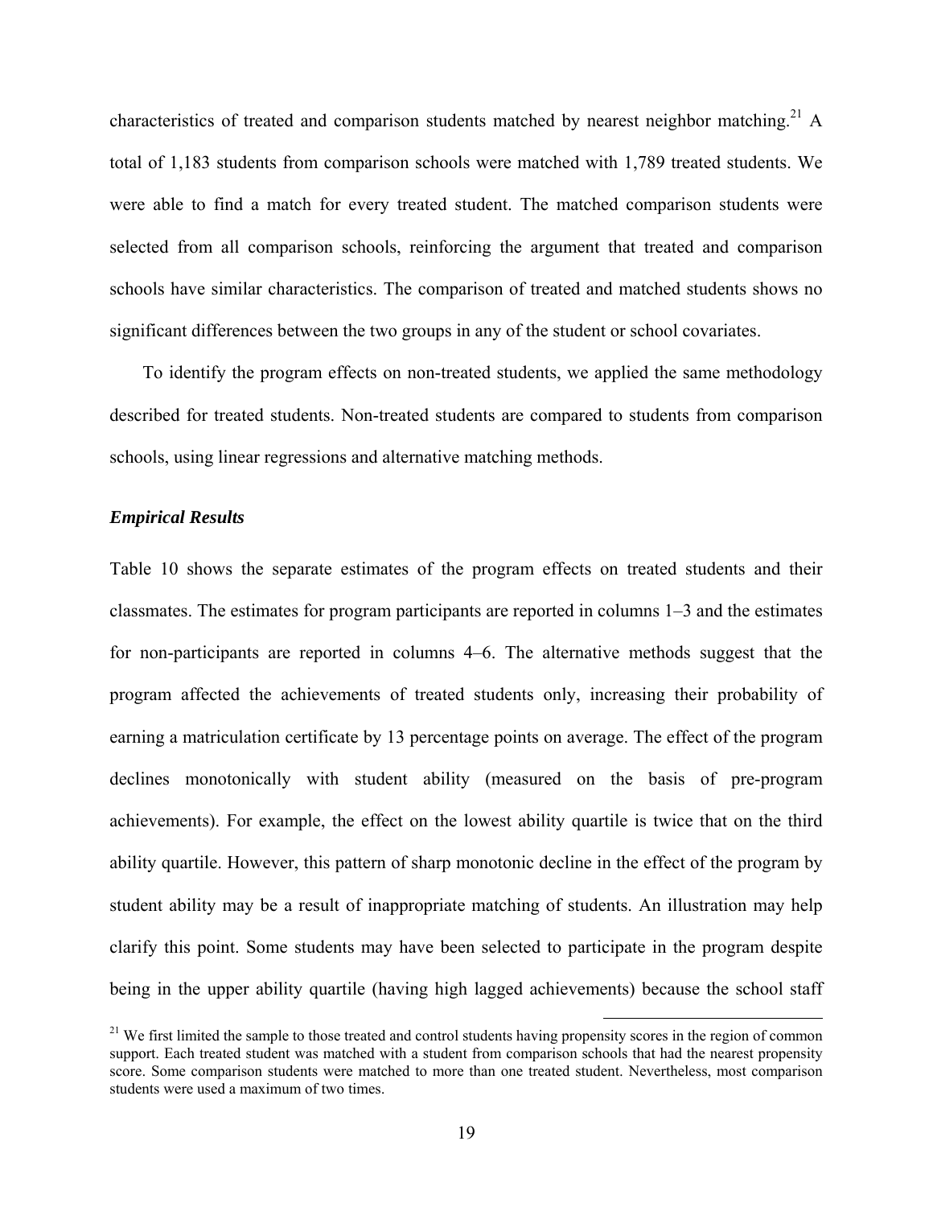characteristics of treated and comparison students matched by nearest neighbor matching.[21] A total of 1,183 students from comparison schools were matched with 1,789 treated students. We were able to find a match for every treated student. The matched comparison students were selected from all comparison schools, reinforcing the argument that treated and comparison schools have similar characteristics. The comparison of treated and matched students shows no significant differences between the two groups in any of the student or school covariates.

To identify the program effects on non-treated students, we applied the same methodology described for treated students. Non-treated students are compared to students from comparison schools, using linear regressions and alternative matching methods.

### *Empirical Results*

Table 10 shows the separate estimates of the program effects on treated students and their classmates. The estimates for program participants are reported in columns 1–3 and the estimates for non-participants are reported in columns 4–6. The alternative methods suggest that the program affected the achievements of treated students only, increasing their probability of earning a matriculation certificate by 13 percentage points on average. The effect of the program declines monotonically with student ability (measured on the basis of pre-program achievements). For example, the effect on the lowest ability quartile is twice that on the third ability quartile. However, this pattern of sharp monotonic decline in the effect of the program by student ability may be a result of inappropriate matching of students. An illustration may help clarify this point. Some students may have been selected to participate in the program despite being in the upper ability quartile (having high lagged achievements) because the school staff

[21] We first limited the sample to those treated and control students having propensity scores in the region of common support. Each treated student was matched with a student from comparison schools that had the nearest propensity score. Some comparison students were matched to more than one treated student. Nevertheless, most comparison students were used a maximum of two times.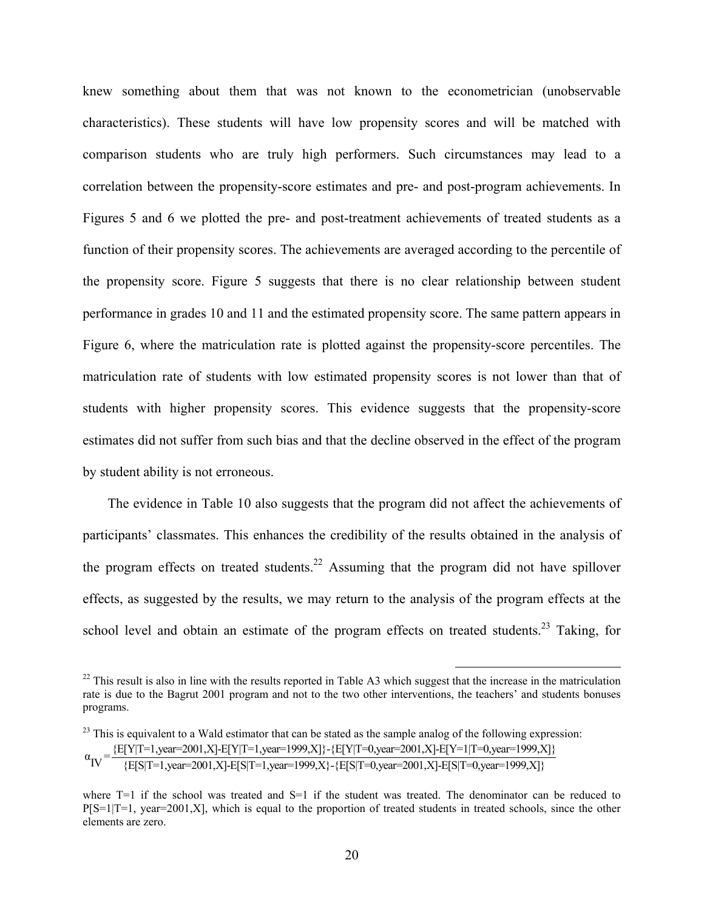knew something about them that was not known to the econometrician (unobservable characteristics). These students will have low propensity scores and will be matched with comparison students who are truly high performers. Such circumstances may lead to a correlation between the propensity-score estimates and pre- and post-program achievements. In Figures 5 and 6 we plotted the pre- and post-treatment achievements of treated students as a function of their propensity scores. The achievements are averaged according to the percentile of the propensity score. Figure 5 suggests that there is no clear relationship between student performance in grades 10 and 11 and the estimated propensity score. The same pattern appears in Figure 6, where the matriculation rate is plotted against the propensity-score percentiles. The matriculation rate of students with low estimated propensity scores is not lower than that of students with higher propensity scores. This evidence suggests that the propensity-score estimates did not suffer from such bias and that the decline observed in the effect of the program by student ability is not erroneous.

The evidence in Table 10 also suggests that the program did not affect the achievements of participants' classmates. This enhances the credibility of the results obtained in the analysis of the program effects on treated students.[22] Assuming that the program did not have spillover effects, as suggested by the results, we may return to the analysis of the program effects at the school level and obtain an estimate of the program effects on treated students.[23] Taking, for

---

[22] This result is also in line with the results reported in Table A3 which suggest that the increase in the matriculation rate is due to the Bagrut 2001 program and not to the two other interventions, the teachers' and students bonuses programs.

[23] This is equivalent to a Wald estimator that can be stated as the sample analog of the following expression:

$$\alpha_{IV} = \frac{\{E[Y|T=1,year=2001,X]-E[Y|T=1,year=1999,X]\}-\{E[Y|T=0,year=2001,X]-E[Y=1|T=0,year=1999,X]\}}{\{E[S|T=1,year=2001,X]-E[S|T=1,year=1999,X\}-\{E[S|T=0,year=2001,X]-E[S|T=0,year=1999,X]\}}$$

where T=1 if the school was treated and S=1 if the student was treated. The denominator can be reduced to P[S=1|T=1, year=2001,X], which is equal to the proportion of treated students in treated schools, since the other elements are zero.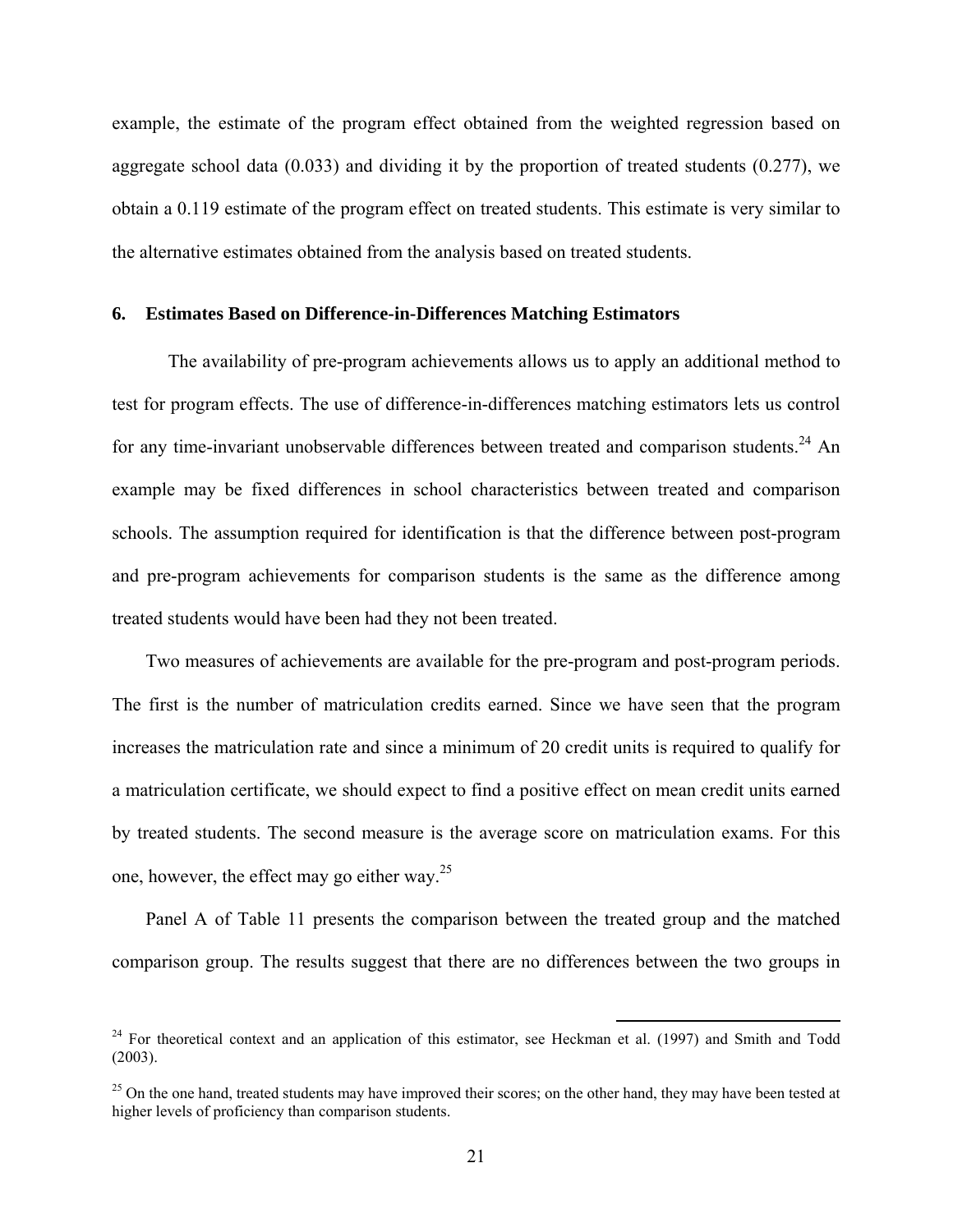example, the estimate of the program effect obtained from the weighted regression based on aggregate school data (0.033) and dividing it by the proportion of treated students (0.277), we obtain a 0.119 estimate of the program effect on treated students. This estimate is very similar to the alternative estimates obtained from the analysis based on treated students.

## 6. Estimates Based on Difference-in-Differences Matching Estimators

The availability of pre-program achievements allows us to apply an additional method to test for program effects. The use of difference-in-differences matching estimators lets us control for any time-invariant unobservable differences between treated and comparison students.[24] An example may be fixed differences in school characteristics between treated and comparison schools. The assumption required for identification is that the difference between post-program and pre-program achievements for comparison students is the same as the difference among treated students would have been had they not been treated.

Two measures of achievements are available for the pre-program and post-program periods. The first is the number of matriculation credits earned. Since we have seen that the program increases the matriculation rate and since a minimum of 20 credit units is required to qualify for a matriculation certificate, we should expect to find a positive effect on mean credit units earned by treated students. The second measure is the average score on matriculation exams. For this one, however, the effect may go either way.[25]

Panel A of Table 11 presents the comparison between the treated group and the matched comparison group. The results suggest that there are no differences between the two groups in

---

[24] For theoretical context and an application of this estimator, see Heckman et al. (1997) and Smith and Todd (2003).

[25] On the one hand, treated students may have improved their scores; on the other hand, they may have been tested at higher levels of proficiency than comparison students.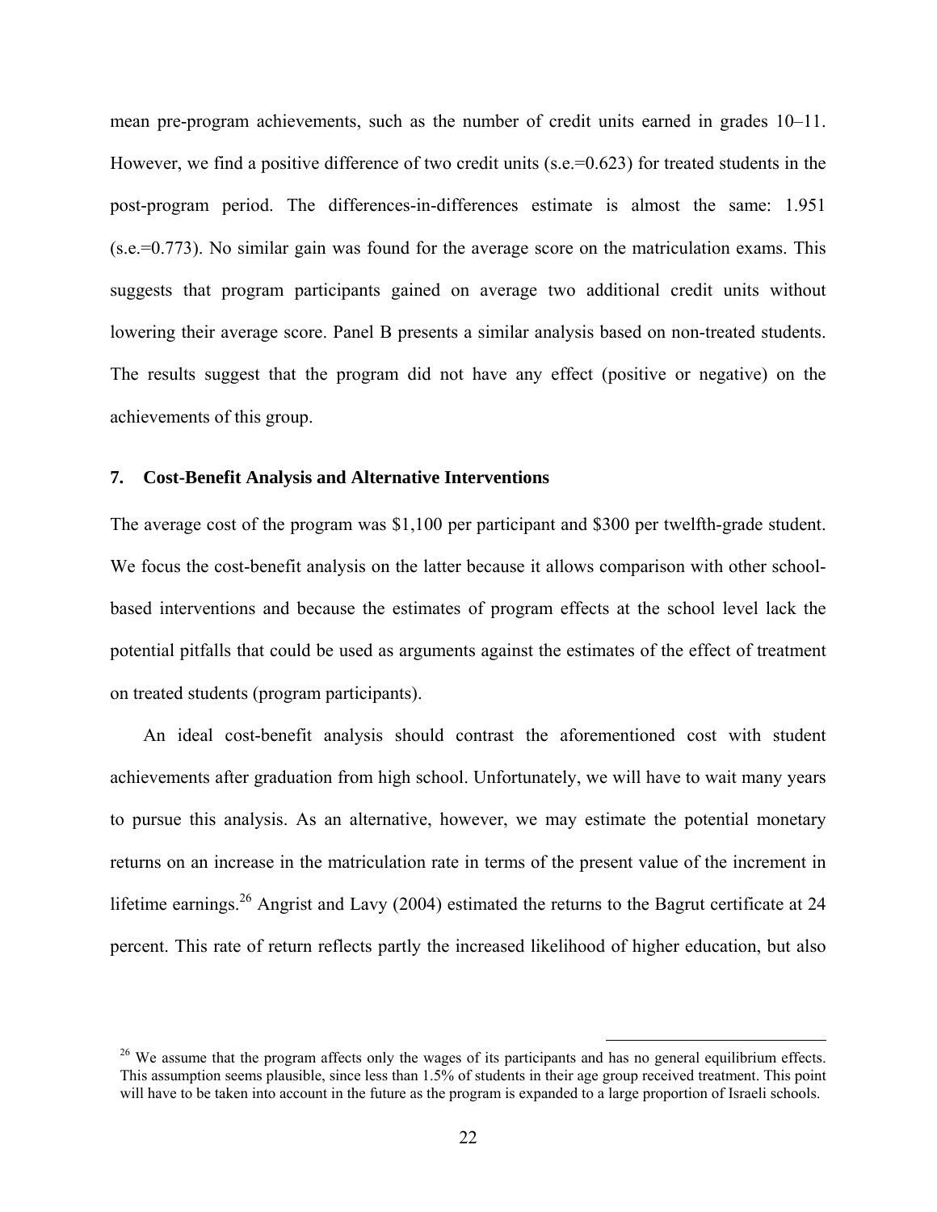mean pre-program achievements, such as the number of credit units earned in grades 10–11. However, we find a positive difference of two credit units (s.e.=0.623) for treated students in the post-program period. The differences-in-differences estimate is almost the same: 1.951 (s.e.=0.773). No similar gain was found for the average score on the matriculation exams. This suggests that program participants gained on average two additional credit units without lowering their average score. Panel B presents a similar analysis based on non-treated students. The results suggest that the program did not have any effect (positive or negative) on the achievements of this group.

## 7. Cost-Benefit Analysis and Alternative Interventions

The average cost of the program was $1,100 per participant and $300 per twelfth-grade student. We focus the cost-benefit analysis on the latter because it allows comparison with other school-based interventions and because the estimates of program effects at the school level lack the potential pitfalls that could be used as arguments against the estimates of the effect of treatment on treated students (program participants).

An ideal cost-benefit analysis should contrast the aforementioned cost with student achievements after graduation from high school. Unfortunately, we will have to wait many years to pursue this analysis. As an alternative, however, we may estimate the potential monetary returns on an increase in the matriculation rate in terms of the present value of the increment in lifetime earnings.[26] Angrist and Lavy (2004) estimated the returns to the Bagrut certificate at 24 percent. This rate of return reflects partly the increased likelihood of higher education, but also

[26] We assume that the program affects only the wages of its participants and has no general equilibrium effects. This assumption seems plausible, since less than 1.5% of students in their age group received treatment. This point will have to be taken into account in the future as the program is expanded to a large proportion of Israeli schools.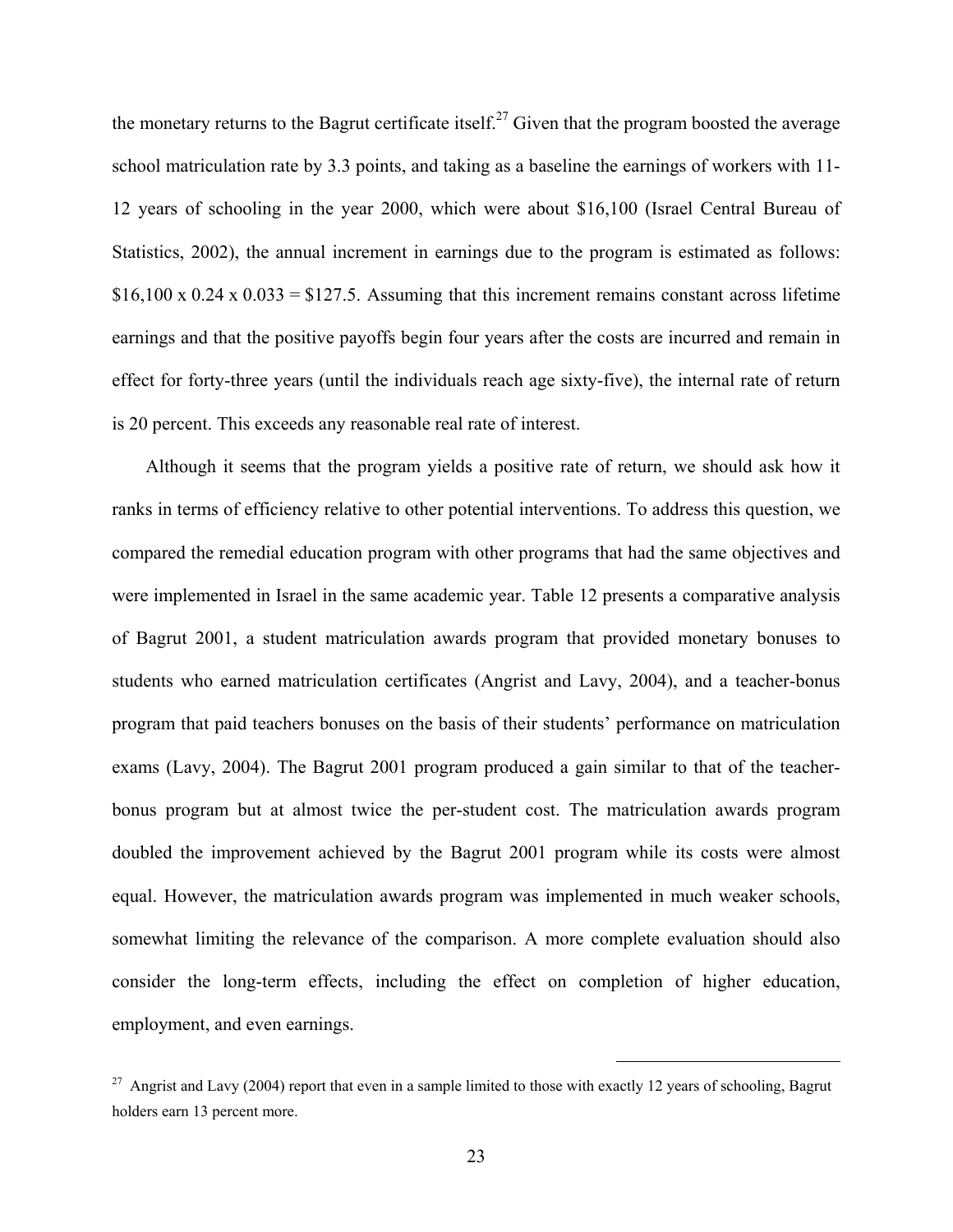the monetary returns to the Bagrut certificate itself.[27] Given that the program boosted the average school matriculation rate by 3.3 points, and taking as a baseline the earnings of workers with 11-12 years of schooling in the year 2000, which were about $16,100 (Israel Central Bureau of Statistics, 2002), the annual increment in earnings due to the program is estimated as follows: $16,100 x 0.24 x 0.033 = $127.5. Assuming that this increment remains constant across lifetime earnings and that the positive payoffs begin four years after the costs are incurred and remain in effect for forty-three years (until the individuals reach age sixty-five), the internal rate of return is 20 percent. This exceeds any reasonable real rate of interest.

Although it seems that the program yields a positive rate of return, we should ask how it ranks in terms of efficiency relative to other potential interventions. To address this question, we compared the remedial education program with other programs that had the same objectives and were implemented in Israel in the same academic year. Table 12 presents a comparative analysis of Bagrut 2001, a student matriculation awards program that provided monetary bonuses to students who earned matriculation certificates (Angrist and Lavy, 2004), and a teacher-bonus program that paid teachers bonuses on the basis of their students' performance on matriculation exams (Lavy, 2004). The Bagrut 2001 program produced a gain similar to that of the teacher-bonus program but at almost twice the per-student cost. The matriculation awards program doubled the improvement achieved by the Bagrut 2001 program while its costs were almost equal. However, the matriculation awards program was implemented in much weaker schools, somewhat limiting the relevance of the comparison. A more complete evaluation should also consider the long-term effects, including the effect on completion of higher education, employment, and even earnings.

[27] Angrist and Lavy (2004) report that even in a sample limited to those with exactly 12 years of schooling, Bagrut holders earn 13 percent more.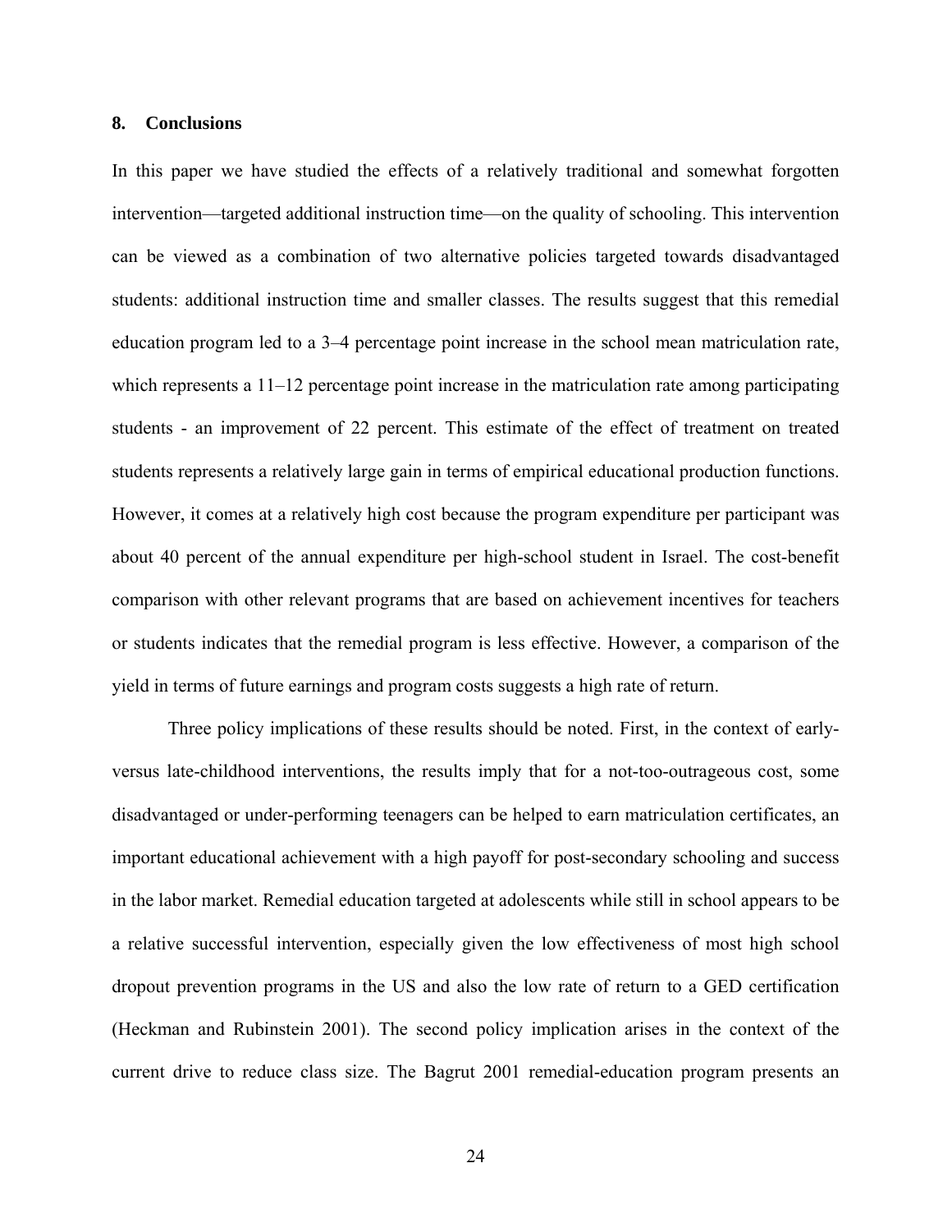## 8. Conclusions

In this paper we have studied the effects of a relatively traditional and somewhat forgotten intervention—targeted additional instruction time—on the quality of schooling. This intervention can be viewed as a combination of two alternative policies targeted towards disadvantaged students: additional instruction time and smaller classes. The results suggest that this remedial education program led to a 3–4 percentage point increase in the school mean matriculation rate, which represents a 11–12 percentage point increase in the matriculation rate among participating students - an improvement of 22 percent. This estimate of the effect of treatment on treated students represents a relatively large gain in terms of empirical educational production functions. However, it comes at a relatively high cost because the program expenditure per participant was about 40 percent of the annual expenditure per high-school student in Israel. The cost-benefit comparison with other relevant programs that are based on achievement incentives for teachers or students indicates that the remedial program is less effective. However, a comparison of the yield in terms of future earnings and program costs suggests a high rate of return.

Three policy implications of these results should be noted. First, in the context of early- versus late-childhood interventions, the results imply that for a not-too-outrageous cost, some disadvantaged or under-performing teenagers can be helped to earn matriculation certificates, an important educational achievement with a high payoff for post-secondary schooling and success in the labor market. Remedial education targeted at adolescents while still in school appears to be a relative successful intervention, especially given the low effectiveness of most high school dropout prevention programs in the US and also the low rate of return to a GED certification (Heckman and Rubinstein 2001). The second policy implication arises in the context of the current drive to reduce class size. The Bagrut 2001 remedial-education program presents an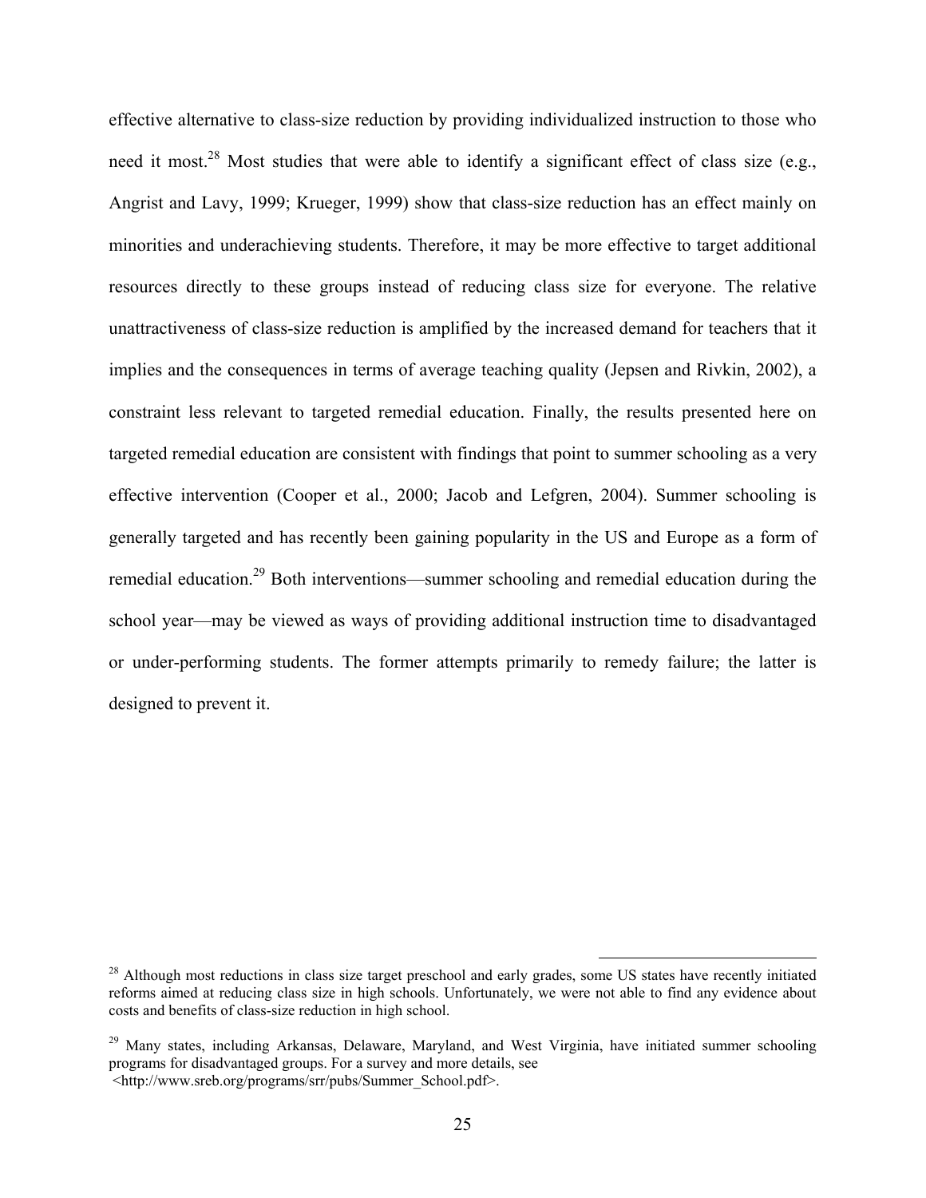effective alternative to class-size reduction by providing individualized instruction to those who need it most.[28] Most studies that were able to identify a significant effect of class size (e.g., Angrist and Lavy, 1999; Krueger, 1999) show that class-size reduction has an effect mainly on minorities and underachieving students. Therefore, it may be more effective to target additional resources directly to these groups instead of reducing class size for everyone. The relative unattractiveness of class-size reduction is amplified by the increased demand for teachers that it implies and the consequences in terms of average teaching quality (Jepsen and Rivkin, 2002), a constraint less relevant to targeted remedial education. Finally, the results presented here on targeted remedial education are consistent with findings that point to summer schooling as a very effective intervention (Cooper et al., 2000; Jacob and Lefgren, 2004). Summer schooling is generally targeted and has recently been gaining popularity in the US and Europe as a form of remedial education.[29] Both interventions—summer schooling and remedial education during the school year—may be viewed as ways of providing additional instruction time to disadvantaged or under-performing students. The former attempts primarily to remedy failure; the latter is designed to prevent it.

---

[28] Although most reductions in class size target preschool and early grades, some US states have recently initiated reforms aimed at reducing class size in high schools. Unfortunately, we were not able to find any evidence about costs and benefits of class-size reduction in high school.

[29] Many states, including Arkansas, Delaware, Maryland, and West Virginia, have initiated summer schooling programs for disadvantaged groups. For a survey and more details, see <http://www.sreb.org/programs/srr/pubs/Summer_School.pdf>.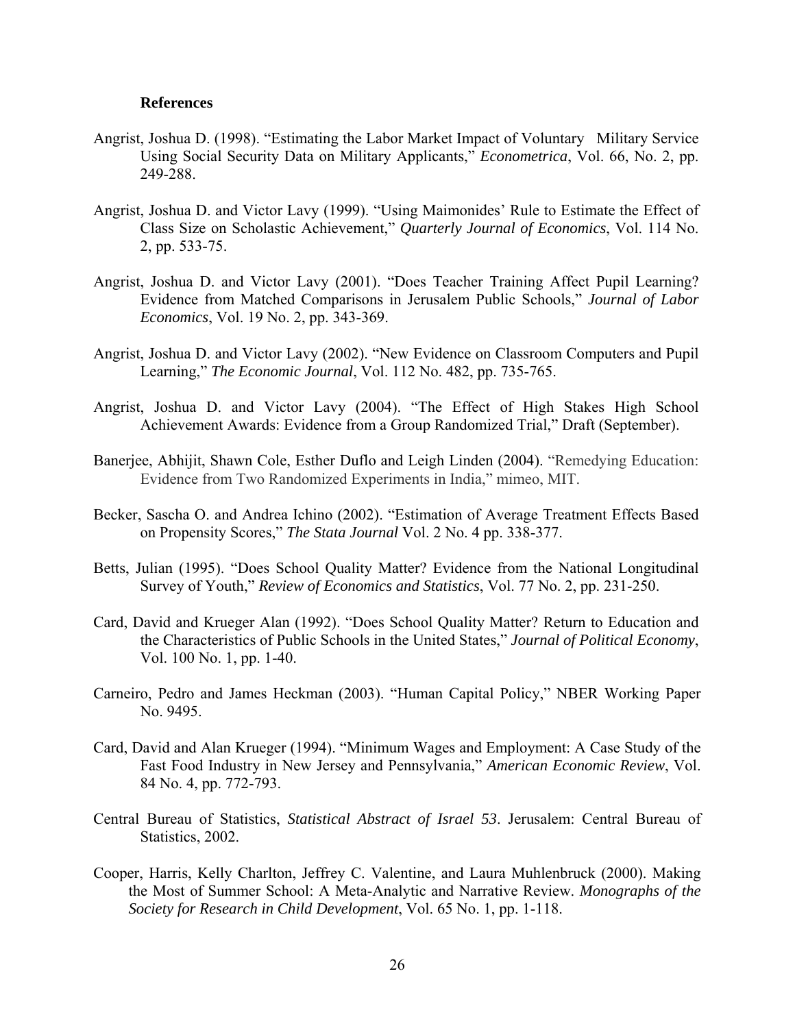## References

Angrist, Joshua D. (1998). "Estimating the Labor Market Impact of Voluntary Military Service Using Social Security Data on Military Applicants," *Econometrica*, Vol. 66, No. 2, pp. 249-288.

Angrist, Joshua D. and Victor Lavy (1999). "Using Maimonides' Rule to Estimate the Effect of Class Size on Scholastic Achievement," *Quarterly Journal of Economics*, Vol. 114 No. 2, pp. 533-75.

Angrist, Joshua D. and Victor Lavy (2001). "Does Teacher Training Affect Pupil Learning? Evidence from Matched Comparisons in Jerusalem Public Schools," *Journal of Labor Economics*, Vol. 19 No. 2, pp. 343-369.

Angrist, Joshua D. and Victor Lavy (2002). "New Evidence on Classroom Computers and Pupil Learning," *The Economic Journal*, Vol. 112 No. 482, pp. 735-765.

Angrist, Joshua D. and Victor Lavy (2004). "The Effect of High Stakes High School Achievement Awards: Evidence from a Group Randomized Trial," Draft (September).

Banerjee, Abhijit, Shawn Cole, Esther Duflo and Leigh Linden (2004). "Remedying Education: Evidence from Two Randomized Experiments in India," mimeo, MIT.

Becker, Sascha O. and Andrea Ichino (2002). "Estimation of Average Treatment Effects Based on Propensity Scores," *The Stata Journal* Vol. 2 No. 4 pp. 338-377.

Betts, Julian (1995). "Does School Quality Matter? Evidence from the National Longitudinal Survey of Youth," *Review of Economics and Statistics*, Vol. 77 No. 2, pp. 231-250.

Card, David and Krueger Alan (1992). "Does School Quality Matter? Return to Education and the Characteristics of Public Schools in the United States," *Journal of Political Economy*, Vol. 100 No. 1, pp. 1-40.

Carneiro, Pedro and James Heckman (2003). "Human Capital Policy," NBER Working Paper No. 9495.

Card, David and Alan Krueger (1994). "Minimum Wages and Employment: A Case Study of the Fast Food Industry in New Jersey and Pennsylvania," *American Economic Review*, Vol. 84 No. 4, pp. 772-793.

Central Bureau of Statistics, *Statistical Abstract of Israel 53*. Jerusalem: Central Bureau of Statistics, 2002.

Cooper, Harris, Kelly Charlton, Jeffrey C. Valentine, and Laura Muhlenbruck (2000). Making the Most of Summer School: A Meta-Analytic and Narrative Review. *Monographs of the Society for Research in Child Development*, Vol. 65 No. 1, pp. 1-118.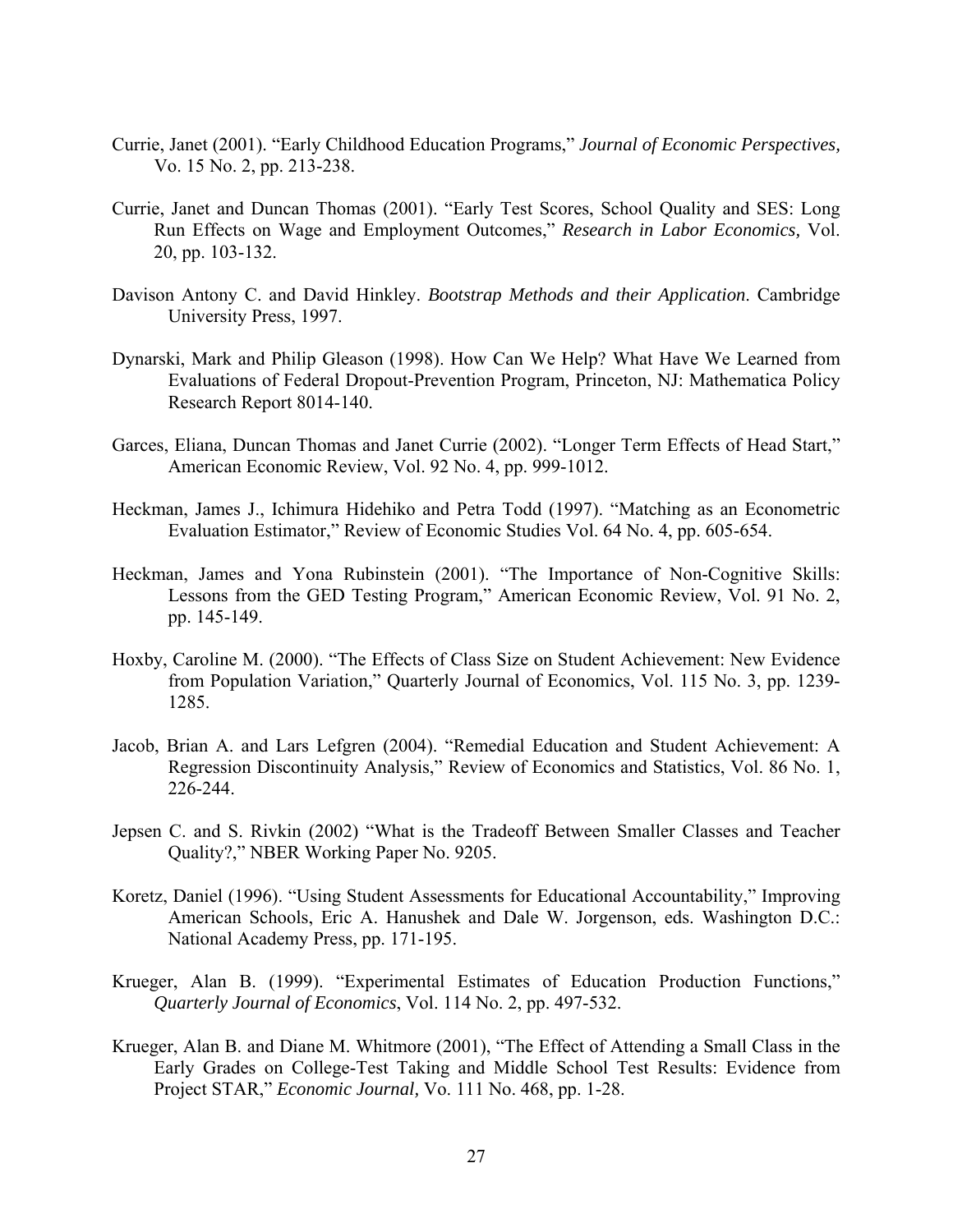Currie, Janet (2001). "Early Childhood Education Programs," *Journal of Economic Perspectives,* Vo. 15 No. 2, pp. 213-238.

Currie, Janet and Duncan Thomas (2001). "Early Test Scores, School Quality and SES: Long Run Effects on Wage and Employment Outcomes," *Research in Labor Economics,* Vol. 20, pp. 103-132.

Davison Antony C. and David Hinkley. *Bootstrap Methods and their Application*. Cambridge University Press, 1997.

Dynarski, Mark and Philip Gleason (1998). How Can We Help? What Have We Learned from Evaluations of Federal Dropout-Prevention Program, Princeton, NJ: Mathematica Policy Research Report 8014-140.

Garces, Eliana, Duncan Thomas and Janet Currie (2002). "Longer Term Effects of Head Start," American Economic Review, Vol. 92 No. 4, pp. 999-1012.

Heckman, James J., Ichimura Hidehiko and Petra Todd (1997). "Matching as an Econometric Evaluation Estimator," Review of Economic Studies Vol. 64 No. 4, pp. 605-654.

Heckman, James and Yona Rubinstein (2001). "The Importance of Non-Cognitive Skills: Lessons from the GED Testing Program," American Economic Review, Vol. 91 No. 2, pp. 145-149.

Hoxby, Caroline M. (2000). "The Effects of Class Size on Student Achievement: New Evidence from Population Variation," Quarterly Journal of Economics, Vol. 115 No. 3, pp. 1239-1285.

Jacob, Brian A. and Lars Lefgren (2004). "Remedial Education and Student Achievement: A Regression Discontinuity Analysis," Review of Economics and Statistics, Vol. 86 No. 1, 226-244.

Jepsen C. and S. Rivkin (2002) "What is the Tradeoff Between Smaller Classes and Teacher Quality?," NBER Working Paper No. 9205.

Koretz, Daniel (1996). "Using Student Assessments for Educational Accountability," Improving American Schools, Eric A. Hanushek and Dale W. Jorgenson, eds. Washington D.C.: National Academy Press, pp. 171-195.

Krueger, Alan B. (1999). "Experimental Estimates of Education Production Functions," *Quarterly Journal of Economics*, Vol. 114 No. 2, pp. 497-532.

Krueger, Alan B. and Diane M. Whitmore (2001), "The Effect of Attending a Small Class in the Early Grades on College-Test Taking and Middle School Test Results: Evidence from Project STAR," *Economic Journal,* Vo. 111 No. 468, pp. 1-28.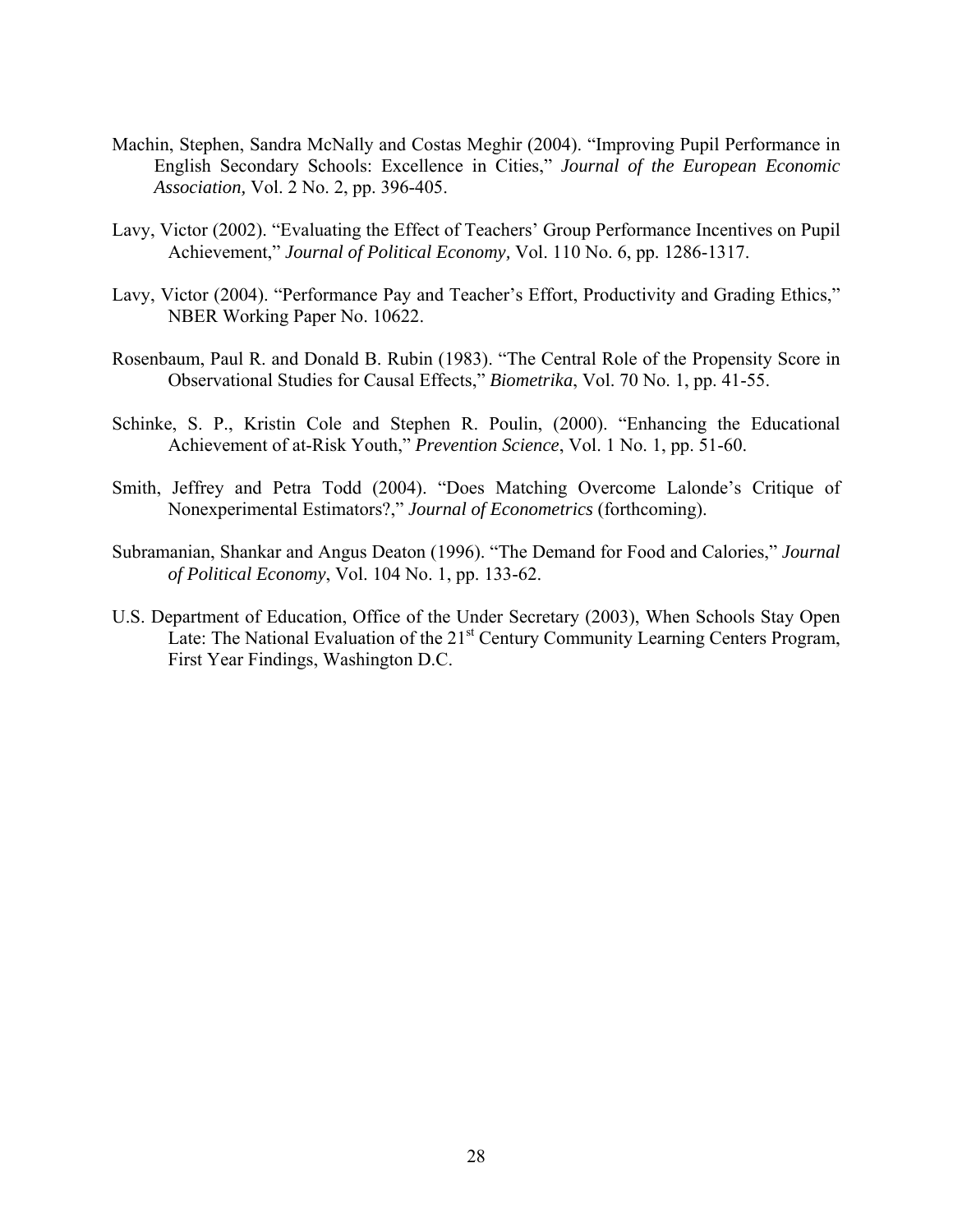Machin, Stephen, Sandra McNally and Costas Meghir (2004). "Improving Pupil Performance in English Secondary Schools: Excellence in Cities," *Journal of the European Economic Association,* Vol. 2 No. 2, pp. 396-405.

Lavy, Victor (2002). "Evaluating the Effect of Teachers' Group Performance Incentives on Pupil Achievement," *Journal of Political Economy,* Vol. 110 No. 6, pp. 1286-1317.

Lavy, Victor (2004). "Performance Pay and Teacher's Effort, Productivity and Grading Ethics," NBER Working Paper No. 10622.

Rosenbaum, Paul R. and Donald B. Rubin (1983). "The Central Role of the Propensity Score in Observational Studies for Causal Effects," *Biometrika*, Vol. 70 No. 1, pp. 41-55.

Schinke, S. P., Kristin Cole and Stephen R. Poulin, (2000). "Enhancing the Educational Achievement of at-Risk Youth," *Prevention Science*, Vol. 1 No. 1, pp. 51-60.

Smith, Jeffrey and Petra Todd (2004). "Does Matching Overcome Lalonde's Critique of Nonexperimental Estimators?," *Journal of Econometrics* (forthcoming).

Subramanian, Shankar and Angus Deaton (1996). "The Demand for Food and Calories," *Journal of Political Economy*, Vol. 104 No. 1, pp. 133-62.

U.S. Department of Education, Office of the Under Secretary (2003), When Schools Stay Open Late: The National Evaluation of the 21st Century Community Learning Centers Program, First Year Findings, Washington D.C.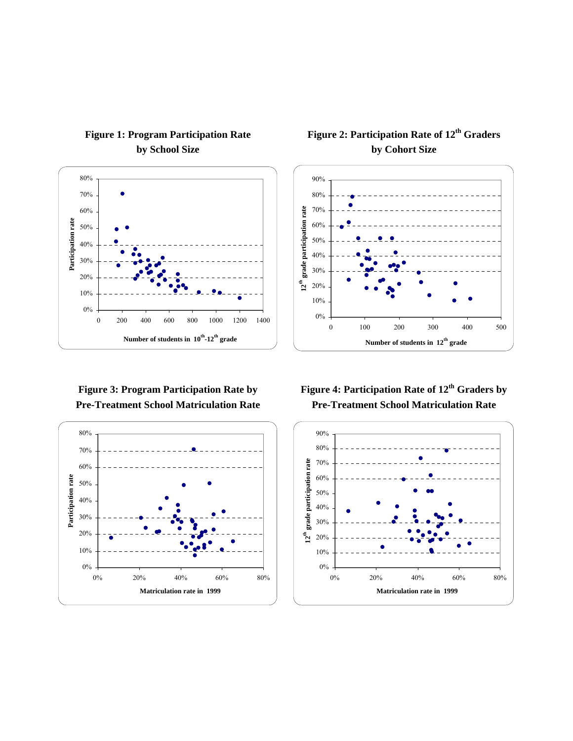**Figure 1: Program Participation Rate by School Size**

**Figure 2: Participation Rate of 12th Graders by Cohort Size**

**Figure 3: Program Participation Rate by Pre-Treatment School Matriculation Rate**

**Figure 4: Participation Rate of 12th Graders by Pre-Treatment School Matriculation Rate**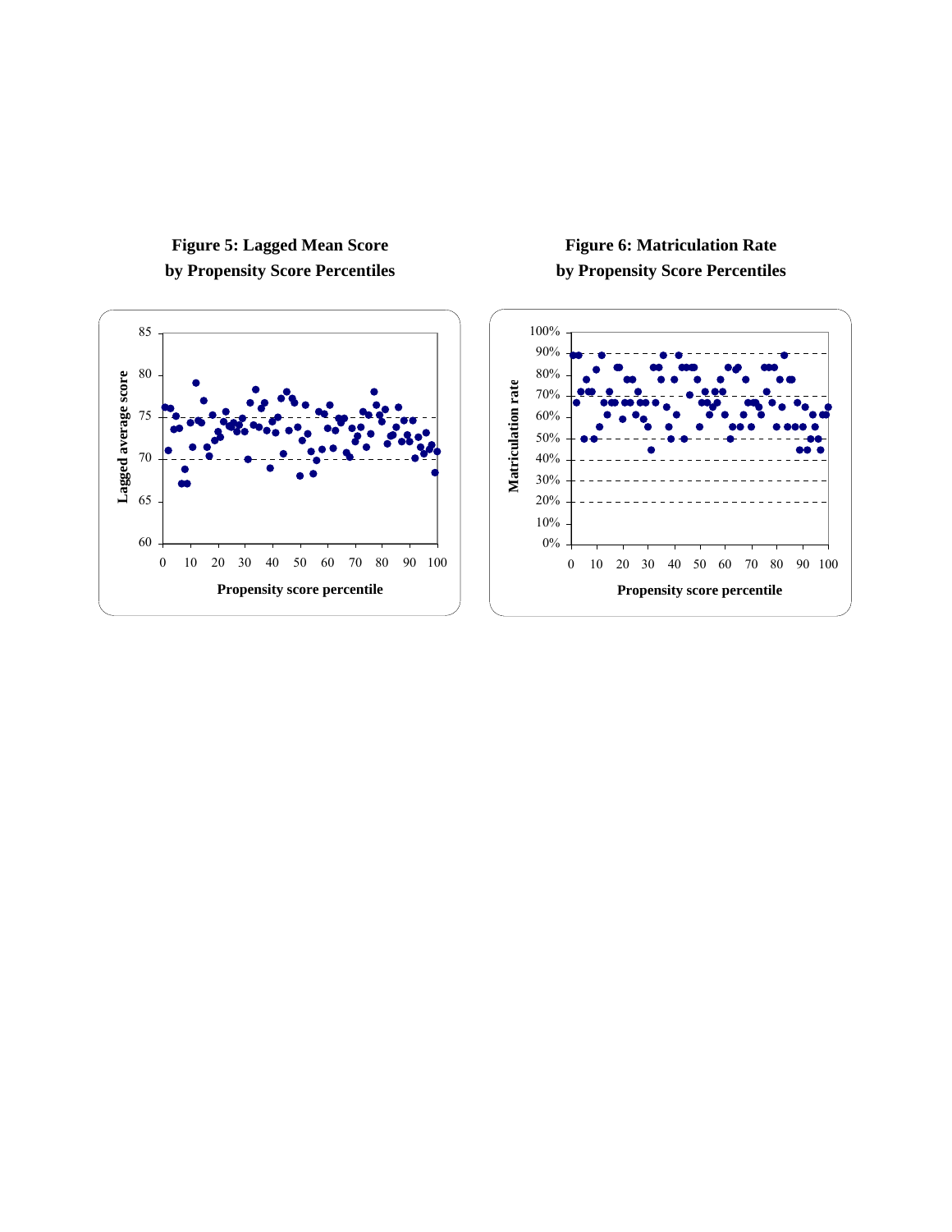**Figure 5: Lagged Mean Score by Propensity Score Percentiles**

**Figure 6: Matriculation Rate by Propensity Score Percentiles**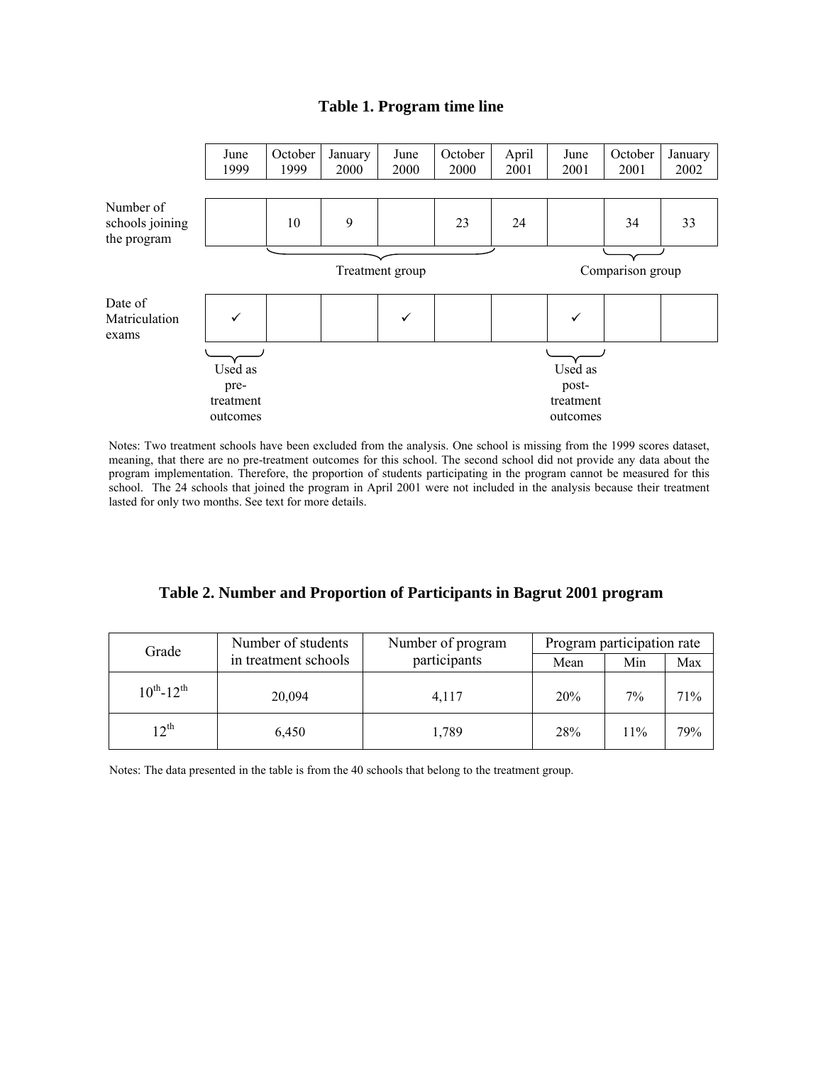## Table 1. Program time line

| | June 1999 | October 1999 | January 2000 | June 2000 | October 2000 | April 2001 | June 2001 | October 2001 | January 2002 |
|---|---|---|---|---|---|---|---|---|---|
| Number of schools joining the program | | 10 | 9 | | 23 | 24 | | 34 | 33 |
| | | Treatment group | | | | | | Comparison group | |
| Date of Matriculation exams | ✓ | | | ✓ | | | ✓ | | |
| | Used as pre-treatment outcomes | | | | | | Used as post-treatment outcomes | | |

Notes: Two treatment schools have been excluded from the analysis. One school is missing from the 1999 scores dataset, meaning, that there are no pre-treatment outcomes for this school. The second school did not provide any data about the program implementation. Therefore, the proportion of students participating in the program cannot be measured for this school. The 24 schools that joined the program in April 2001 were not included in the analysis because their treatment lasted for only two months. See text for more details.

## Table 2. Number and Proportion of Participants in Bagrut 2001 program

| Grade | Number of students in treatment schools | Number of program participants | Program participation rate | | |
|---|---|---|---|---|---|
| | | | Mean | Min | Max |
| $10^{th}$-$12^{th}$ | 20,094 | 4,117 | 20% | 7% | 71% |
| $12^{th}$ | 6,450 | 1,789 | 28% | 11% | 79% |

Notes: The data presented in the table is from the 40 schools that belong to the treatment group.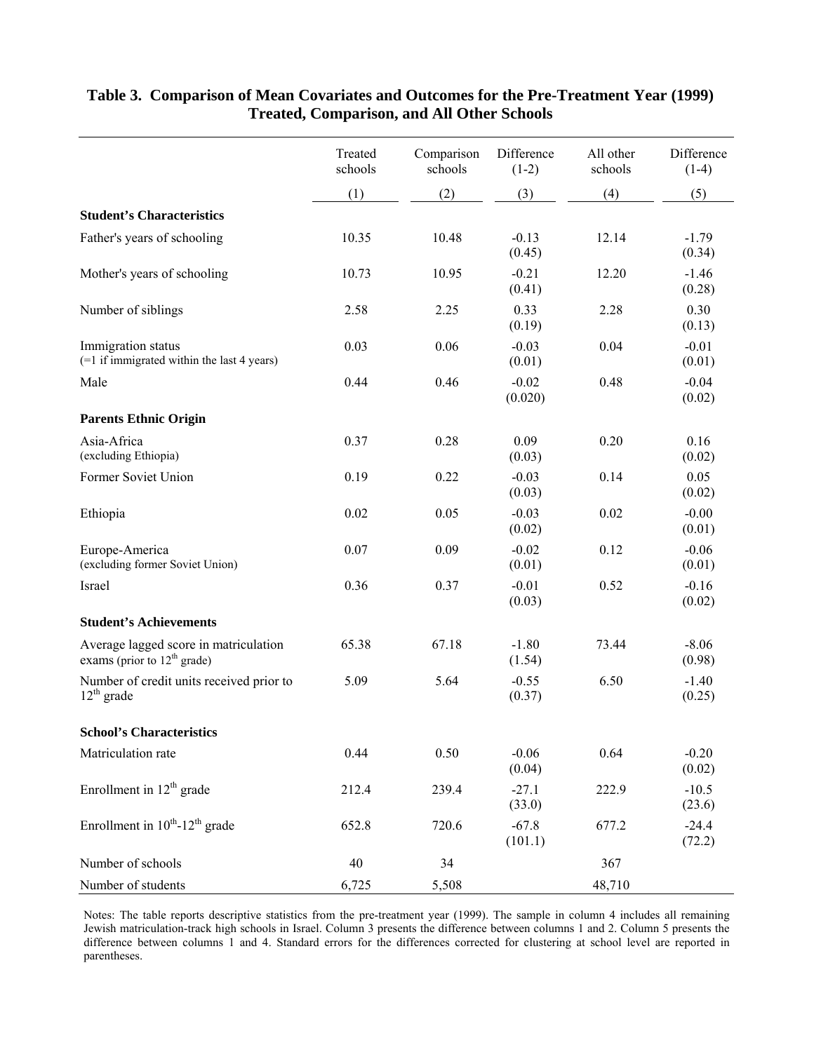# Table 3. Comparison of Mean Covariates and Outcomes for the Pre-Treatment Year (1999) Treated, Comparison, and All Other Schools

| | Treated schools | Comparison schools | Difference (1-2) | All other schools | Difference (1-4) |
|---|---|---|---|---|---|
| | (1) | (2) | (3) | (4) | (5) |
| **Student's Characteristics** | | | | | |
| Father's years of schooling | 10.35 | 10.48 | -0.13 (0.45) | 12.14 | -1.79 (0.34) |
| Mother's years of schooling | 10.73 | 10.95 | -0.21 (0.41) | 12.20 | -1.46 (0.28) |
| Number of siblings | 2.58 | 2.25 | 0.33 (0.19) | 2.28 | 0.30 (0.13) |
| Immigration status (=1 if immigrated within the last 4 years) | 0.03 | 0.06 | -0.03 (0.01) | 0.04 | -0.01 (0.01) |
| Male | 0.44 | 0.46 | -0.02 (0.020) | 0.48 | -0.04 (0.02) |
| **Parents Ethnic Origin** | | | | | |
| Asia-Africa (excluding Ethiopia) | 0.37 | 0.28 | 0.09 (0.03) | 0.20 | 0.16 (0.02) |
| Former Soviet Union | 0.19 | 0.22 | -0.03 (0.03) | 0.14 | 0.05 (0.02) |
| Ethiopia | 0.02 | 0.05 | -0.03 (0.02) | 0.02 | -0.00 (0.01) |
| Europe-America (excluding former Soviet Union) | 0.07 | 0.09 | -0.02 (0.01) | 0.12 | -0.06 (0.01) |
| Israel | 0.36 | 0.37 | -0.01 (0.03) | 0.52 | -0.16 (0.02) |
| **Student's Achievements** | | | | | |
| Average lagged score in matriculation exams (prior to 12th grade) | 65.38 | 67.18 | -1.80 (1.54) | 73.44 | -8.06 (0.98) |
| Number of credit units received prior to 12th grade | 5.09 | 5.64 | -0.55 (0.37) | 6.50 | -1.40 (0.25) |
| **School's Characteristics** | | | | | |
| Matriculation rate | 0.44 | 0.50 | -0.06 (0.04) | 0.64 | -0.20 (0.02) |
| Enrollment in 12th grade | 212.4 | 239.4 | -27.1 (33.0) | 222.9 | -10.5 (23.6) |
| Enrollment in 10th-12th grade | 652.8 | 720.6 | -67.8 (101.1) | 677.2 | -24.4 (72.2) |
| Number of schools | 40 | 34 | | 367 | |
| Number of students | 6,725 | 5,508 | | 48,710 | |

Notes: The table reports descriptive statistics from the pre-treatment year (1999). The sample in column 4 includes all remaining Jewish matriculation-track high schools in Israel. Column 3 presents the difference between columns 1 and 2. Column 5 presents the difference between columns 1 and 4. Standard errors for the differences corrected for clustering at school level are reported in parentheses.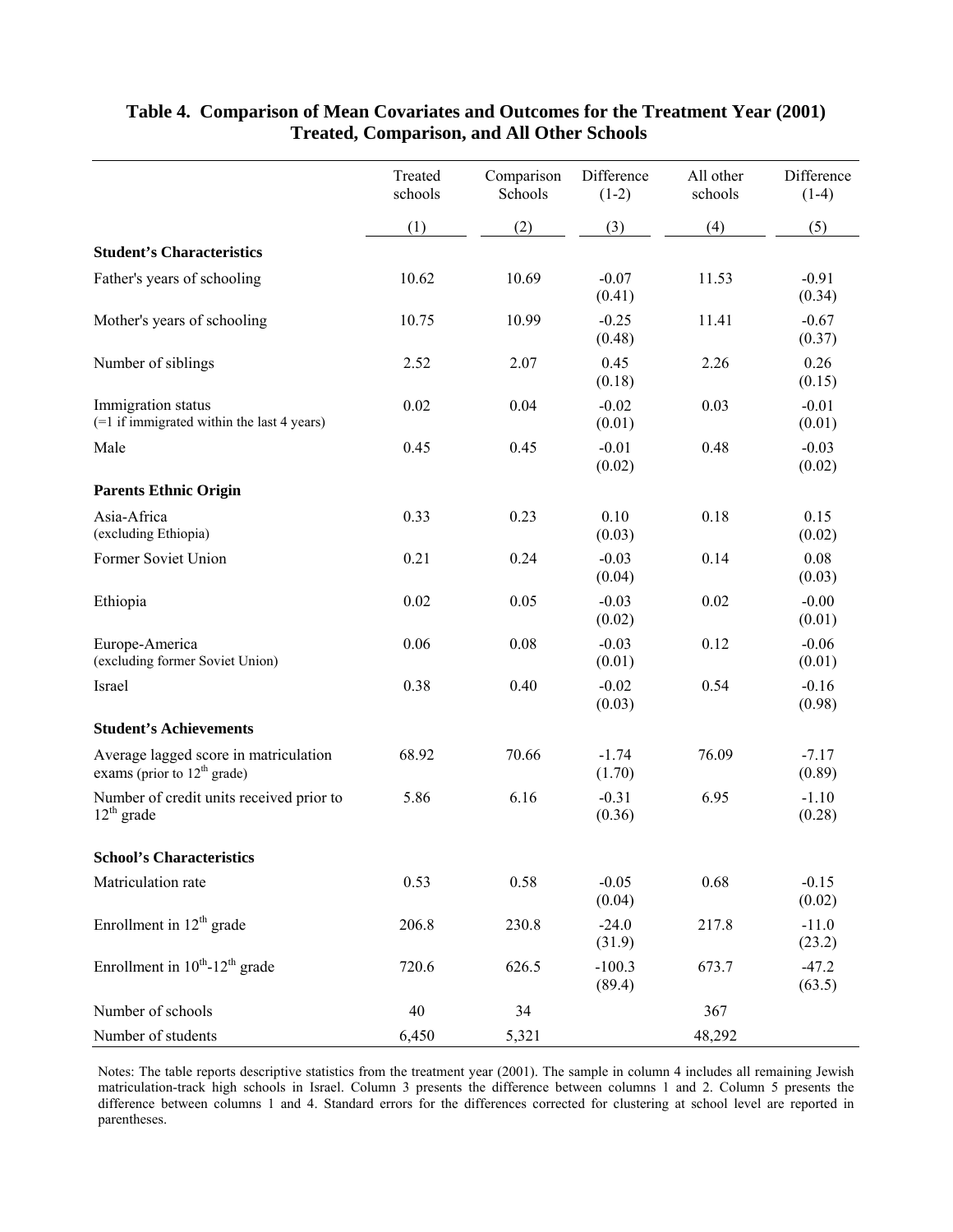**Table 4. Comparison of Mean Covariates and Outcomes for the Treatment Year (2001) Treated, Comparison, and All Other Schools**

| | Treated schools | Comparison Schools | Difference (1-2) | All other schools | Difference (1-4) |
|---|---|---|---|---|---|
| | (1) | (2) | (3) | (4) | (5) |
| **Student's Characteristics** | | | | | |
| Father's years of schooling | 10.62 | 10.69 | -0.07 (0.41) | 11.53 | -0.91 (0.34) |
| Mother's years of schooling | 10.75 | 10.99 | -0.25 (0.48) | 11.41 | -0.67 (0.37) |
| Number of siblings | 2.52 | 2.07 | 0.45 (0.18) | 2.26 | 0.26 (0.15) |
| Immigration status (=1 if immigrated within the last 4 years) | 0.02 | 0.04 | -0.02 (0.01) | 0.03 | -0.01 (0.01) |
| Male | 0.45 | 0.45 | -0.01 (0.02) | 0.48 | -0.03 (0.02) |
| **Parents Ethnic Origin** | | | | | |
| Asia-Africa (excluding Ethiopia) | 0.33 | 0.23 | 0.10 (0.03) | 0.18 | 0.15 (0.02) |
| Former Soviet Union | 0.21 | 0.24 | -0.03 (0.04) | 0.14 | 0.08 (0.03) |
| Ethiopia | 0.02 | 0.05 | -0.03 (0.02) | 0.02 | -0.00 (0.01) |
| Europe-America (excluding former Soviet Union) | 0.06 | 0.08 | -0.03 (0.01) | 0.12 | -0.06 (0.01) |
| Israel | 0.38 | 0.40 | -0.02 (0.03) | 0.54 | -0.16 (0.98) |
| **Student's Achievements** | | | | | |
| Average lagged score in matriculation exams (prior to 12th grade) | 68.92 | 70.66 | -1.74 (1.70) | 76.09 | -7.17 (0.89) |
| Number of credit units received prior to 12th grade | 5.86 | 6.16 | -0.31 (0.36) | 6.95 | -1.10 (0.28) |
| **School's Characteristics** | | | | | |
| Matriculation rate | 0.53 | 0.58 | -0.05 (0.04) | 0.68 | -0.15 (0.02) |
| Enrollment in 12th grade | 206.8 | 230.8 | -24.0 (31.9) | 217.8 | -11.0 (23.2) |
| Enrollment in 10th-12th grade | 720.6 | 626.5 | -100.3 (89.4) | 673.7 | -47.2 (63.5) |
| Number of schools | 40 | 34 | | 367 | |
| Number of students | 6,450 | 5,321 | | 48,292 | |

Notes: The table reports descriptive statistics from the treatment year (2001). The sample in column 4 includes all remaining Jewish matriculation-track high schools in Israel. Column 3 presents the difference between columns 1 and 2. Column 5 presents the difference between columns 1 and 4. Standard errors for the differences corrected for clustering at school level are reported in parentheses.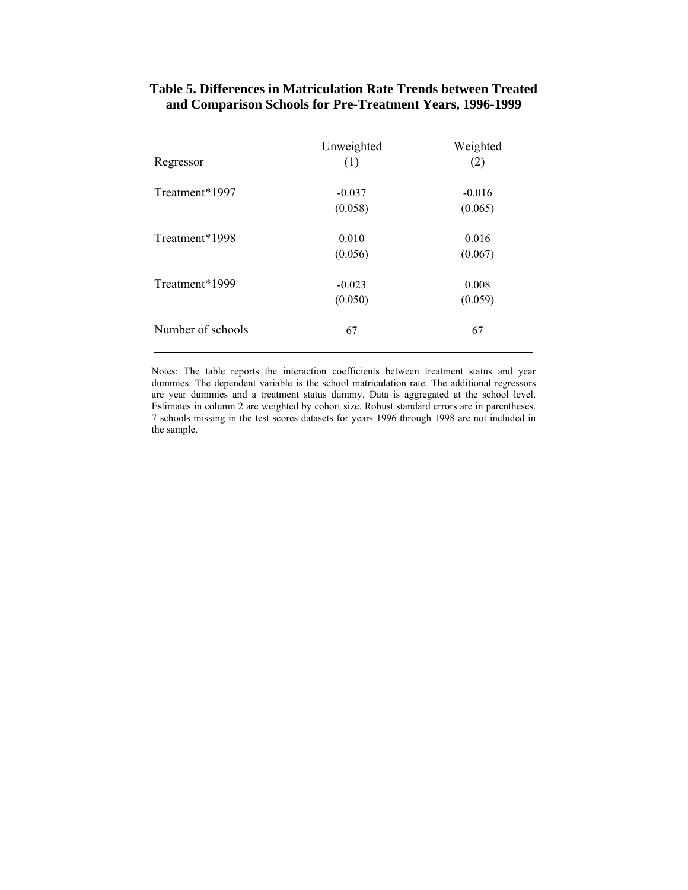**Table 5. Differences in Matriculation Rate Trends between Treated and Comparison Schools for Pre-Treatment Years, 1996-1999**

| Regressor | Unweighted (1) | Weighted (2) |
|---|---|---|
| Treatment*1997 | -0.037 | -0.016 |
| | (0.058) | (0.065) |
| Treatment*1998 | 0.010 | 0.016 |
| | (0.056) | (0.067) |
| Treatment*1999 | -0.023 | 0.008 |
| | (0.050) | (0.059) |
| Number of schools | 67 | 67 |

Notes: The table reports the interaction coefficients between treatment status and year dummies. The dependent variable is the school matriculation rate. The additional regressors are year dummies and a treatment status dummy. Data is aggregated at the school level. Estimates in column 2 are weighted by cohort size. Robust standard errors are in parentheses. 7 schools missing in the test scores datasets for years 1996 through 1998 are not included in the sample.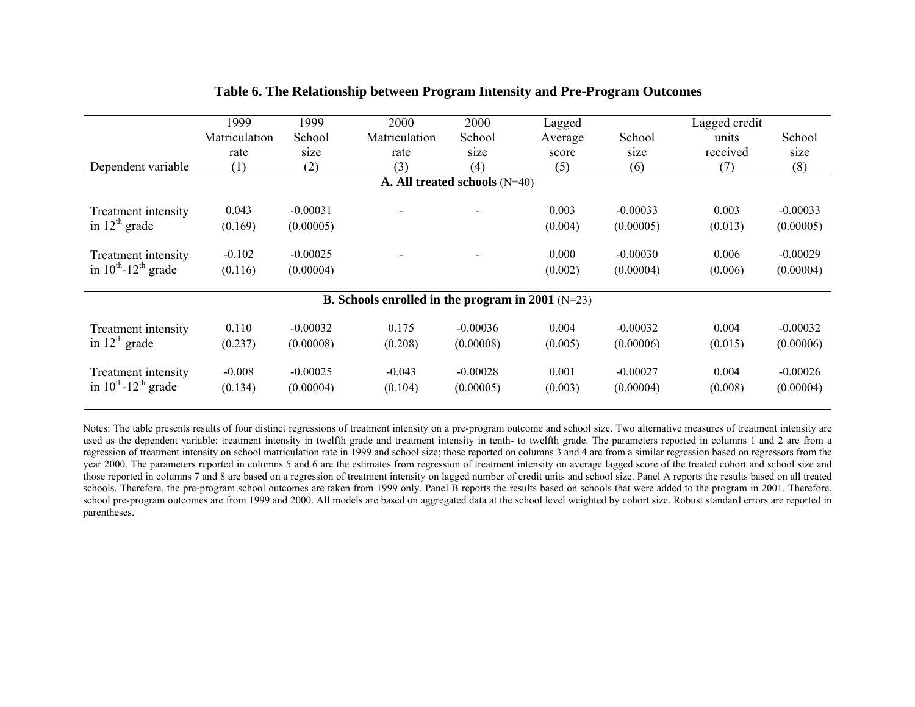## Table 6. The Relationship between Program Intensity and Pre-Program Outcomes

| Dependent variable | 1999 Matriculation rate (1) | 1999 School size (2) | 2000 Matriculation rate (3) | 2000 School size (4) | Lagged Average score (5) | School size (6) | Lagged credit units received (7) | School size (8) |
|---|---|---|---|---|---|---|---|---|
| **A. All treated schools** (N=40) | | | | | | | | |
| Treatment intensity in $12^{th}$ grade | 0.043 | -0.00031 | - | - | 0.003 | -0.00033 | 0.003 | -0.00033 |
| | (0.169) | (0.00005) | | | (0.004) | (0.00005) | (0.013) | (0.00005) |
| Treatment intensity in $10^{th}$-$12^{th}$ grade | -0.102 | -0.00025 | - | - | 0.000 | -0.00030 | 0.006 | -0.00029 |
| | (0.116) | (0.00004) | | | (0.002) | (0.00004) | (0.006) | (0.00004) |
| **B. Schools enrolled in the program in 2001** (N=23) | | | | | | | | |
| Treatment intensity in $12^{th}$ grade | 0.110 | -0.00032 | 0.175 | -0.00036 | 0.004 | -0.00032 | 0.004 | -0.00032 |
| | (0.237) | (0.00008) | (0.208) | (0.00008) | (0.005) | (0.00006) | (0.015) | (0.00006) |
| Treatment intensity in $10^{th}$-$12^{th}$ grade | -0.008 | -0.00025 | -0.043 | -0.00028 | 0.001 | -0.00027 | 0.004 | -0.00026 |
| | (0.134) | (0.00004) | (0.104) | (0.00005) | (0.003) | (0.00004) | (0.008) | (0.00004) |

Notes: The table presents results of four distinct regressions of treatment intensity on a pre-program outcome and school size. Two alternative measures of treatment intensity are used as the dependent variable: treatment intensity in twelfth grade and treatment intensity in tenth- to twelfth grade. The parameters reported in columns 1 and 2 are from a regression of treatment intensity on school matriculation rate in 1999 and school size; those reported on columns 3 and 4 are from a similar regression based on regressors from the year 2000. The parameters reported in columns 5 and 6 are the estimates from regression of treatment intensity on average lagged score of the treated cohort and school size and those reported in columns 7 and 8 are based on a regression of treatment intensity on lagged number of credit units and school size. Panel A reports the results based on all treated schools. Therefore, the pre-program school outcomes are taken from 1999 only. Panel B reports the results based on schools that were added to the program in 2001. Therefore, school pre-program outcomes are from 1999 and 2000. All models are based on aggregated data at the school level weighted by cohort size. Robust standard errors are reported in parentheses.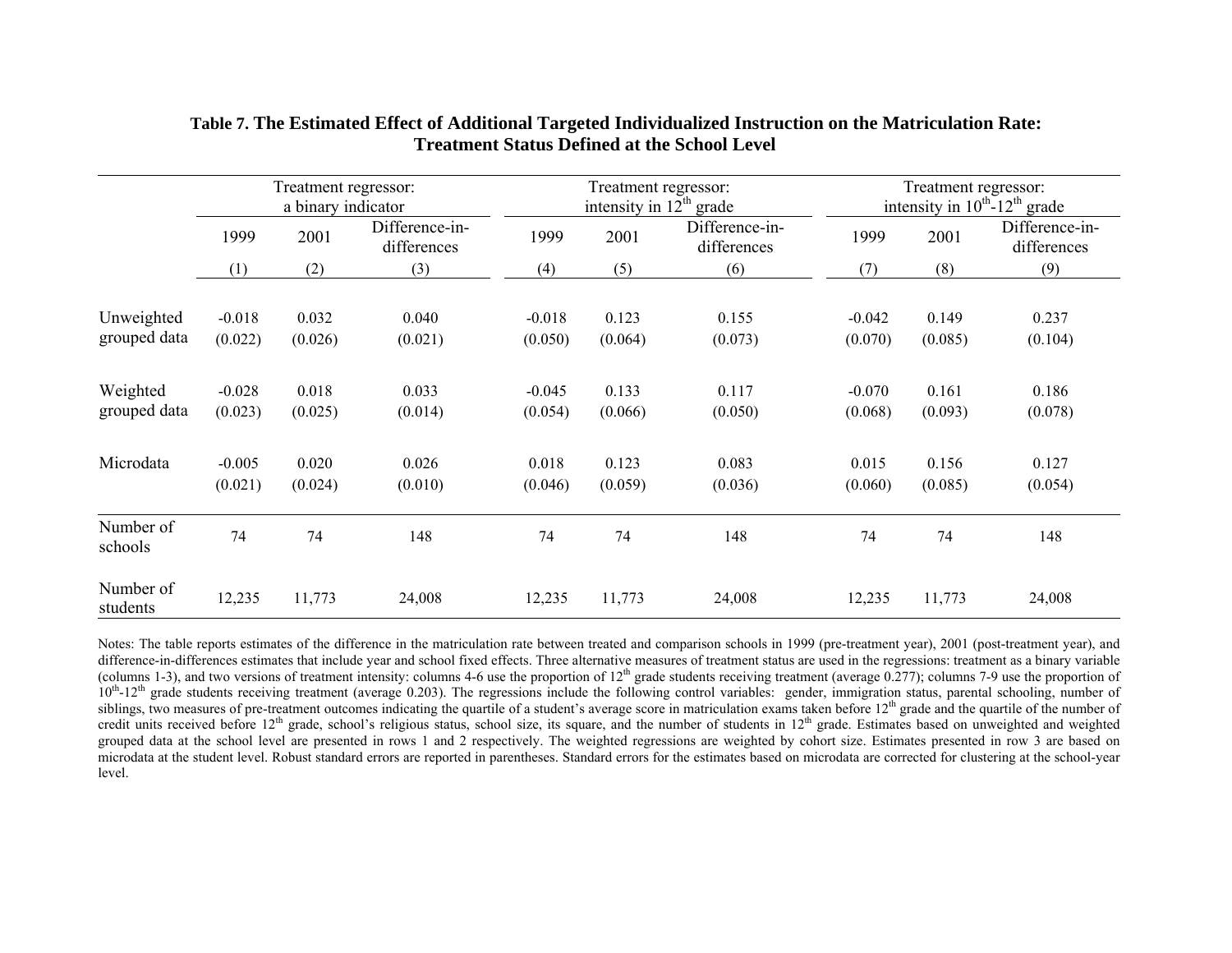**Table 7. The Estimated Effect of Additional Targeted Individualized Instruction on the Matriculation Rate: Treatment Status Defined at the School Level**

| | Treatment regressor: a binary indicator | | | Treatment regressor: intensity in $12^{th}$ grade | | | Treatment regressor: intensity in $10^{th}$-$12^{th}$ grade | | |
|---|---|---|---|---|---|---|---|---|---|
| | 1999 | 2001 | Difference-in-differences | 1999 | 2001 | Difference-in-differences | 1999 | 2001 | Difference-in-differences |
| | (1) | (2) | (3) | (4) | (5) | (6) | (7) | (8) | (9) |
| Unweighted grouped data | -0.018 | 0.032 | 0.040 | -0.018 | 0.123 | 0.155 | -0.042 | 0.149 | 0.237 |
| | (0.022) | (0.026) | (0.021) | (0.050) | (0.064) | (0.073) | (0.070) | (0.085) | (0.104) |
| Weighted grouped data | -0.028 | 0.018 | 0.033 | -0.045 | 0.133 | 0.117 | -0.070 | 0.161 | 0.186 |
| | (0.023) | (0.025) | (0.014) | (0.054) | (0.066) | (0.050) | (0.068) | (0.093) | (0.078) |
| Microdata | -0.005 | 0.020 | 0.026 | 0.018 | 0.123 | 0.083 | 0.015 | 0.156 | 0.127 |
| | (0.021) | (0.024) | (0.010) | (0.046) | (0.059) | (0.036) | (0.060) | (0.085) | (0.054) |
| Number of schools | 74 | 74 | 148 | 74 | 74 | 148 | 74 | 74 | 148 |
| Number of students | 12,235 | 11,773 | 24,008 | 12,235 | 11,773 | 24,008 | 12,235 | 11,773 | 24,008 |

Notes: The table reports estimates of the difference in the matriculation rate between treated and comparison schools in 1999 (pre-treatment year), 2001 (post-treatment year), and difference-in-differences estimates that include year and school fixed effects. Three alternative measures of treatment status are used in the regressions: treatment as a binary variable (columns 1-3), and two versions of treatment intensity: columns 4-6 use the proportion of $12^{th}$ grade students receiving treatment (average 0.277); columns 7-9 use the proportion of $10^{th}$-$12^{th}$ grade students receiving treatment (average 0.203). The regressions include the following control variables: gender, immigration status, parental schooling, number of siblings, two measures of pre-treatment outcomes indicating the quartile of a student's average score in matriculation exams taken before $12^{th}$ grade and the quartile of the number of credit units received before $12^{th}$ grade, school's religious status, school size, its square, and the number of students in $12^{th}$ grade. Estimates based on unweighted and weighted grouped data at the school level are presented in rows 1 and 2 respectively. The weighted regressions are weighted by cohort size. Estimates presented in row 3 are based on microdata at the student level. Robust standard errors are reported in parentheses. Standard errors for the estimates based on microdata are corrected for clustering at the school-year level.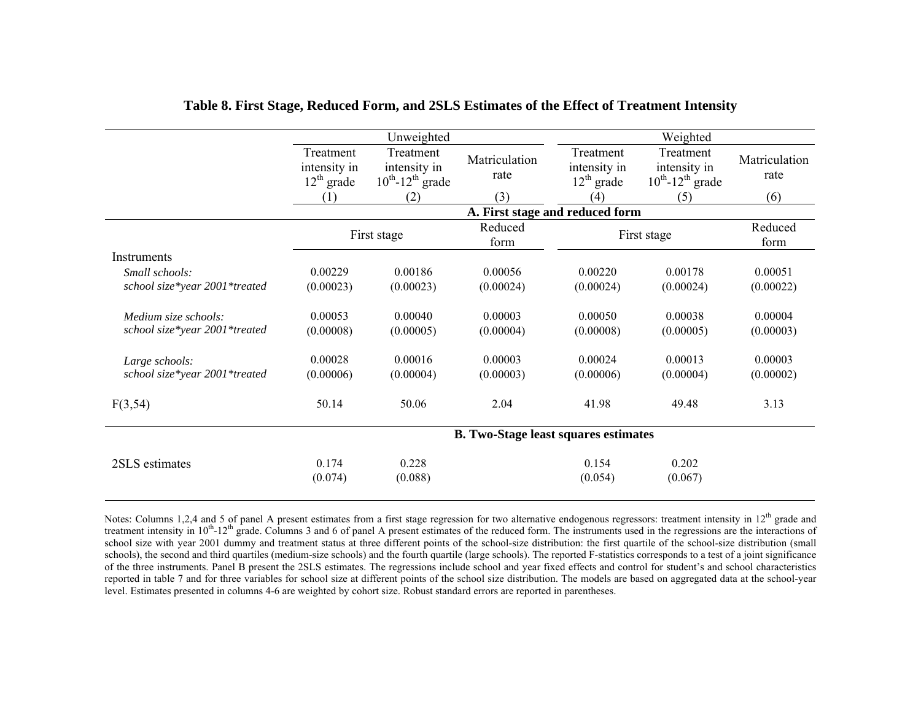**Table 8. First Stage, Reduced Form, and 2SLS Estimates of the Effect of Treatment Intensity**

| | Unweighted | | | Weighted | | |
|---|---|---|---|---|---|---|
| | Treatment intensity in $12^{th}$ grade | Treatment intensity in $10^{th}$-$12^{th}$ grade | Matriculation rate | Treatment intensity in $12^{th}$ grade | Treatment intensity in $10^{th}$-$12^{th}$ grade | Matriculation rate |
| | (1) | (2) | (3) | (4) | (5) | (6) |
| | **A. First stage and reduced form** | | | | | |
| | First stage | | Reduced form | First stage | | Reduced form |
| Instruments | | | | | | |
| *Small schools: school size\*year 2001\*treated* | 0.00229 | 0.00186 | 0.00056 | 0.00220 | 0.00178 | 0.00051 |
| | (0.00023) | (0.00023) | (0.00024) | (0.00024) | (0.00024) | (0.00022) |
| *Medium size schools: school size\*year 2001\*treated* | 0.00053 | 0.00040 | 0.00003 | 0.00050 | 0.00038 | 0.00004 |
| | (0.00008) | (0.00005) | (0.00004) | (0.00008) | (0.00005) | (0.00003) |
| *Large schools: school size\*year 2001\*treated* | 0.00028 | 0.00016 | 0.00003 | 0.00024 | 0.00013 | 0.00003 |
| | (0.00006) | (0.00004) | (0.00003) | (0.00006) | (0.00004) | (0.00002) |
| $F(3,54)$ | 50.14 | 50.06 | 2.04 | 41.98 | 49.48 | 3.13 |
| | **B. Two-Stage least squares estimates** | | | | | |
| 2SLS estimates | 0.174 | 0.228 | | 0.154 | 0.202 | |
| | (0.074) | (0.088) | | (0.054) | (0.067) | |

Notes: Columns 1,2,4 and 5 of panel A present estimates from a first stage regression for two alternative endogenous regressors: treatment intensity in $12^{th}$ grade and treatment intensity in $10^{th}$-$12^{th}$ grade. Columns 3 and 6 of panel A present estimates of the reduced form. The instruments used in the regressions are the interactions of school size with year 2001 dummy and treatment status at three different points of the school-size distribution: the first quartile of the school-size distribution (small schools), the second and third quartiles (medium-size schools) and the fourth quartile (large schools). The reported F-statistics corresponds to a test of a joint significance of the three instruments. Panel B present the 2SLS estimates. The regressions include school and year fixed effects and control for student's and school characteristics reported in table 7 and for three variables for school size at different points of the school size distribution. The models are based on aggregated data at the school-year level. Estimates presented in columns 4-6 are weighted by cohort size. Robust standard errors are reported in parentheses.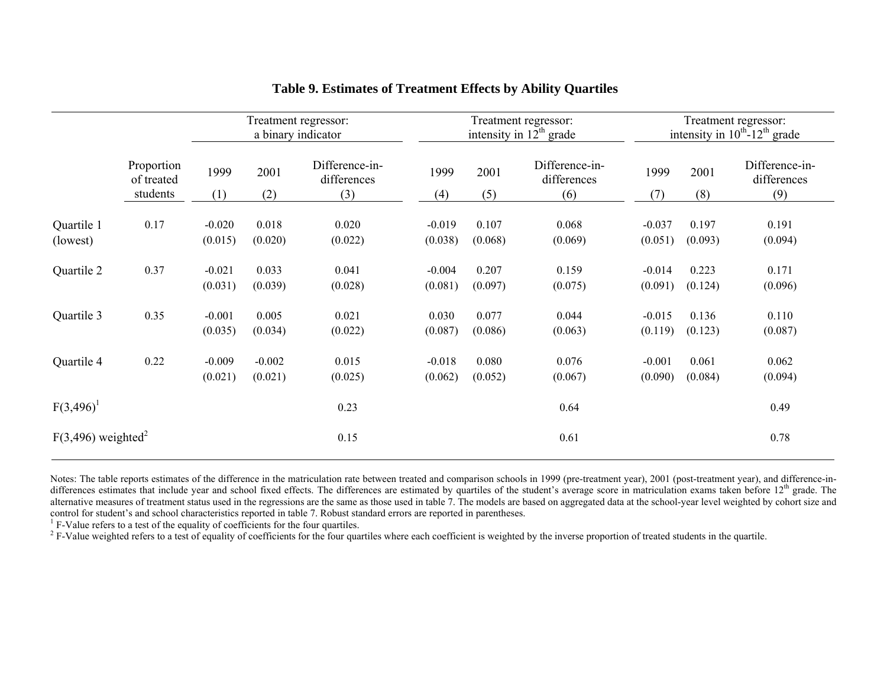# Table 9. Estimates of Treatment Effects by Ability Quartiles

| | Proportion of treated students | Treatment regressor: a binary indicator | | | Treatment regressor: intensity in 12th grade | | | Treatment regressor: intensity in 10th-12th grade | | |
|---|---|---|---|---|---|---|---|---|---|---|
| | | 1999 | 2001 | Difference-in-differences | 1999 | 2001 | Difference-in-differences | 1999 | 2001 | Difference-in-differences |
| | | (1) | (2) | (3) | (4) | (5) | (6) | (7) | (8) | (9) |
| Quartile 1 (lowest) | 0.17 | -0.020 | 0.018 | 0.020 | -0.019 | 0.107 | 0.068 | -0.037 | 0.197 | 0.191 |
| | | (0.015) | (0.020) | (0.022) | (0.038) | (0.068) | (0.069) | (0.051) | (0.093) | (0.094) |
| Quartile 2 | 0.37 | -0.021 | 0.033 | 0.041 | -0.004 | 0.207 | 0.159 | -0.014 | 0.223 | 0.171 |
| | | (0.031) | (0.039) | (0.028) | (0.081) | (0.097) | (0.075) | (0.091) | (0.124) | (0.096) |
| Quartile 3 | 0.35 | -0.001 | 0.005 | 0.021 | 0.030 | 0.077 | 0.044 | -0.015 | 0.136 | 0.110 |
| | | (0.035) | (0.034) | (0.022) | (0.087) | (0.086) | (0.063) | (0.119) | (0.123) | (0.087) |
| Quartile 4 | 0.22 | -0.009 | -0.002 | 0.015 | -0.018 | 0.080 | 0.076 | -0.001 | 0.061 | 0.062 |
| | | (0.021) | (0.021) | (0.025) | (0.062) | (0.052) | (0.067) | (0.090) | (0.084) | (0.094) |
| $F(3,496)$[1] | | | | 0.23 | | | 0.64 | | | 0.49 |
| $F(3,496)$ weighted[2] | | | | 0.15 | | | 0.61 | | | 0.78 |

Notes: The table reports estimates of the difference in the matriculation rate between treated and comparison schools in 1999 (pre-treatment year), 2001 (post-treatment year), and difference-in-differences estimates that include year and school fixed effects. The differences are estimated by quartiles of the student's average score in matriculation exams taken before 12th grade. The alternative measures of treatment status used in the regressions are the same as those used in table 7. The models are based on aggregated data at the school-year level weighted by cohort size and control for student's and school characteristics reported in table 7. Robust standard errors are reported in parentheses.

[1] F-Value refers to a test of the equality of coefficients for the four quartiles.

[2] F-Value weighted refers to a test of equality of coefficients for the four quartiles where each coefficient is weighted by the inverse proportion of treated students in the quartile.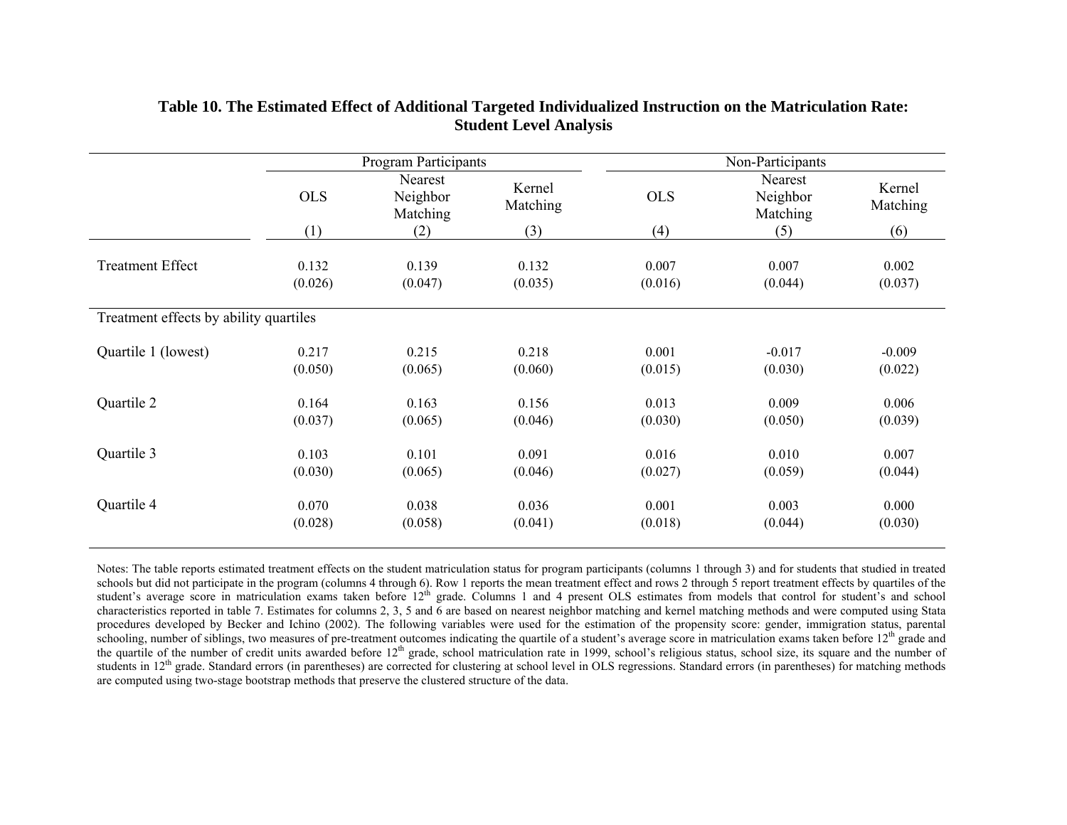**Table 10. The Estimated Effect of Additional Targeted Individualized Instruction on the Matriculation Rate: Student Level Analysis**

| | Program Participants | | | Non-Participants | | |
|---|---|---|---|---|---|---|
| | OLS | Nearest Neighbor Matching | Kernel Matching | OLS | Nearest Neighbor Matching | Kernel Matching |
| | (1) | (2) | (3) | (4) | (5) | (6) |
| Treatment Effect | 0.132 | 0.139 | 0.132 | 0.007 | 0.007 | 0.002 |
| | (0.026) | (0.047) | (0.035) | (0.016) | (0.044) | (0.037) |
| Treatment effects by ability quartiles | | | | | | |
| Quartile 1 (lowest) | 0.217 | 0.215 | 0.218 | 0.001 | -0.017 | -0.009 |
| | (0.050) | (0.065) | (0.060) | (0.015) | (0.030) | (0.022) |
| Quartile 2 | 0.164 | 0.163 | 0.156 | 0.013 | 0.009 | 0.006 |
| | (0.037) | (0.065) | (0.046) | (0.030) | (0.050) | (0.039) |
| Quartile 3 | 0.103 | 0.101 | 0.091 | 0.016 | 0.010 | 0.007 |
| | (0.030) | (0.065) | (0.046) | (0.027) | (0.059) | (0.044) |
| Quartile 4 | 0.070 | 0.038 | 0.036 | 0.001 | 0.003 | 0.000 |
| | (0.028) | (0.058) | (0.041) | (0.018) | (0.044) | (0.030) |

Notes: The table reports estimated treatment effects on the student matriculation status for program participants (columns 1 through 3) and for students that studied in treated schools but did not participate in the program (columns 4 through 6). Row 1 reports the mean treatment effect and rows 2 through 5 report treatment effects by quartiles of the student's average score in matriculation exams taken before 12th grade. Columns 1 and 4 present OLS estimates from models that control for student's and school characteristics reported in table 7. Estimates for columns 2, 3, 5 and 6 are based on nearest neighbor matching and kernel matching methods and were computed using Stata procedures developed by Becker and Ichino (2002). The following variables were used for the estimation of the propensity score: gender, immigration status, parental schooling, number of siblings, two measures of pre-treatment outcomes indicating the quartile of a student's average score in matriculation exams taken before 12th grade and the quartile of the number of credit units awarded before 12th grade, school matriculation rate in 1999, school's religious status, school size, its square and the number of students in 12th grade. Standard errors (in parentheses) are corrected for clustering at school level in OLS regressions. Standard errors (in parentheses) for matching methods are computed using two-stage bootstrap methods that preserve the clustered structure of the data.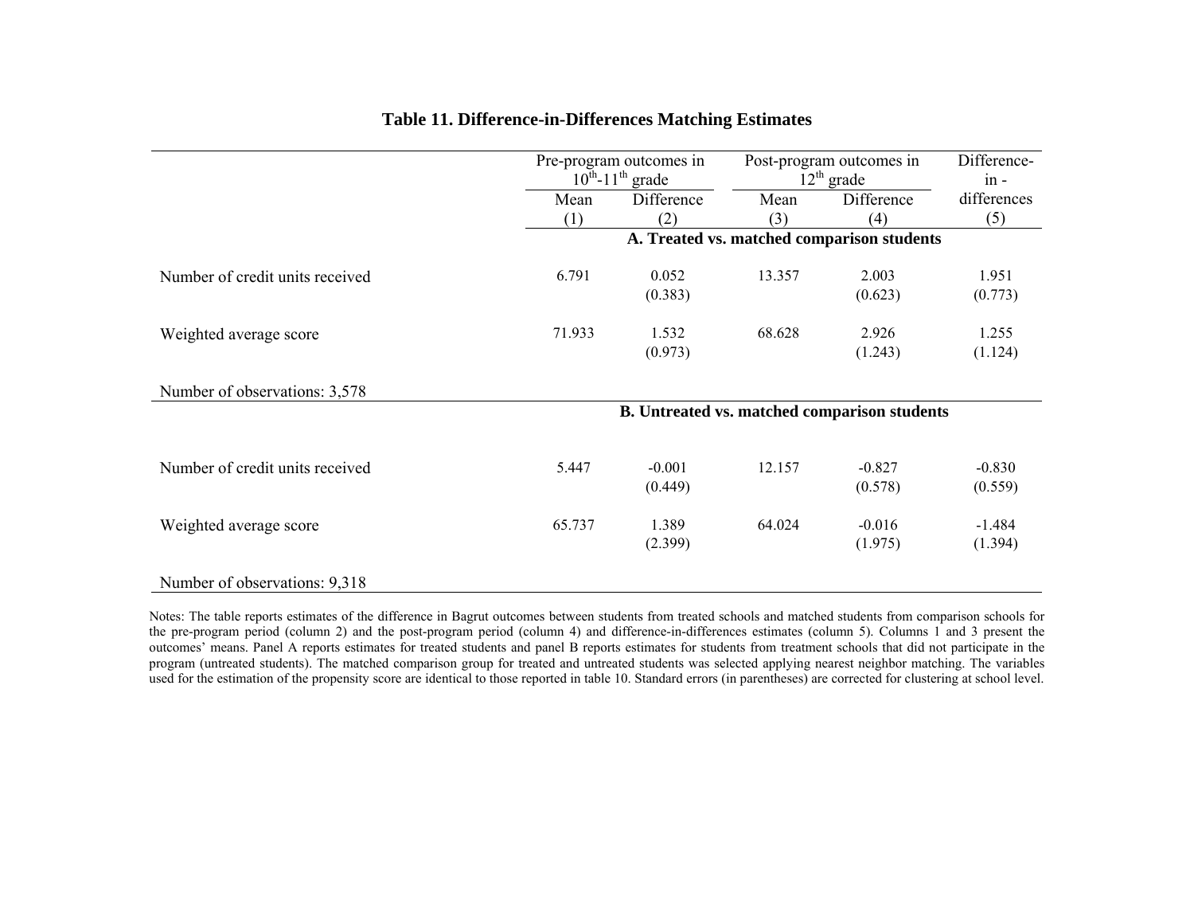**Table 11. Difference-in-Differences Matching Estimates**

| | Pre-program outcomes in $10^{th}$-$11^{th}$ grade | | Post-program outcomes in $12^{th}$ grade | | Difference-in-differences |
|---|---|---|---|---|---|
| | Mean | Difference | Mean | Difference | |
| | (1) | (2) | (3) | (4) | (5) |
| | **A. Treated vs. matched comparison students** | | | | |
| Number of credit units received | 6.791 | 0.052 | 13.357 | 2.003 | 1.951 |
| | | (0.383) | | (0.623) | (0.773) |
| Weighted average score | 71.933 | 1.532 | 68.628 | 2.926 | 1.255 |
| | | (0.973) | | (1.243) | (1.124) |
| Number of observations: 3,578 | | | | | |
| | **B. Untreated vs. matched comparison students** | | | | |
| Number of credit units received | 5.447 | -0.001 | 12.157 | -0.827 | -0.830 |
| | | (0.449) | | (0.578) | (0.559) |
| Weighted average score | 65.737 | 1.389 | 64.024 | -0.016 | -1.484 |
| | | (2.399) | | (1.975) | (1.394) |
| Number of observations: 9,318 | | | | | |

Notes: The table reports estimates of the difference in Bagrut outcomes between students from treated schools and matched students from comparison schools for the pre-program period (column 2) and the post-program period (column 4) and difference-in-differences estimates (column 5). Columns 1 and 3 present the outcomes' means. Panel A reports estimates for treated students and panel B reports estimates for students from treatment schools that did not participate in the program (untreated students). The matched comparison group for treated and untreated students was selected applying nearest neighbor matching. The variables used for the estimation of the propensity score are identical to those reported in table 10. Standard errors (in parentheses) are corrected for clustering at school level.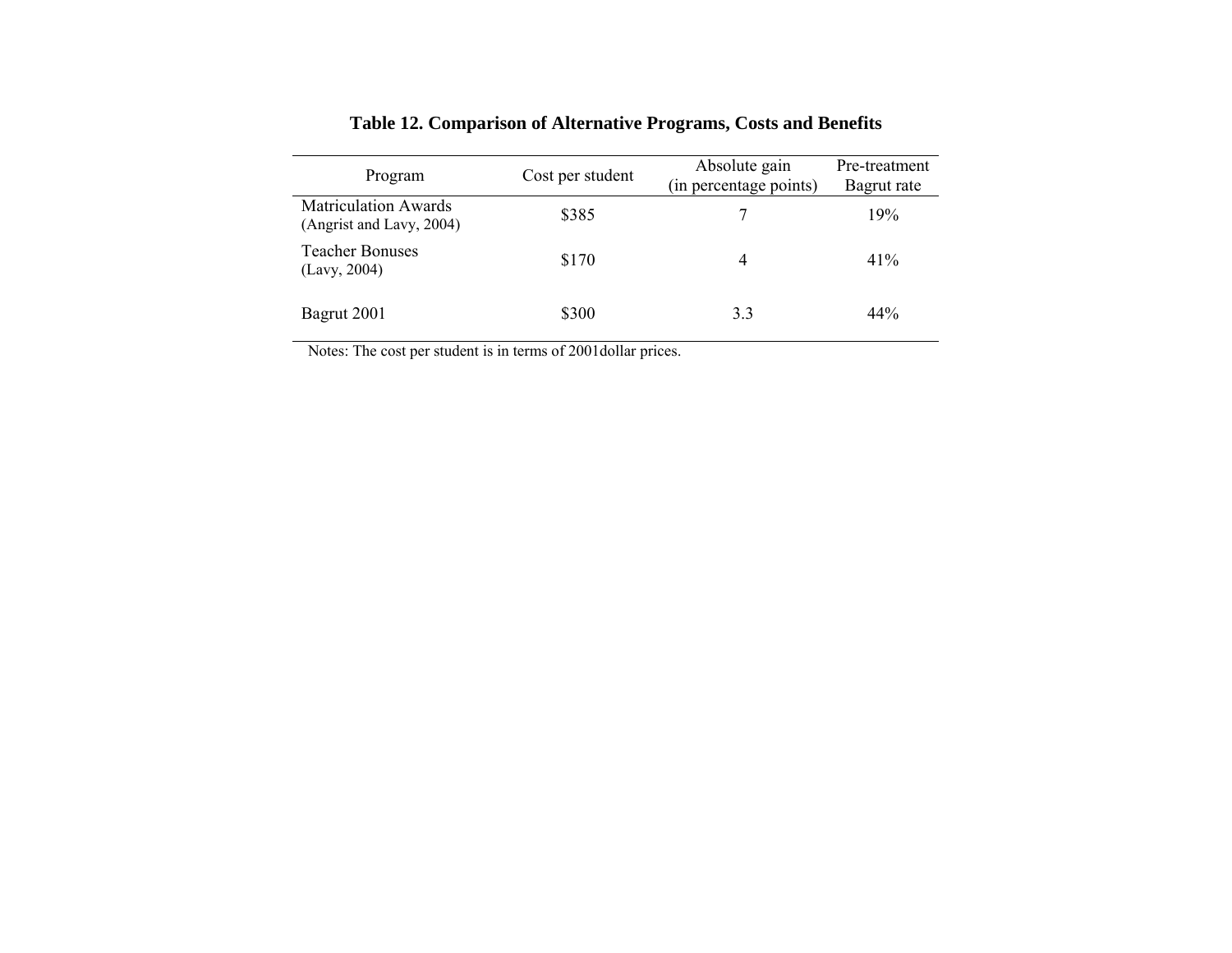**Table 12. Comparison of Alternative Programs, Costs and Benefits**

| Program | Cost per student | Absolute gain (in percentage points) | Pre-treatment Bagrut rate |
|---|---|---|---|
| Matriculation Awards (Angrist and Lavy, 2004) | \$385 | 7 | 19% |
| Teacher Bonuses (Lavy, 2004) | \$170 | 4 | 41% |
| Bagrut 2001 | \$300 | 3.3 | 44% |

Notes: The cost per student is in terms of 2001dollar prices.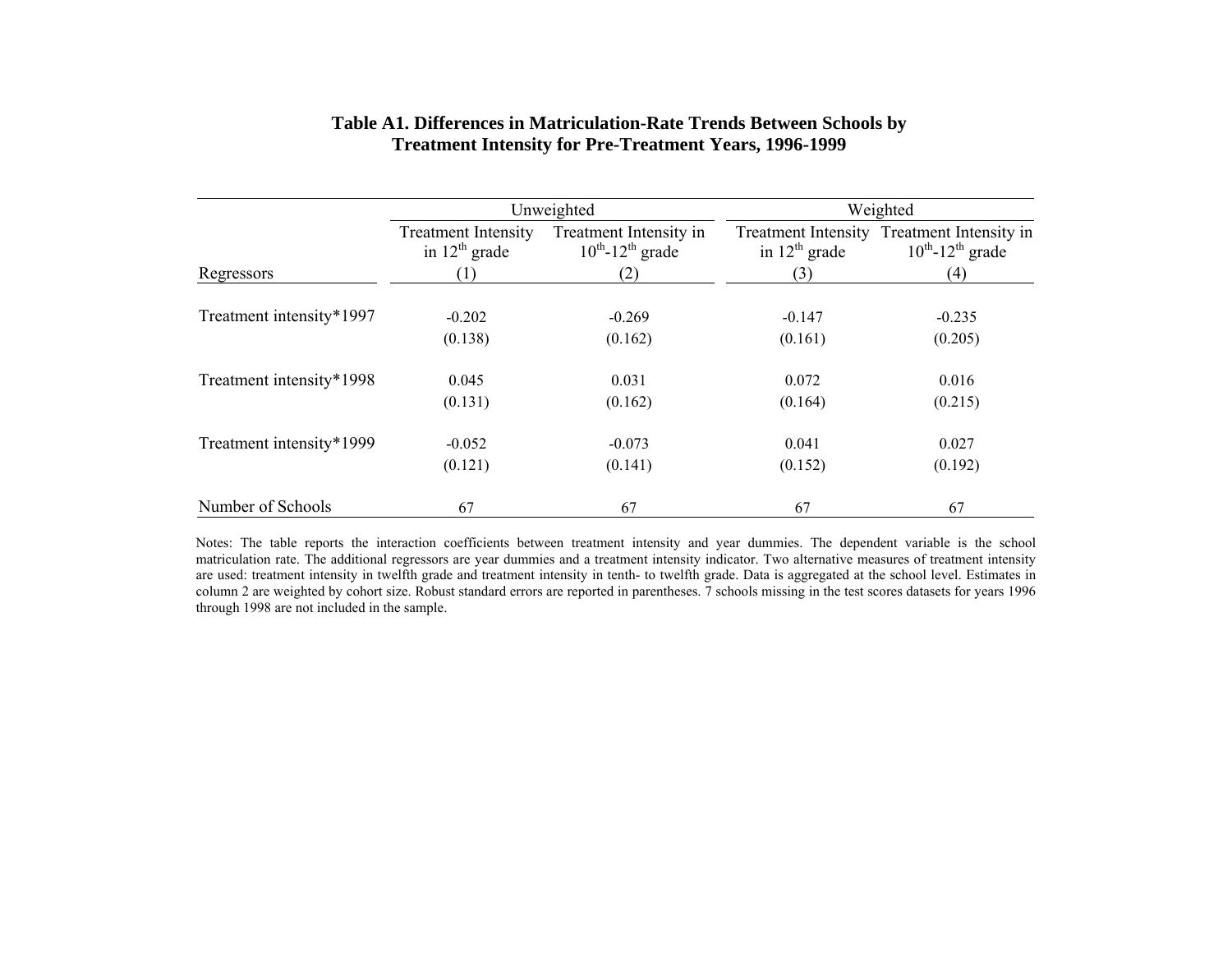**Table A1. Differences in Matriculation-Rate Trends Between Schools by Treatment Intensity for Pre-Treatment Years, 1996-1999**

| | Unweighted | | Weighted | |
|---|---|---|---|---|
| | Treatment Intensity in $12^{th}$ grade | Treatment Intensity in $10^{th}$-$12^{th}$ grade | Treatment Intensity in $12^{th}$ grade | Treatment Intensity in $10^{th}$-$12^{th}$ grade |
| Regressors | (1) | (2) | (3) | (4) |
| Treatment intensity*1997 | -0.202 | -0.269 | -0.147 | -0.235 |
| | (0.138) | (0.162) | (0.161) | (0.205) |
| Treatment intensity*1998 | 0.045 | 0.031 | 0.072 | 0.016 |
| | (0.131) | (0.162) | (0.164) | (0.215) |
| Treatment intensity*1999 | -0.052 | -0.073 | 0.041 | 0.027 |
| | (0.121) | (0.141) | (0.152) | (0.192) |
| Number of Schools | 67 | 67 | 67 | 67 |

Notes: The table reports the interaction coefficients between treatment intensity and year dummies. The dependent variable is the school matriculation rate. The additional regressors are year dummies and a treatment intensity indicator. Two alternative measures of treatment intensity are used: treatment intensity in twelfth grade and treatment intensity in tenth- to twelfth grade. Data is aggregated at the school level. Estimates in column 2 are weighted by cohort size. Robust standard errors are reported in parentheses. 7 schools missing in the test scores datasets for years 1996 through 1998 are not included in the sample.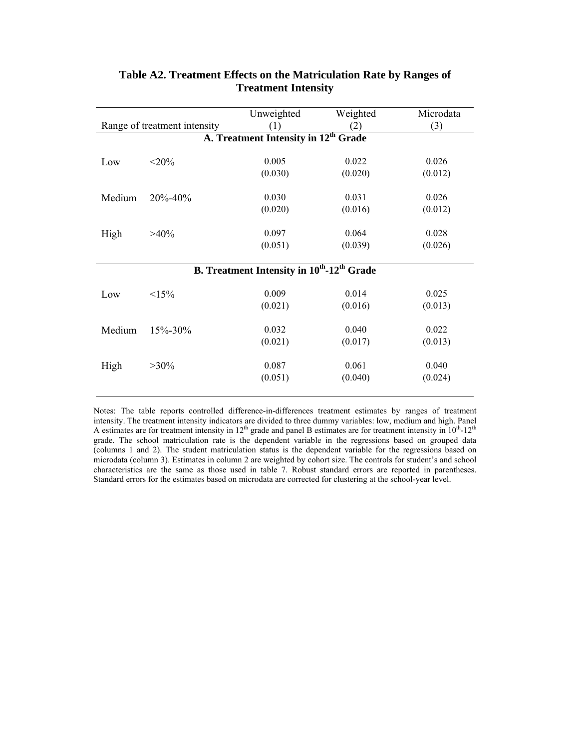**Table A2. Treatment Effects on the Matriculation Rate by Ranges of Treatment Intensity**

| Range of treatment intensity | | Unweighted (1) | Weighted (2) | Microdata (3) |
|---|---|---|---|---|
| **A. Treatment Intensity in 12th Grade** | | | | |
| Low | <20% | 0.005 | 0.022 | 0.026 |
| | | (0.030) | (0.020) | (0.012) |
| Medium | 20%-40% | 0.030 | 0.031 | 0.026 |
| | | (0.020) | (0.016) | (0.012) |
| High | >40% | 0.097 | 0.064 | 0.028 |
| | | (0.051) | (0.039) | (0.026) |
| **B. Treatment Intensity in 10th-12th Grade** | | | | |
| Low | <15% | 0.009 | 0.014 | 0.025 |
| | | (0.021) | (0.016) | (0.013) |
| Medium | 15%-30% | 0.032 | 0.040 | 0.022 |
| | | (0.021) | (0.017) | (0.013) |
| High | >30% | 0.087 | 0.061 | 0.040 |
| | | (0.051) | (0.040) | (0.024) |

Notes: The table reports controlled difference-in-differences treatment estimates by ranges of treatment intensity. The treatment intensity indicators are divided to three dummy variables: low, medium and high. Panel A estimates are for treatment intensity in 12th grade and panel B estimates are for treatment intensity in 10th-12th grade. The school matriculation rate is the dependent variable in the regressions based on grouped data (columns 1 and 2). The student matriculation status is the dependent variable for the regressions based on microdata (column 3). Estimates in column 2 are weighted by cohort size. The controls for student's and school characteristics are the same as those used in table 7. Robust standard errors are reported in parentheses. Standard errors for the estimates based on microdata are corrected for clustering at the school-year level.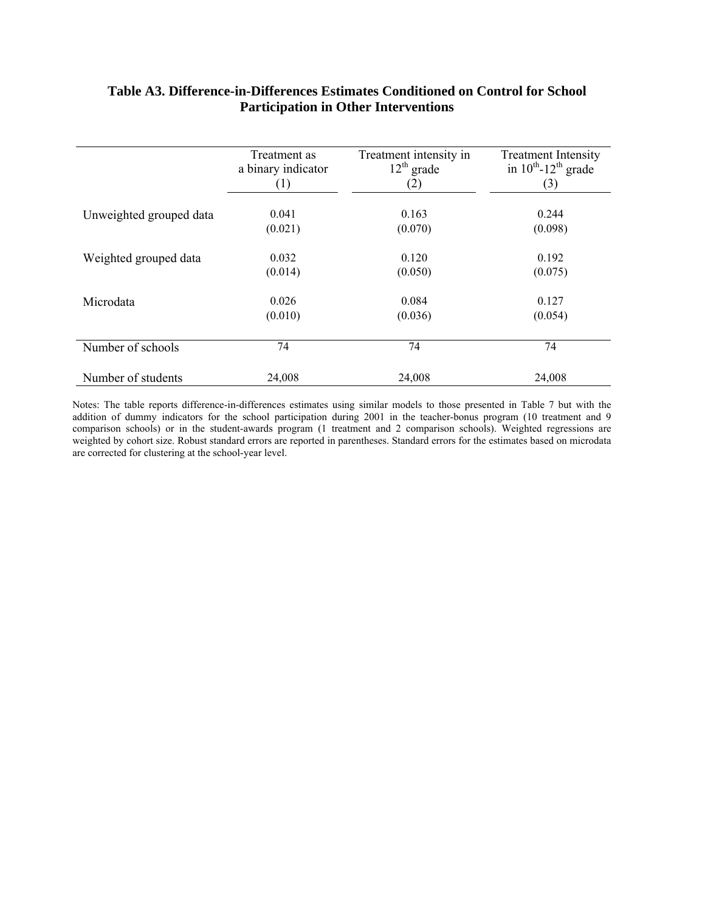**Table A3. Difference-in-Differences Estimates Conditioned on Control for School Participation in Other Interventions**

| | Treatment as a binary indicator (1) | Treatment intensity in $12^{th}$ grade (2) | Treatment Intensity in $10^{th}$-$12^{th}$ grade (3) |
|---|---|---|---|
| Unweighted grouped data | 0.041 | 0.163 | 0.244 |
| | (0.021) | (0.070) | (0.098) |
| Weighted grouped data | 0.032 | 0.120 | 0.192 |
| | (0.014) | (0.050) | (0.075) |
| Microdata | 0.026 | 0.084 | 0.127 |
| | (0.010) | (0.036) | (0.054) |
| Number of schools | 74 | 74 | 74 |
| Number of students | 24,008 | 24,008 | 24,008 |

Notes: The table reports difference-in-differences estimates using similar models to those presented in Table 7 but with the addition of dummy indicators for the school participation during 2001 in the teacher-bonus program (10 treatment and 9 comparison schools) or in the student-awards program (1 treatment and 2 comparison schools). Weighted regressions are weighted by cohort size. Robust standard errors are reported in parentheses. Standard errors for the estimates based on microdata are corrected for clustering at the school-year level.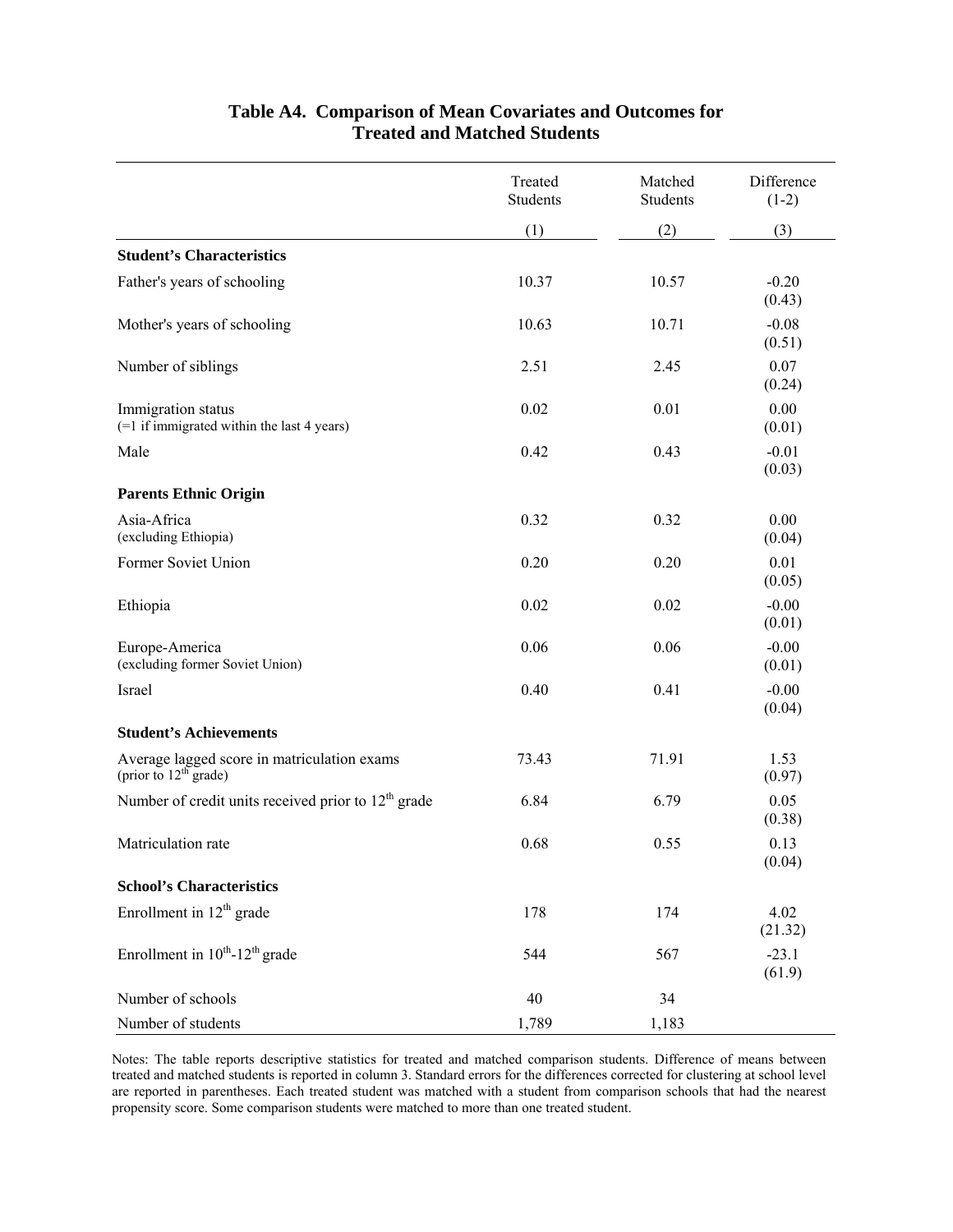# Table A4. Comparison of Mean Covariates and Outcomes for Treated and Matched Students

| | Treated Students | Matched Students | Difference (1-2) |
|---|---|---|---|
| | (1) | (2) | (3) |
| **Student's Characteristics** | | | |
| Father's years of schooling | 10.37 | 10.57 | -0.20 (0.43) |
| Mother's years of schooling | 10.63 | 10.71 | -0.08 (0.51) |
| Number of siblings | 2.51 | 2.45 | 0.07 (0.24) |
| Immigration status (=1 if immigrated within the last 4 years) | 0.02 | 0.01 | 0.00 (0.01) |
| Male | 0.42 | 0.43 | -0.01 (0.03) |
| **Parents Ethnic Origin** | | | |
| Asia-Africa (excluding Ethiopia) | 0.32 | 0.32 | 0.00 (0.04) |
| Former Soviet Union | 0.20 | 0.20 | 0.01 (0.05) |
| Ethiopia | 0.02 | 0.02 | -0.00 (0.01) |
| Europe-America (excluding former Soviet Union) | 0.06 | 0.06 | -0.00 (0.01) |
| Israel | 0.40 | 0.41 | -0.00 (0.04) |
| **Student's Achievements** | | | |
| Average lagged score in matriculation exams (prior to $12^{th}$ grade) | 73.43 | 71.91 | 1.53 (0.97) |
| Number of credit units received prior to $12^{th}$ grade | 6.84 | 6.79 | 0.05 (0.38) |
| Matriculation rate | 0.68 | 0.55 | 0.13 (0.04) |
| **School's Characteristics** | | | |
| Enrollment in $12^{th}$ grade | 178 | 174 | 4.02 (21.32) |
| Enrollment in $10^{th}$-$12^{th}$ grade | 544 | 567 | -23.1 (61.9) |
| Number of schools | 40 | 34 | |
| Number of students | 1,789 | 1,183 | |

Notes: The table reports descriptive statistics for treated and matched comparison students. Difference of means between treated and matched students is reported in column 3. Standard errors for the differences corrected for clustering at school level are reported in parentheses. Each treated student was matched with a student from comparison schools that had the nearest propensity score. Some comparison students were matched to more than one treated student.